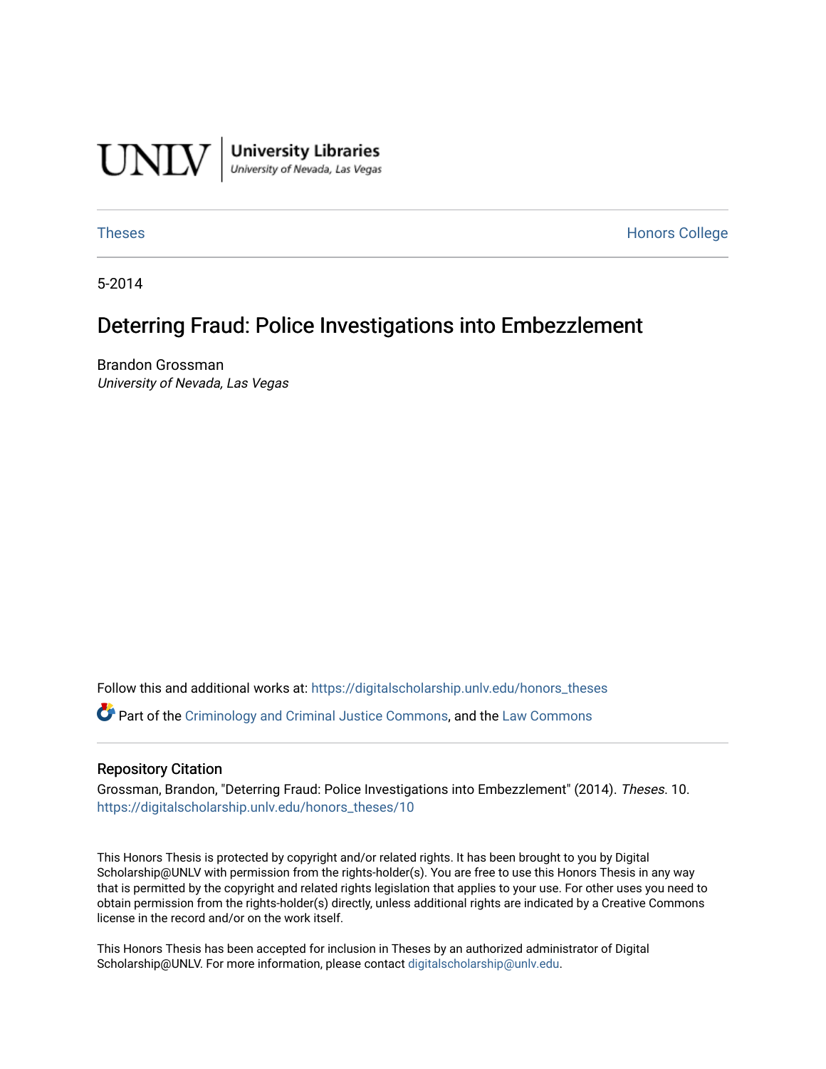UNLV | University Libraries
University of Nevada, Las Vegas

Theses | Honors College

5-2014

# Deterring Fraud: Police Investigations into Embezzlement

Brandon Grossman
*University of Nevada, Las Vegas*

Follow this and additional works at: https://digitalscholarship.unlv.edu/honors_theses

Part of the Criminology and Criminal Justice Commons, and the Law Commons

## Repository Citation

Grossman, Brandon, "Deterring Fraud: Police Investigations into Embezzlement" (2014). *Theses*. 10.
https://digitalscholarship.unlv.edu/honors_theses/10

This Honors Thesis is protected by copyright and/or related rights. It has been brought to you by Digital Scholarship@UNLV with permission from the rights-holder(s). You are free to use this Honors Thesis in any way that is permitted by the copyright and related rights legislation that applies to your use. For other uses you need to obtain permission from the rights-holder(s) directly, unless additional rights are indicated by a Creative Commons license in the record and/or on the work itself.

This Honors Thesis has been accepted for inclusion in Theses by an authorized administrator of Digital Scholarship@UNLV. For more information, please contact digitalscholarship@unlv.edu.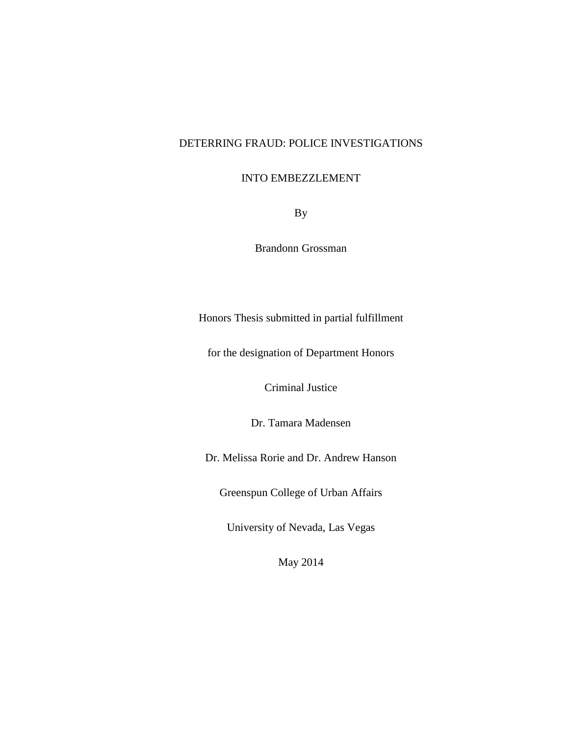# DETERRING FRAUD: POLICE INVESTIGATIONS INTO EMBEZZLEMENT

By

Brandonn Grossman

Honors Thesis submitted in partial fulfillment

for the designation of Department Honors

Criminal Justice

Dr. Tamara Madensen

Dr. Melissa Rorie and Dr. Andrew Hanson

Greenspun College of Urban Affairs

University of Nevada, Las Vegas

May 2014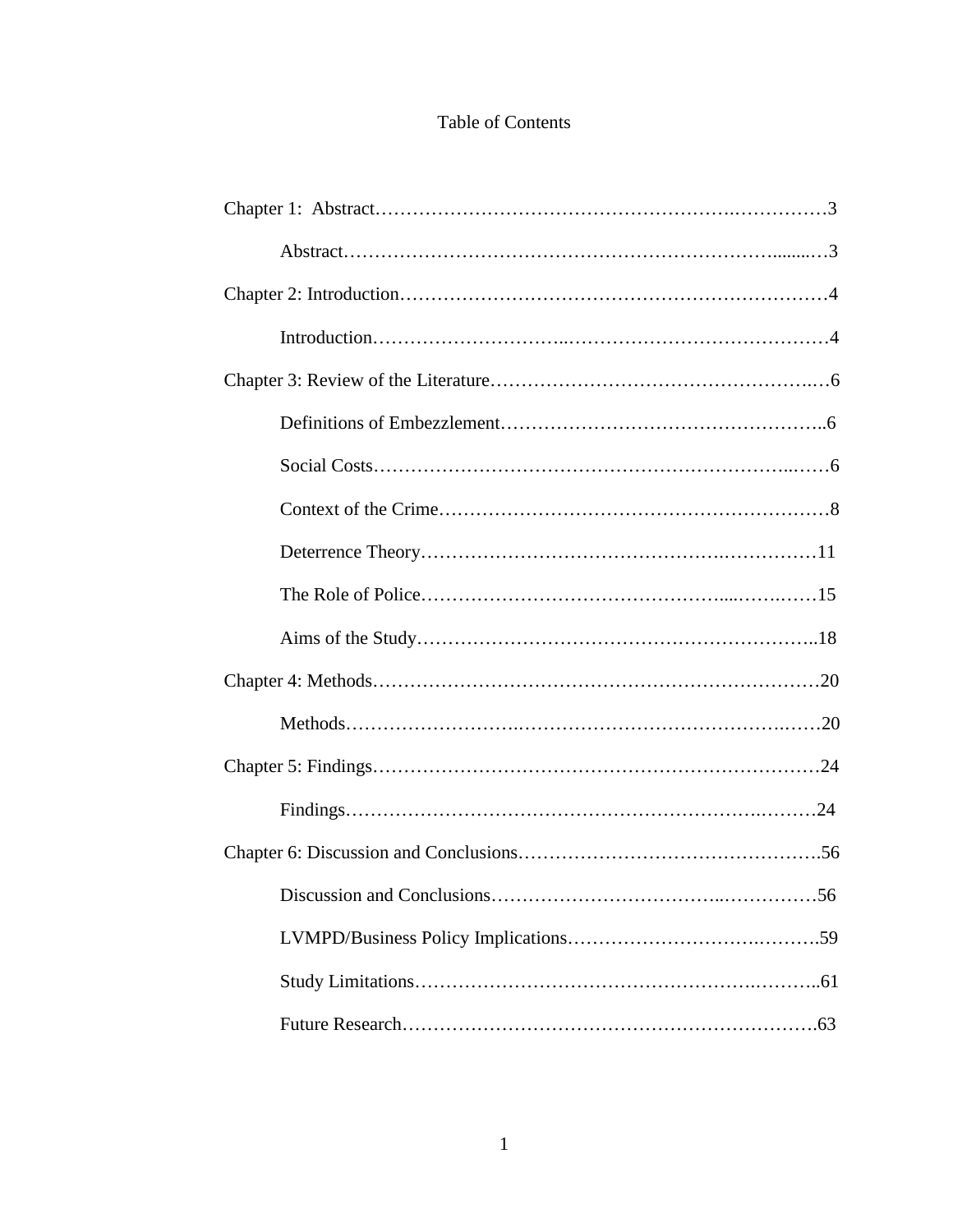# Table of Contents

Chapter 1: Abstract……………………………………………………3

- Abstract……………………………………………………3

Chapter 2: Introduction……………………………………………………4

- Introduction……………………………………………………4

Chapter 3: Review of the Literature……………………………………………………6

- Definitions of Embezzlement……………………………………………………6
- Social Costs……………………………………………………6
- Context of the Crime……………………………………………………8
- Deterrence Theory……………………………………………………11
- The Role of Police……………………………………………………15
- Aims of the Study……………………………………………………18

Chapter 4: Methods……………………………………………………20

- Methods……………………………………………………20

Chapter 5: Findings……………………………………………………24

- Findings……………………………………………………24

Chapter 6: Discussion and Conclusions……………………………………………………56

- Discussion and Conclusions……………………………………………………56
- LVMPD/Business Policy Implications……………………………………………………59
- Study Limitations……………………………………………………61
- Future Research……………………………………………………63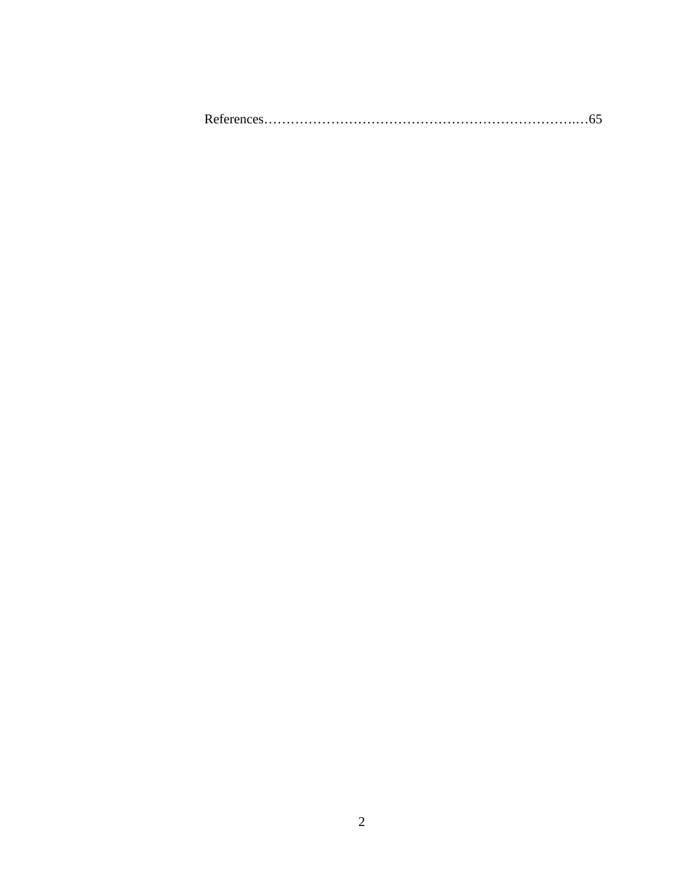References……………………………………………………………..…65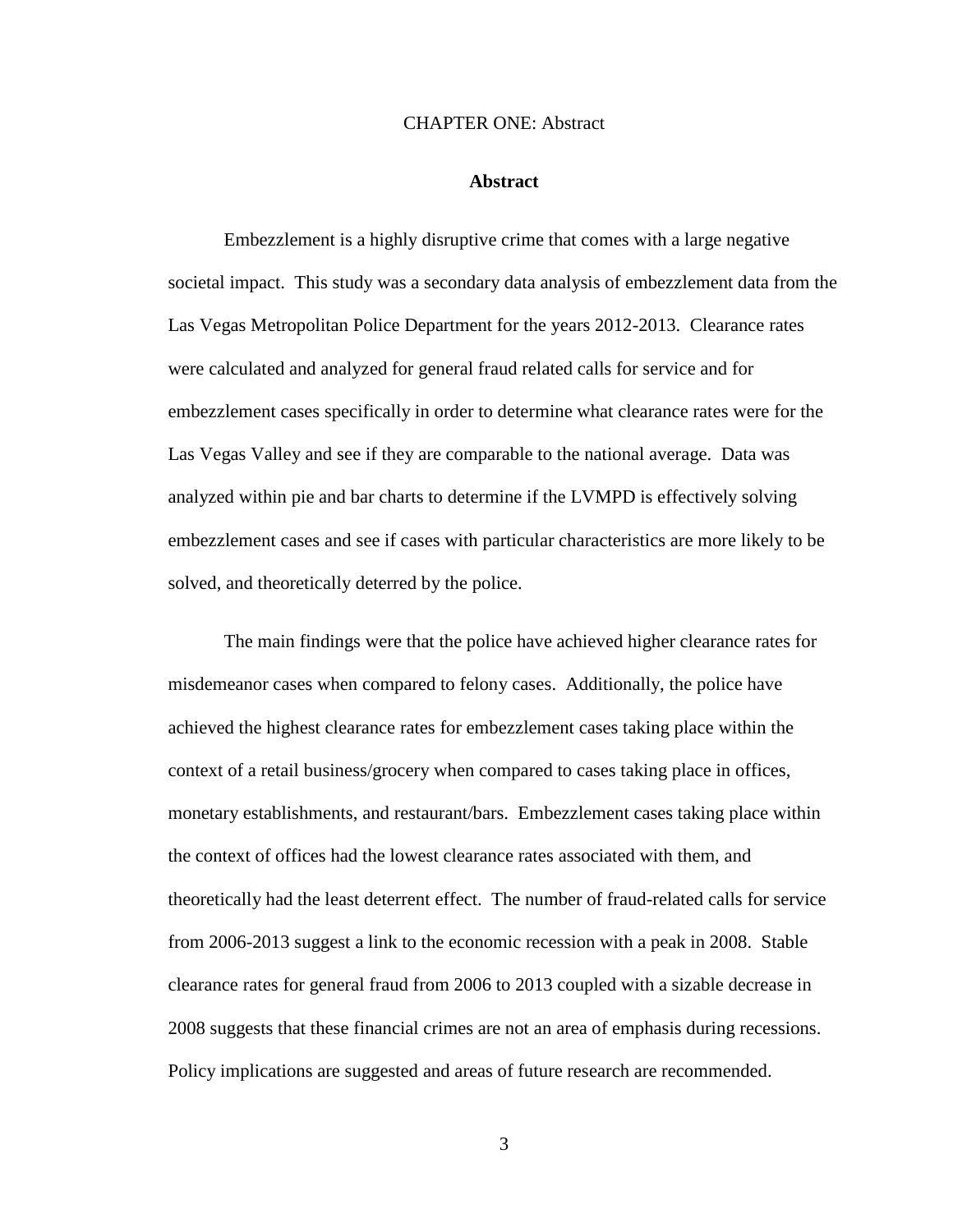# CHAPTER ONE: Abstract

## Abstract

Embezzlement is a highly disruptive crime that comes with a large negative societal impact. This study was a secondary data analysis of embezzlement data from the Las Vegas Metropolitan Police Department for the years 2012-2013. Clearance rates were calculated and analyzed for general fraud related calls for service and for embezzlement cases specifically in order to determine what clearance rates were for the Las Vegas Valley and see if they are comparable to the national average. Data was analyzed within pie and bar charts to determine if the LVMPD is effectively solving embezzlement cases and see if cases with particular characteristics are more likely to be solved, and theoretically deterred by the police.

The main findings were that the police have achieved higher clearance rates for misdemeanor cases when compared to felony cases. Additionally, the police have achieved the highest clearance rates for embezzlement cases taking place within the context of a retail business/grocery when compared to cases taking place in offices, monetary establishments, and restaurant/bars. Embezzlement cases taking place within the context of offices had the lowest clearance rates associated with them, and theoretically had the least deterrent effect. The number of fraud-related calls for service from 2006-2013 suggest a link to the economic recession with a peak in 2008. Stable clearance rates for general fraud from 2006 to 2013 coupled with a sizable decrease in 2008 suggests that these financial crimes are not an area of emphasis during recessions. Policy implications are suggested and areas of future research are recommended.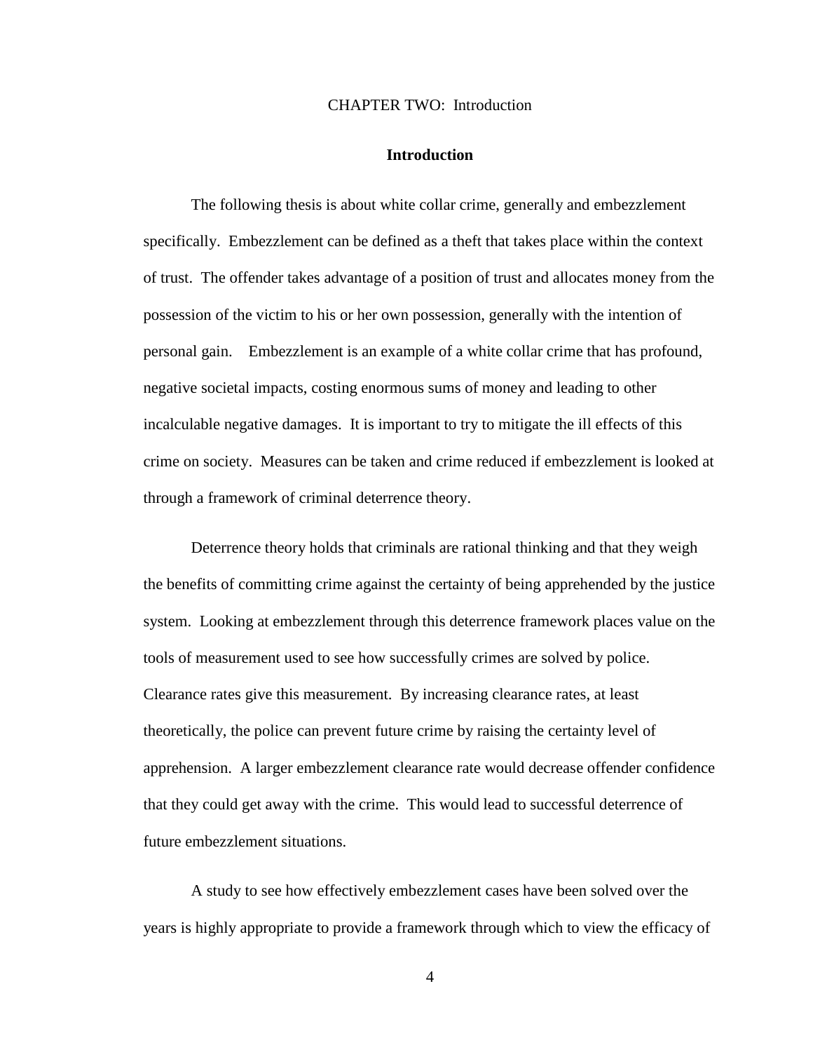# CHAPTER TWO: Introduction

## Introduction

The following thesis is about white collar crime, generally and embezzlement specifically. Embezzlement can be defined as a theft that takes place within the context of trust. The offender takes advantage of a position of trust and allocates money from the possession of the victim to his or her own possession, generally with the intention of personal gain. Embezzlement is an example of a white collar crime that has profound, negative societal impacts, costing enormous sums of money and leading to other incalculable negative damages. It is important to try to mitigate the ill effects of this crime on society. Measures can be taken and crime reduced if embezzlement is looked at through a framework of criminal deterrence theory.

Deterrence theory holds that criminals are rational thinking and that they weigh the benefits of committing crime against the certainty of being apprehended by the justice system. Looking at embezzlement through this deterrence framework places value on the tools of measurement used to see how successfully crimes are solved by police. Clearance rates give this measurement. By increasing clearance rates, at least theoretically, the police can prevent future crime by raising the certainty level of apprehension. A larger embezzlement clearance rate would decrease offender confidence that they could get away with the crime. This would lead to successful deterrence of future embezzlement situations.

A study to see how effectively embezzlement cases have been solved over the years is highly appropriate to provide a framework through which to view the efficacy of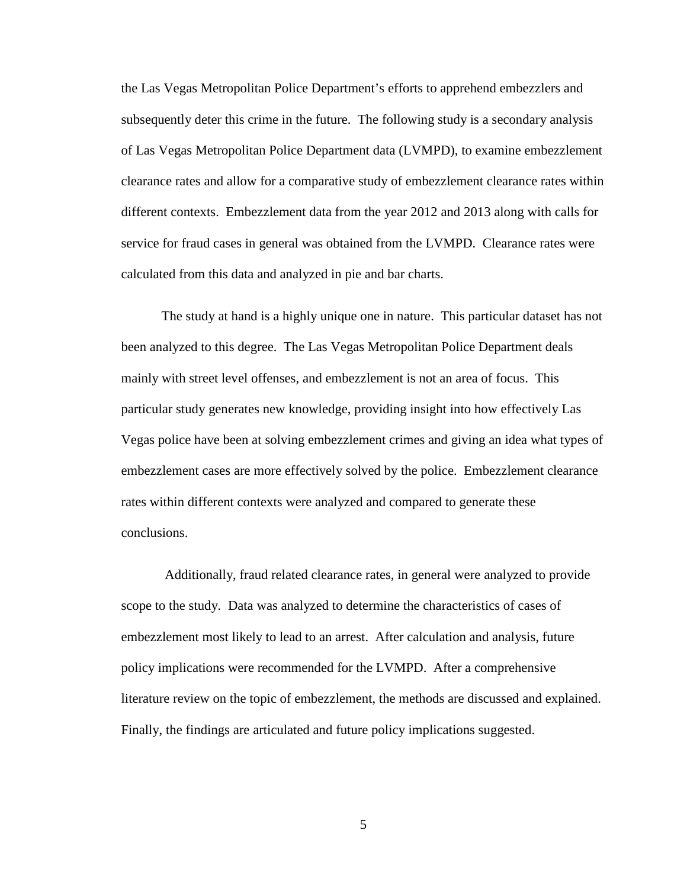the Las Vegas Metropolitan Police Department's efforts to apprehend embezzlers and subsequently deter this crime in the future. The following study is a secondary analysis of Las Vegas Metropolitan Police Department data (LVMPD), to examine embezzlement clearance rates and allow for a comparative study of embezzlement clearance rates within different contexts. Embezzlement data from the year 2012 and 2013 along with calls for service for fraud cases in general was obtained from the LVMPD. Clearance rates were calculated from this data and analyzed in pie and bar charts.

The study at hand is a highly unique one in nature. This particular dataset has not been analyzed to this degree. The Las Vegas Metropolitan Police Department deals mainly with street level offenses, and embezzlement is not an area of focus. This particular study generates new knowledge, providing insight into how effectively Las Vegas police have been at solving embezzlement crimes and giving an idea what types of embezzlement cases are more effectively solved by the police. Embezzlement clearance rates within different contexts were analyzed and compared to generate these conclusions.

Additionally, fraud related clearance rates, in general were analyzed to provide scope to the study. Data was analyzed to determine the characteristics of cases of embezzlement most likely to lead to an arrest. After calculation and analysis, future policy implications were recommended for the LVMPD. After a comprehensive literature review on the topic of embezzlement, the methods are discussed and explained. Finally, the findings are articulated and future policy implications suggested.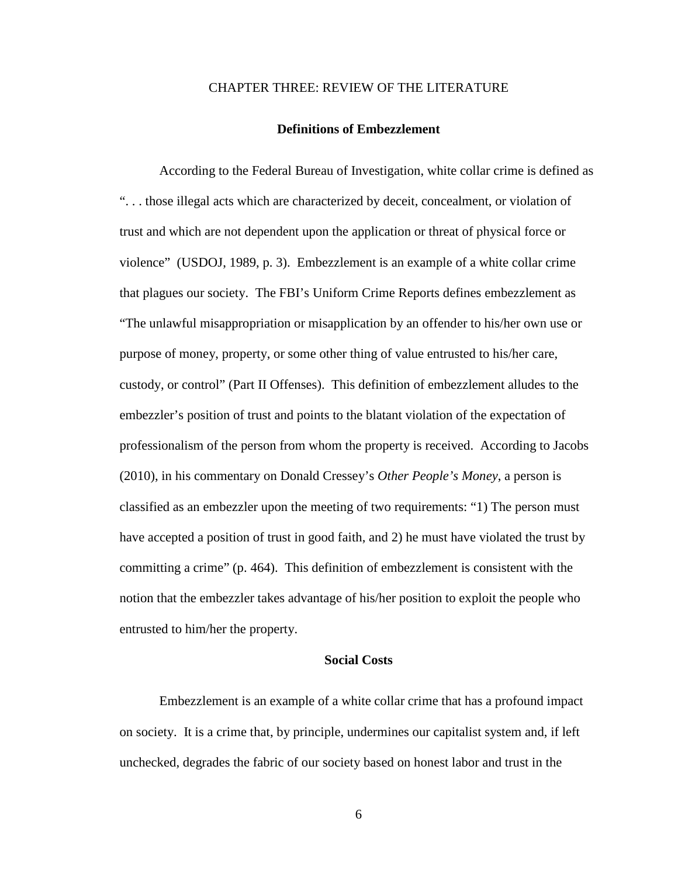# CHAPTER THREE: REVIEW OF THE LITERATURE

## Definitions of Embezzlement

According to the Federal Bureau of Investigation, white collar crime is defined as ". . . those illegal acts which are characterized by deceit, concealment, or violation of trust and which are not dependent upon the application or threat of physical force or violence" (USDOJ, 1989, p. 3). Embezzlement is an example of a white collar crime that plagues our society. The FBI's Uniform Crime Reports defines embezzlement as "The unlawful misappropriation or misapplication by an offender to his/her own use or purpose of money, property, or some other thing of value entrusted to his/her care, custody, or control" (Part II Offenses). This definition of embezzlement alludes to the embezzler's position of trust and points to the blatant violation of the expectation of professionalism of the person from whom the property is received. According to Jacobs (2010), in his commentary on Donald Cressey's *Other People's Money*, a person is classified as an embezzler upon the meeting of two requirements: "1) The person must have accepted a position of trust in good faith, and 2) he must have violated the trust by committing a crime" (p. 464). This definition of embezzlement is consistent with the notion that the embezzler takes advantage of his/her position to exploit the people who entrusted to him/her the property.

## Social Costs

Embezzlement is an example of a white collar crime that has a profound impact on society. It is a crime that, by principle, undermines our capitalist system and, if left unchecked, degrades the fabric of our society based on honest labor and trust in the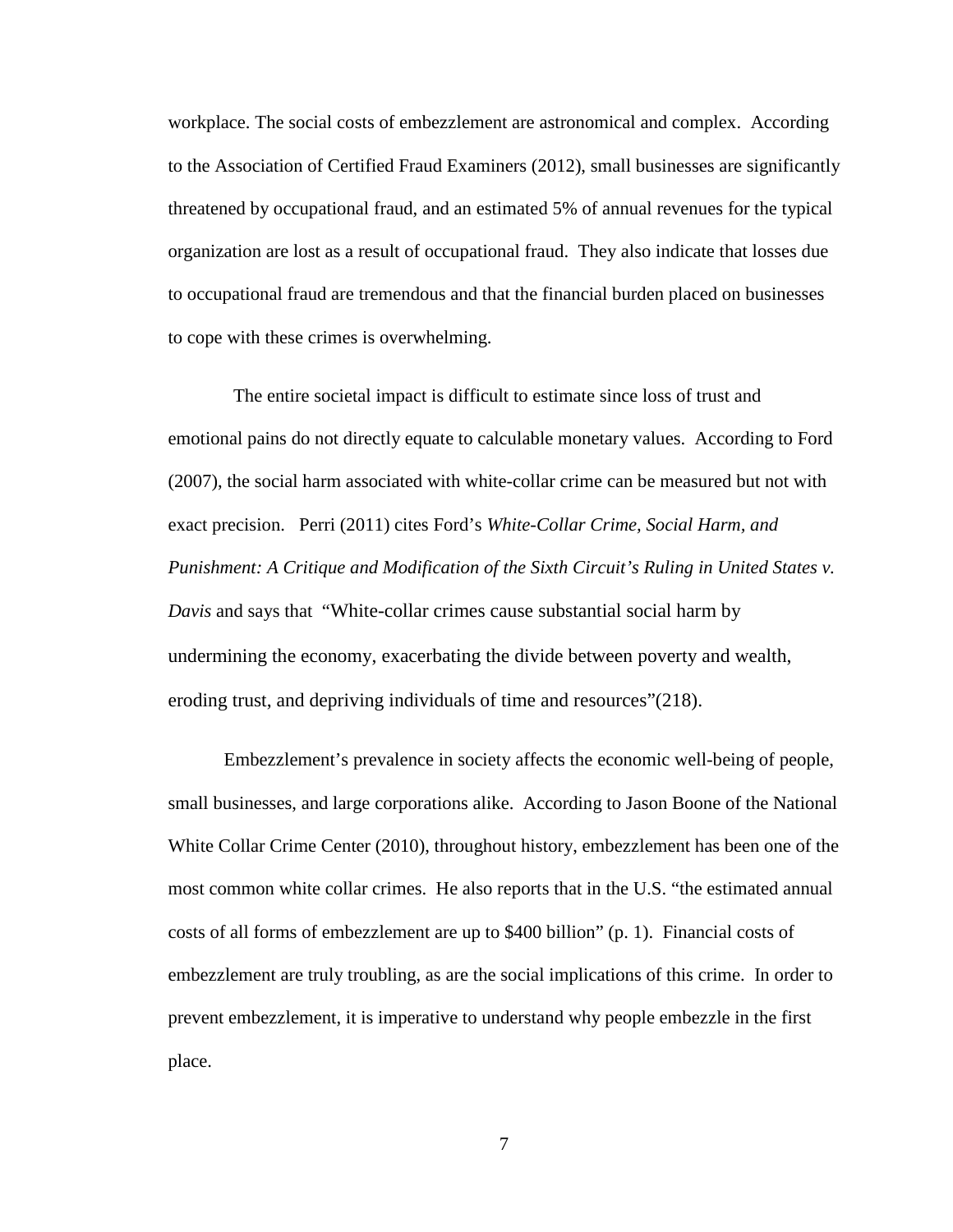workplace. The social costs of embezzlement are astronomical and complex. According to the Association of Certified Fraud Examiners (2012), small businesses are significantly threatened by occupational fraud, and an estimated 5% of annual revenues for the typical organization are lost as a result of occupational fraud. They also indicate that losses due to occupational fraud are tremendous and that the financial burden placed on businesses to cope with these crimes is overwhelming.

The entire societal impact is difficult to estimate since loss of trust and emotional pains do not directly equate to calculable monetary values. According to Ford (2007), the social harm associated with white-collar crime can be measured but not with exact precision. Perri (2011) cites Ford's *White-Collar Crime, Social Harm, and Punishment: A Critique and Modification of the Sixth Circuit's Ruling in United States v. Davis* and says that "White-collar crimes cause substantial social harm by undermining the economy, exacerbating the divide between poverty and wealth, eroding trust, and depriving individuals of time and resources"(218).

Embezzlement's prevalence in society affects the economic well-being of people, small businesses, and large corporations alike. According to Jason Boone of the National White Collar Crime Center (2010), throughout history, embezzlement has been one of the most common white collar crimes. He also reports that in the U.S. "the estimated annual costs of all forms of embezzlement are up to $400 billion" (p. 1). Financial costs of embezzlement are truly troubling, as are the social implications of this crime. In order to prevent embezzlement, it is imperative to understand why people embezzle in the first place.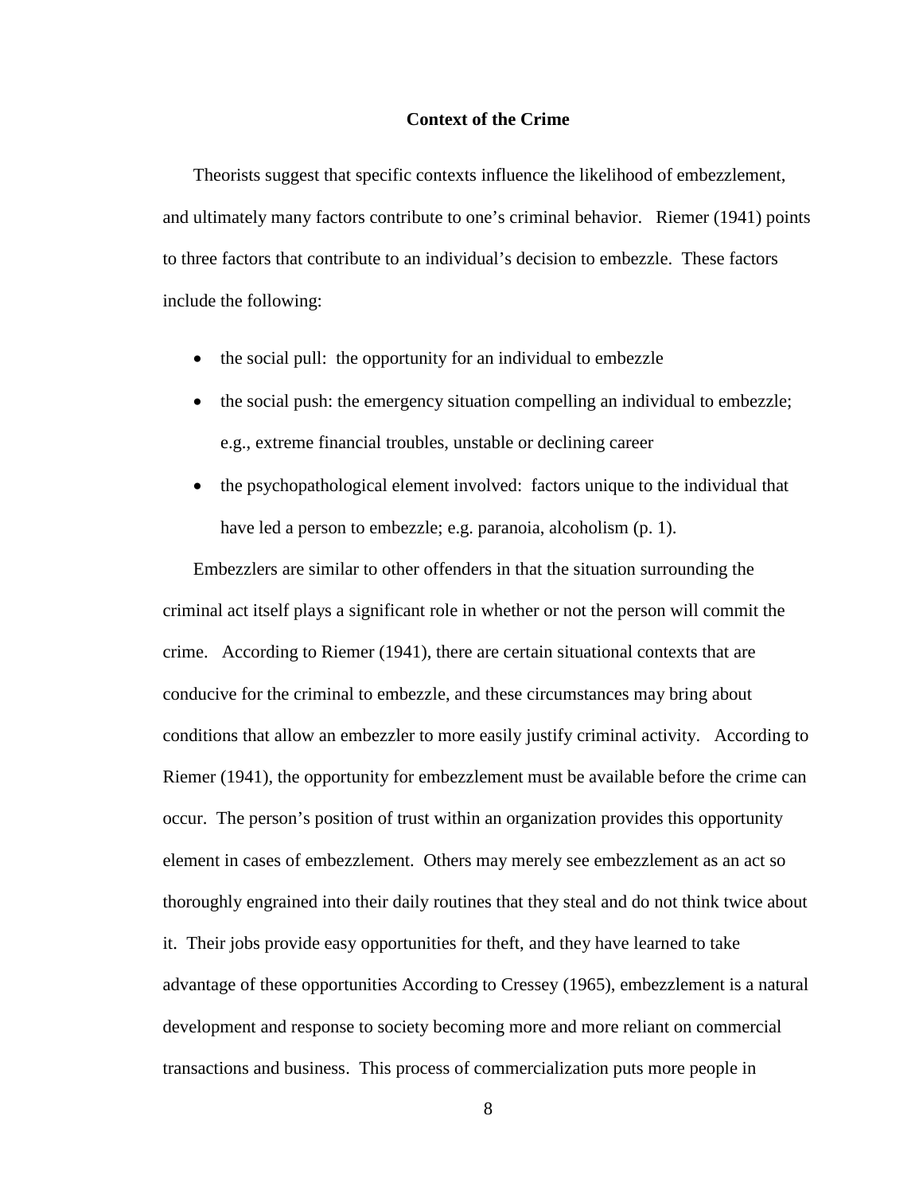## Context of the Crime

Theorists suggest that specific contexts influence the likelihood of embezzlement, and ultimately many factors contribute to one's criminal behavior. Riemer (1941) points to three factors that contribute to an individual's decision to embezzle. These factors include the following:

- the social pull: the opportunity for an individual to embezzle
- the social push: the emergency situation compelling an individual to embezzle; e.g., extreme financial troubles, unstable or declining career
- the psychopathological element involved: factors unique to the individual that have led a person to embezzle; e.g. paranoia, alcoholism (p. 1).

Embezzlers are similar to other offenders in that the situation surrounding the criminal act itself plays a significant role in whether or not the person will commit the crime. According to Riemer (1941), there are certain situational contexts that are conducive for the criminal to embezzle, and these circumstances may bring about conditions that allow an embezzler to more easily justify criminal activity. According to Riemer (1941), the opportunity for embezzlement must be available before the crime can occur. The person's position of trust within an organization provides this opportunity element in cases of embezzlement. Others may merely see embezzlement as an act so thoroughly engrained into their daily routines that they steal and do not think twice about it. Their jobs provide easy opportunities for theft, and they have learned to take advantage of these opportunities According to Cressey (1965), embezzlement is a natural development and response to society becoming more and more reliant on commercial transactions and business. This process of commercialization puts more people in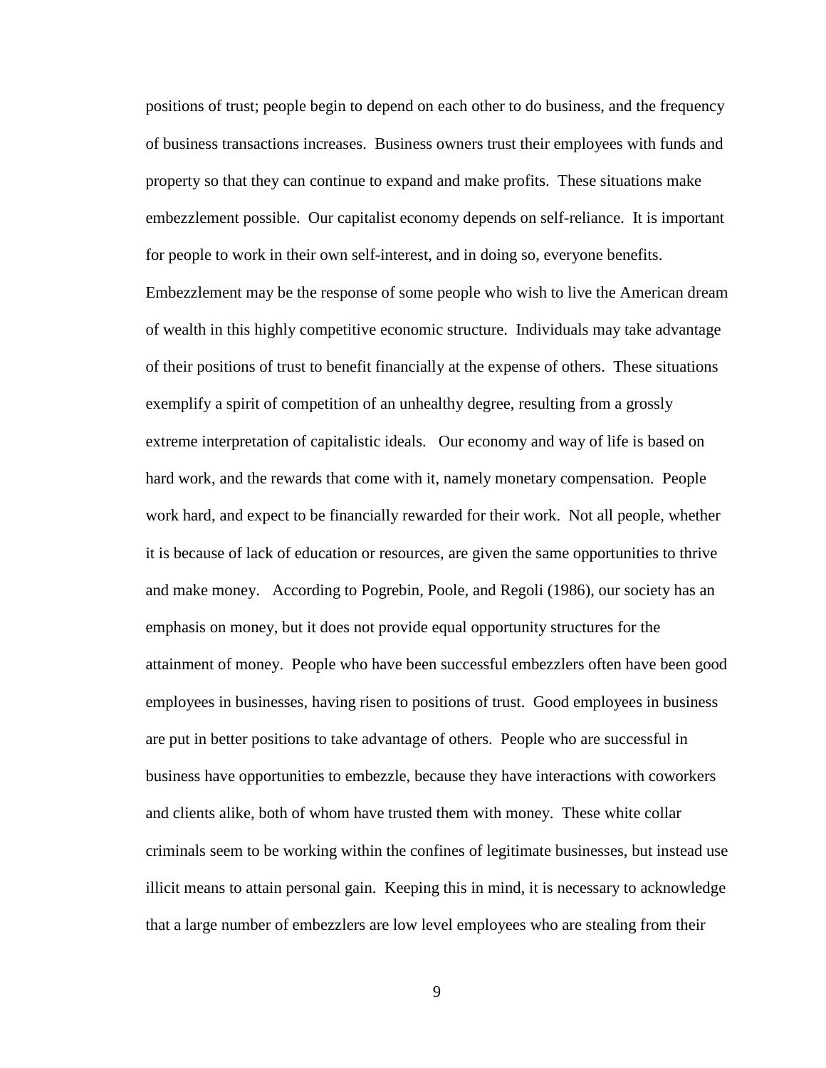positions of trust; people begin to depend on each other to do business, and the frequency of business transactions increases. Business owners trust their employees with funds and property so that they can continue to expand and make profits. These situations make embezzlement possible. Our capitalist economy depends on self-reliance. It is important for people to work in their own self-interest, and in doing so, everyone benefits. Embezzlement may be the response of some people who wish to live the American dream of wealth in this highly competitive economic structure. Individuals may take advantage of their positions of trust to benefit financially at the expense of others. These situations exemplify a spirit of competition of an unhealthy degree, resulting from a grossly extreme interpretation of capitalistic ideals. Our economy and way of life is based on hard work, and the rewards that come with it, namely monetary compensation. People work hard, and expect to be financially rewarded for their work. Not all people, whether it is because of lack of education or resources, are given the same opportunities to thrive and make money. According to Pogrebin, Poole, and Regoli (1986), our society has an emphasis on money, but it does not provide equal opportunity structures for the attainment of money. People who have been successful embezzlers often have been good employees in businesses, having risen to positions of trust. Good employees in business are put in better positions to take advantage of others. People who are successful in business have opportunities to embezzle, because they have interactions with coworkers and clients alike, both of whom have trusted them with money. These white collar criminals seem to be working within the confines of legitimate businesses, but instead use illicit means to attain personal gain. Keeping this in mind, it is necessary to acknowledge that a large number of embezzlers are low level employees who are stealing from their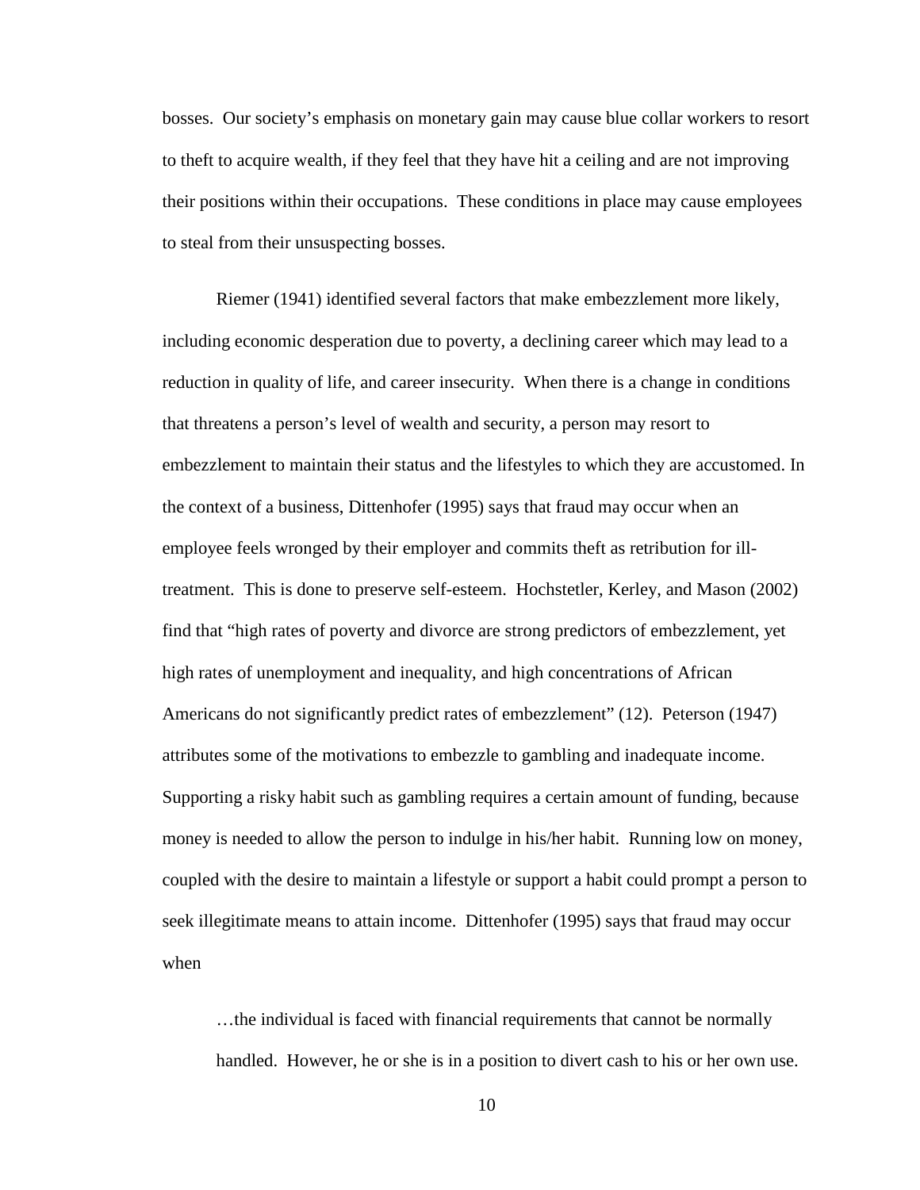bosses. Our society's emphasis on monetary gain may cause blue collar workers to resort to theft to acquire wealth, if they feel that they have hit a ceiling and are not improving their positions within their occupations. These conditions in place may cause employees to steal from their unsuspecting bosses.

Riemer (1941) identified several factors that make embezzlement more likely, including economic desperation due to poverty, a declining career which may lead to a reduction in quality of life, and career insecurity. When there is a change in conditions that threatens a person's level of wealth and security, a person may resort to embezzlement to maintain their status and the lifestyles to which they are accustomed. In the context of a business, Dittenhofer (1995) says that fraud may occur when an employee feels wronged by their employer and commits theft as retribution for ill-treatment. This is done to preserve self-esteem. Hochstetler, Kerley, and Mason (2002) find that "high rates of poverty and divorce are strong predictors of embezzlement, yet high rates of unemployment and inequality, and high concentrations of African Americans do not significantly predict rates of embezzlement" (12). Peterson (1947) attributes some of the motivations to embezzle to gambling and inadequate income. Supporting a risky habit such as gambling requires a certain amount of funding, because money is needed to allow the person to indulge in his/her habit. Running low on money, coupled with the desire to maintain a lifestyle or support a habit could prompt a person to seek illegitimate means to attain income. Dittenhofer (1995) says that fraud may occur when

> …the individual is faced with financial requirements that cannot be normally handled. However, he or she is in a position to divert cash to his or her own use.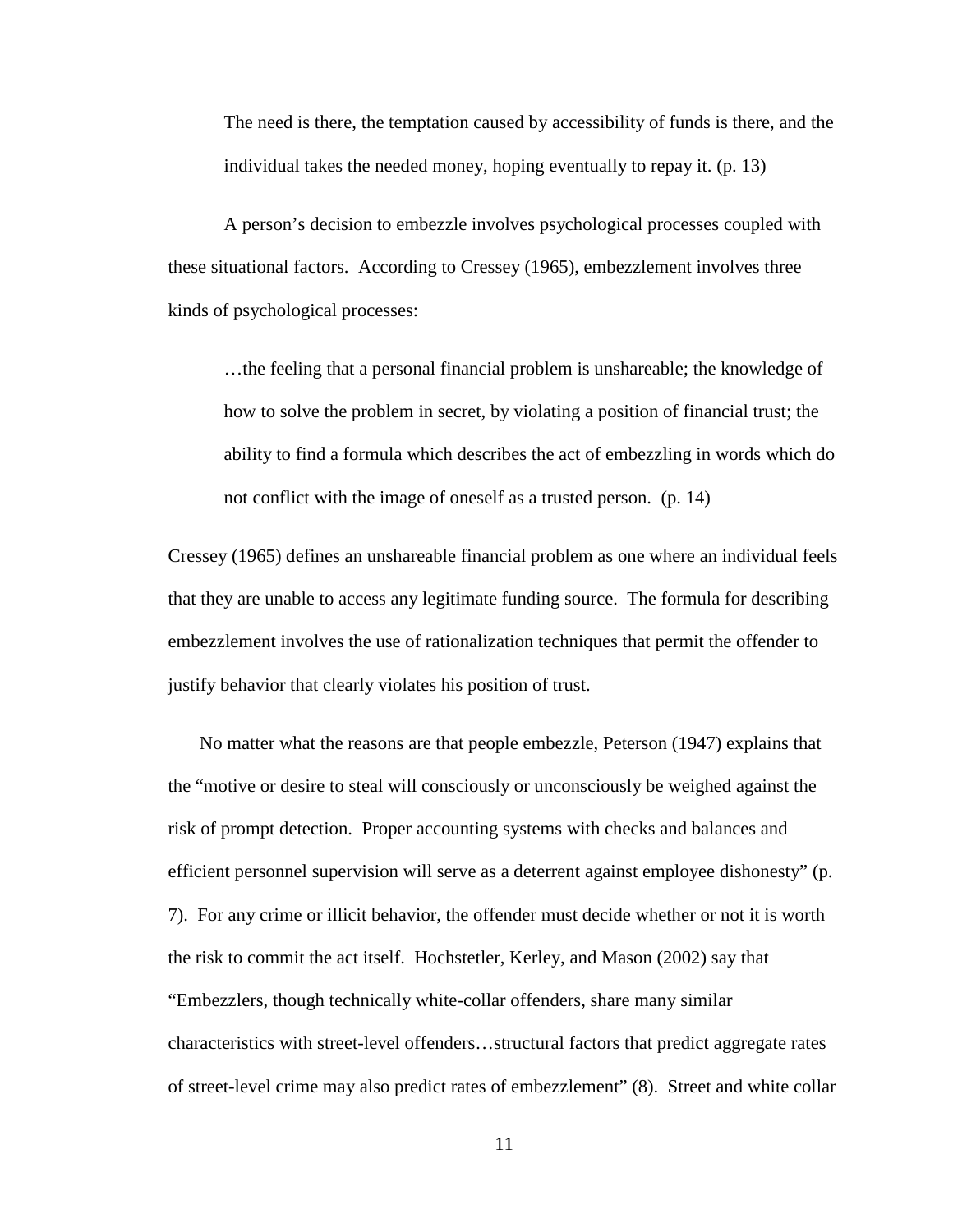> The need is there, the temptation caused by accessibility of funds is there, and the individual takes the needed money, hoping eventually to repay it. (p. 13)

A person's decision to embezzle involves psychological processes coupled with these situational factors. According to Cressey (1965), embezzlement involves three kinds of psychological processes:

> …the feeling that a personal financial problem is unshareable; the knowledge of how to solve the problem in secret, by violating a position of financial trust; the ability to find a formula which describes the act of embezzling in words which do not conflict with the image of oneself as a trusted person. (p. 14)

Cressey (1965) defines an unshareable financial problem as one where an individual feels that they are unable to access any legitimate funding source. The formula for describing embezzlement involves the use of rationalization techniques that permit the offender to justify behavior that clearly violates his position of trust.

No matter what the reasons are that people embezzle, Peterson (1947) explains that the "motive or desire to steal will consciously or unconsciously be weighed against the risk of prompt detection. Proper accounting systems with checks and balances and efficient personnel supervision will serve as a deterrent against employee dishonesty" (p. 7). For any crime or illicit behavior, the offender must decide whether or not it is worth the risk to commit the act itself. Hochstetler, Kerley, and Mason (2002) say that "Embezzlers, though technically white-collar offenders, share many similar characteristics with street-level offenders…structural factors that predict aggregate rates of street-level crime may also predict rates of embezzlement" (8). Street and white collar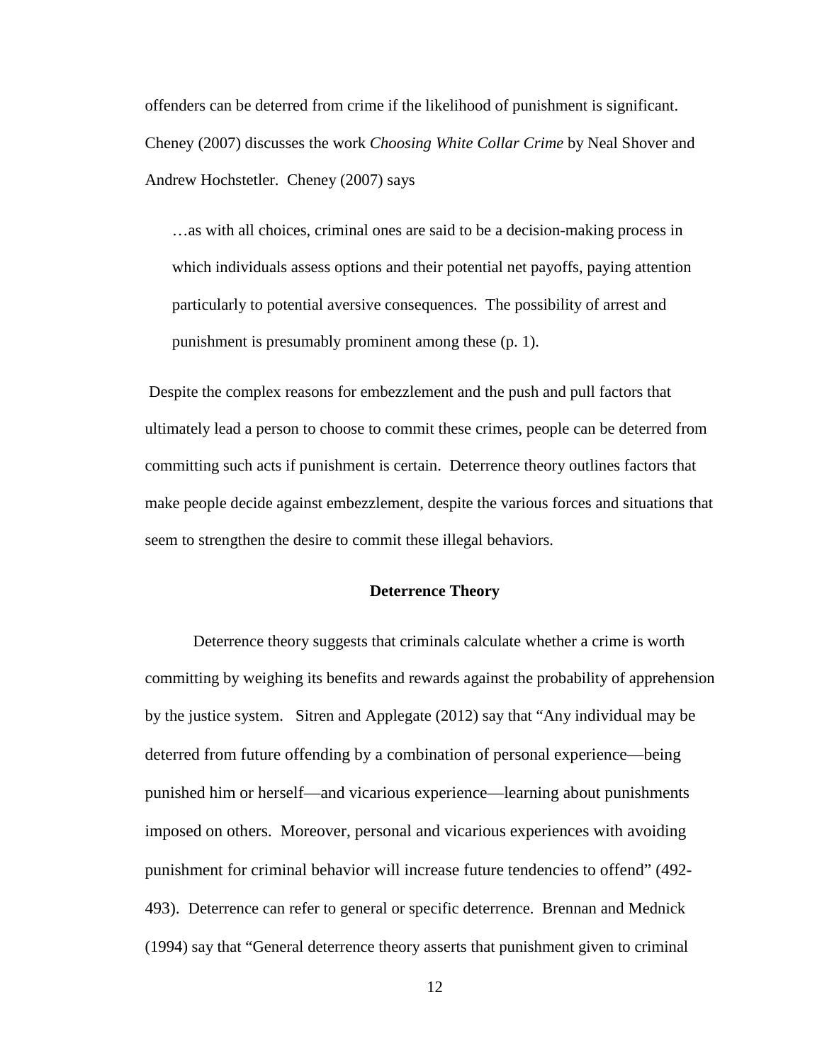offenders can be deterred from crime if the likelihood of punishment is significant. Cheney (2007) discusses the work *Choosing White Collar Crime* by Neal Shover and Andrew Hochstetler. Cheney (2007) says

> …as with all choices, criminal ones are said to be a decision-making process in which individuals assess options and their potential net payoffs, paying attention particularly to potential aversive consequences. The possibility of arrest and punishment is presumably prominent among these (p. 1).

Despite the complex reasons for embezzlement and the push and pull factors that ultimately lead a person to choose to commit these crimes, people can be deterred from committing such acts if punishment is certain. Deterrence theory outlines factors that make people decide against embezzlement, despite the various forces and situations that seem to strengthen the desire to commit these illegal behaviors.

## Deterrence Theory

Deterrence theory suggests that criminals calculate whether a crime is worth committing by weighing its benefits and rewards against the probability of apprehension by the justice system. Sitren and Applegate (2012) say that "Any individual may be deterred from future offending by a combination of personal experience—being punished him or herself—and vicarious experience—learning about punishments imposed on others. Moreover, personal and vicarious experiences with avoiding punishment for criminal behavior will increase future tendencies to offend" (492-493). Deterrence can refer to general or specific deterrence. Brennan and Mednick (1994) say that "General deterrence theory asserts that punishment given to criminal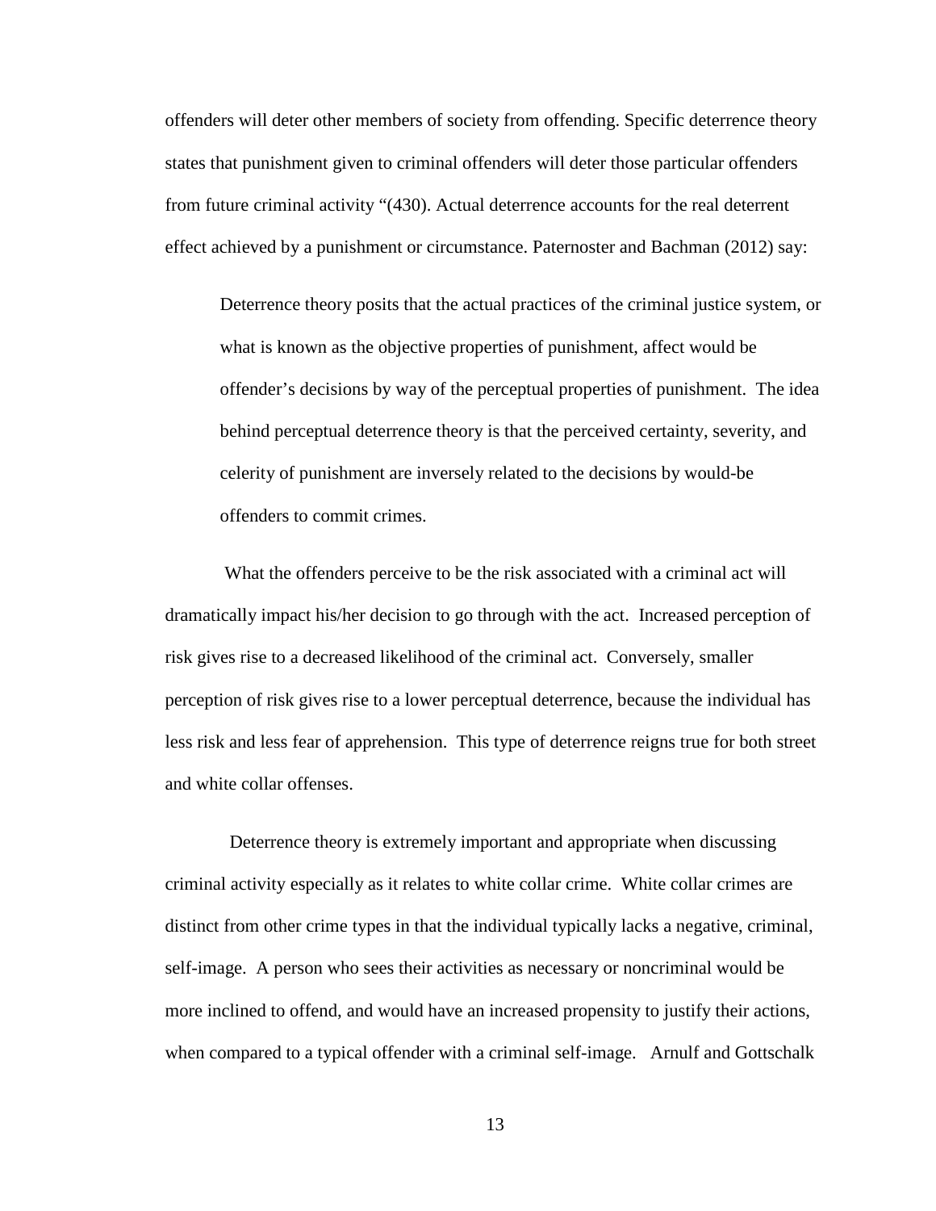offenders will deter other members of society from offending. Specific deterrence theory states that punishment given to criminal offenders will deter those particular offenders from future criminal activity "(430). Actual deterrence accounts for the real deterrent effect achieved by a punishment or circumstance. Paternoster and Bachman (2012) say:

> Deterrence theory posits that the actual practices of the criminal justice system, or what is known as the objective properties of punishment, affect would be offender's decisions by way of the perceptual properties of punishment. The idea behind perceptual deterrence theory is that the perceived certainty, severity, and celerity of punishment are inversely related to the decisions by would-be offenders to commit crimes.

What the offenders perceive to be the risk associated with a criminal act will dramatically impact his/her decision to go through with the act. Increased perception of risk gives rise to a decreased likelihood of the criminal act. Conversely, smaller perception of risk gives rise to a lower perceptual deterrence, because the individual has less risk and less fear of apprehension. This type of deterrence reigns true for both street and white collar offenses.

Deterrence theory is extremely important and appropriate when discussing criminal activity especially as it relates to white collar crime. White collar crimes are distinct from other crime types in that the individual typically lacks a negative, criminal, self-image. A person who sees their activities as necessary or noncriminal would be more inclined to offend, and would have an increased propensity to justify their actions, when compared to a typical offender with a criminal self-image. Arnulf and Gottschalk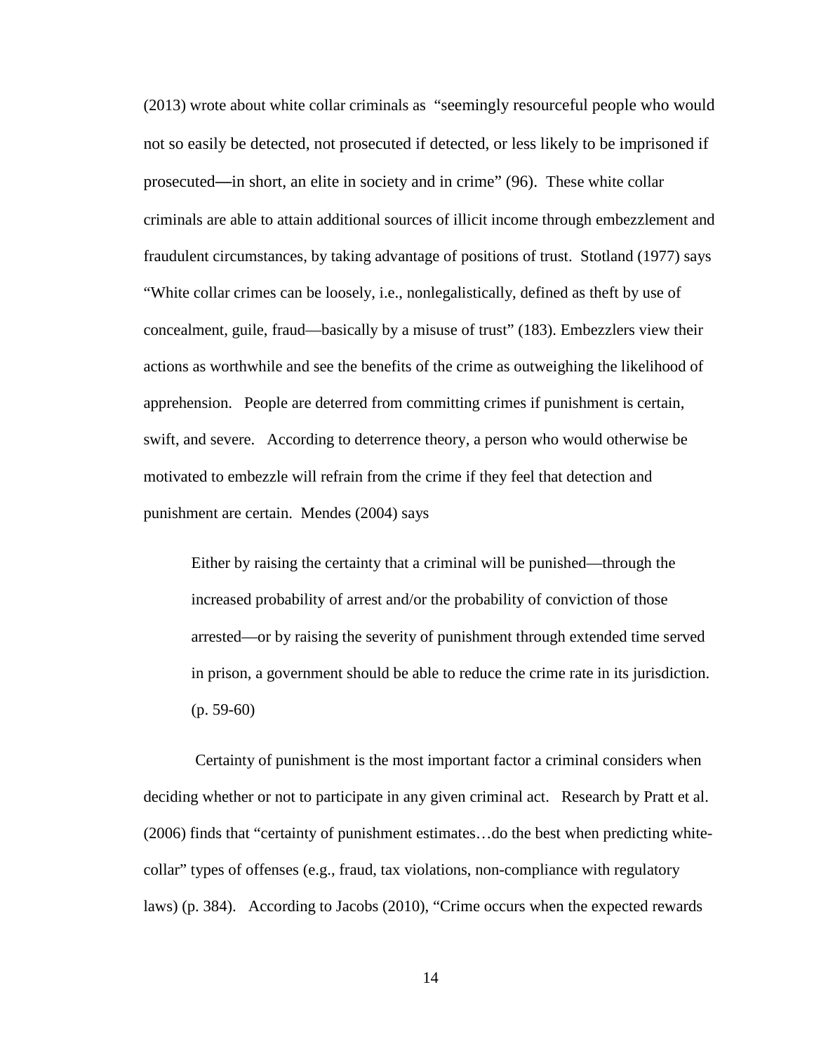(2013) wrote about white collar criminals as "seemingly resourceful people who would not so easily be detected, not prosecuted if detected, or less likely to be imprisoned if prosecuted—in short, an elite in society and in crime" (96). These white collar criminals are able to attain additional sources of illicit income through embezzlement and fraudulent circumstances, by taking advantage of positions of trust. Stotland (1977) says "White collar crimes can be loosely, i.e., nonlegalistically, defined as theft by use of concealment, guile, fraud—basically by a misuse of trust" (183). Embezzlers view their actions as worthwhile and see the benefits of the crime as outweighing the likelihood of apprehension. People are deterred from committing crimes if punishment is certain, swift, and severe. According to deterrence theory, a person who would otherwise be motivated to embezzle will refrain from the crime if they feel that detection and punishment are certain. Mendes (2004) says

> Either by raising the certainty that a criminal will be punished—through the increased probability of arrest and/or the probability of conviction of those arrested—or by raising the severity of punishment through extended time served in prison, a government should be able to reduce the crime rate in its jurisdiction. (p. 59-60)

Certainty of punishment is the most important factor a criminal considers when deciding whether or not to participate in any given criminal act. Research by Pratt et al. (2006) finds that "certainty of punishment estimates…do the best when predicting white-collar" types of offenses (e.g., fraud, tax violations, non-compliance with regulatory laws) (p. 384). According to Jacobs (2010), "Crime occurs when the expected rewards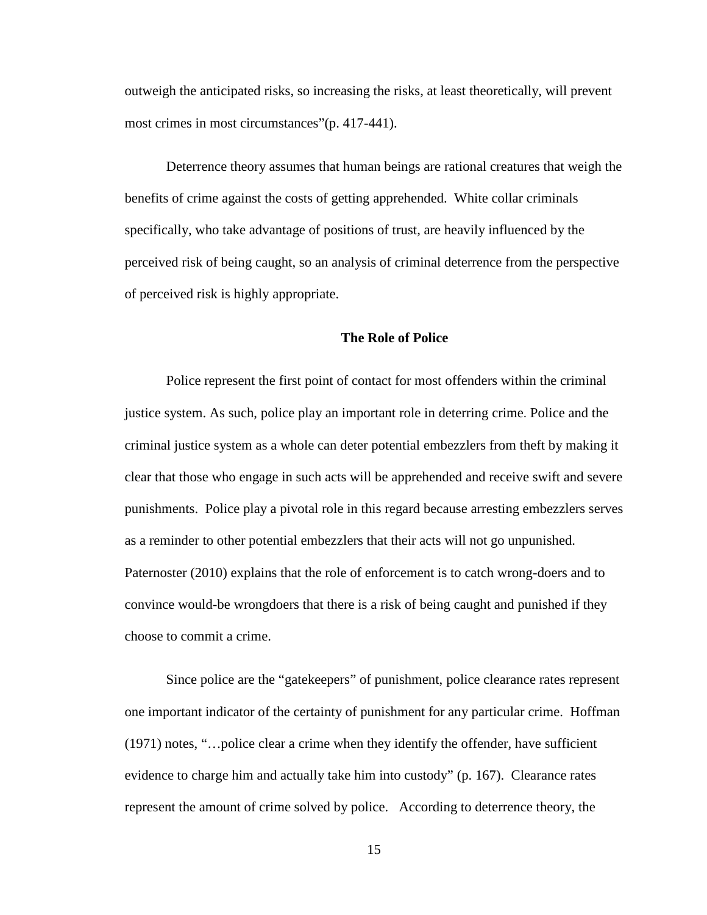outweigh the anticipated risks, so increasing the risks, at least theoretically, will prevent most crimes in most circumstances"(p. 417-441).

Deterrence theory assumes that human beings are rational creatures that weigh the benefits of crime against the costs of getting apprehended. White collar criminals specifically, who take advantage of positions of trust, are heavily influenced by the perceived risk of being caught, so an analysis of criminal deterrence from the perspective of perceived risk is highly appropriate.

### The Role of Police

Police represent the first point of contact for most offenders within the criminal justice system. As such, police play an important role in deterring crime. Police and the criminal justice system as a whole can deter potential embezzlers from theft by making it clear that those who engage in such acts will be apprehended and receive swift and severe punishments. Police play a pivotal role in this regard because arresting embezzlers serves as a reminder to other potential embezzlers that their acts will not go unpunished. Paternoster (2010) explains that the role of enforcement is to catch wrong-doers and to convince would-be wrongdoers that there is a risk of being caught and punished if they choose to commit a crime.

Since police are the "gatekeepers" of punishment, police clearance rates represent one important indicator of the certainty of punishment for any particular crime. Hoffman (1971) notes, "…police clear a crime when they identify the offender, have sufficient evidence to charge him and actually take him into custody" (p. 167). Clearance rates represent the amount of crime solved by police. According to deterrence theory, the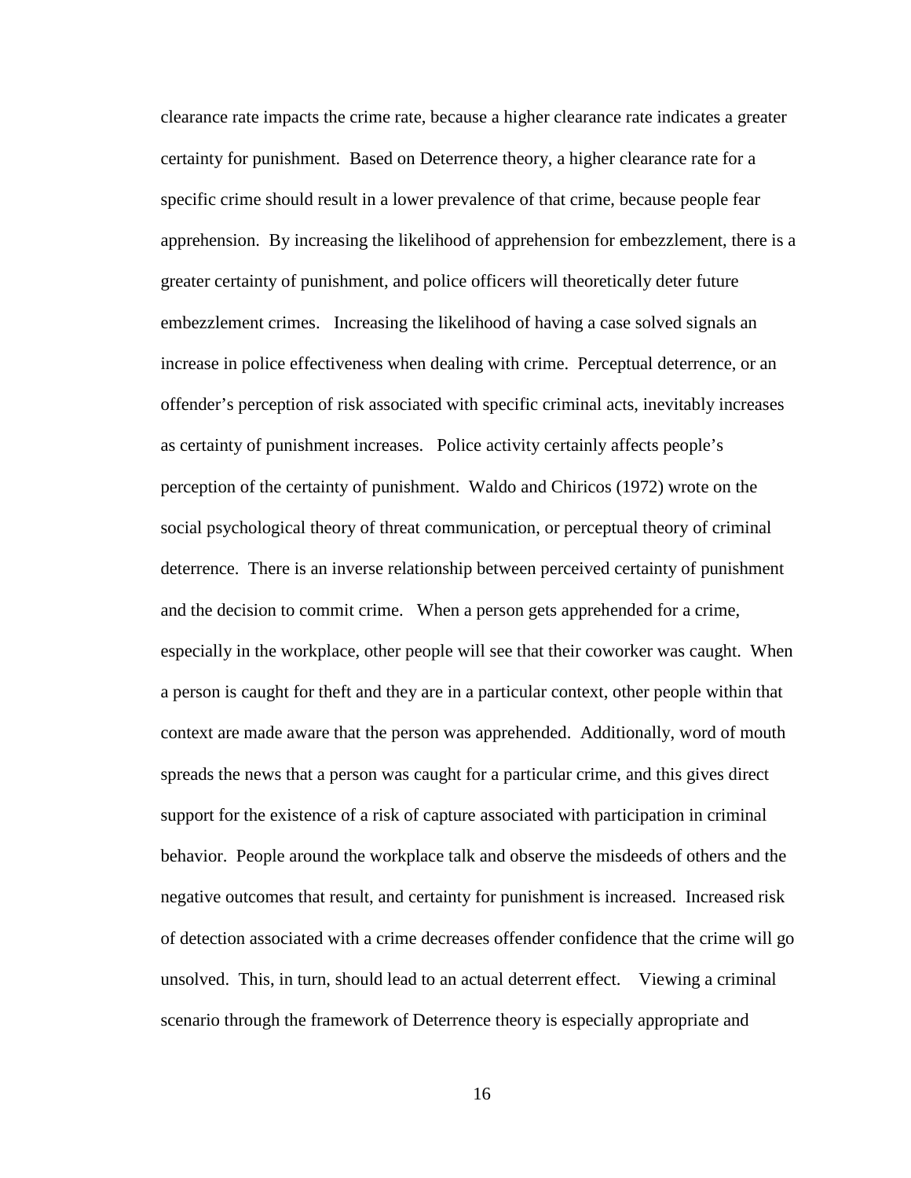clearance rate impacts the crime rate, because a higher clearance rate indicates a greater certainty for punishment. Based on Deterrence theory, a higher clearance rate for a specific crime should result in a lower prevalence of that crime, because people fear apprehension. By increasing the likelihood of apprehension for embezzlement, there is a greater certainty of punishment, and police officers will theoretically deter future embezzlement crimes. Increasing the likelihood of having a case solved signals an increase in police effectiveness when dealing with crime. Perceptual deterrence, or an offender's perception of risk associated with specific criminal acts, inevitably increases as certainty of punishment increases. Police activity certainly affects people's perception of the certainty of punishment. Waldo and Chiricos (1972) wrote on the social psychological theory of threat communication, or perceptual theory of criminal deterrence. There is an inverse relationship between perceived certainty of punishment and the decision to commit crime. When a person gets apprehended for a crime, especially in the workplace, other people will see that their coworker was caught. When a person is caught for theft and they are in a particular context, other people within that context are made aware that the person was apprehended. Additionally, word of mouth spreads the news that a person was caught for a particular crime, and this gives direct support for the existence of a risk of capture associated with participation in criminal behavior. People around the workplace talk and observe the misdeeds of others and the negative outcomes that result, and certainty for punishment is increased. Increased risk of detection associated with a crime decreases offender confidence that the crime will go unsolved. This, in turn, should lead to an actual deterrent effect. Viewing a criminal scenario through the framework of Deterrence theory is especially appropriate and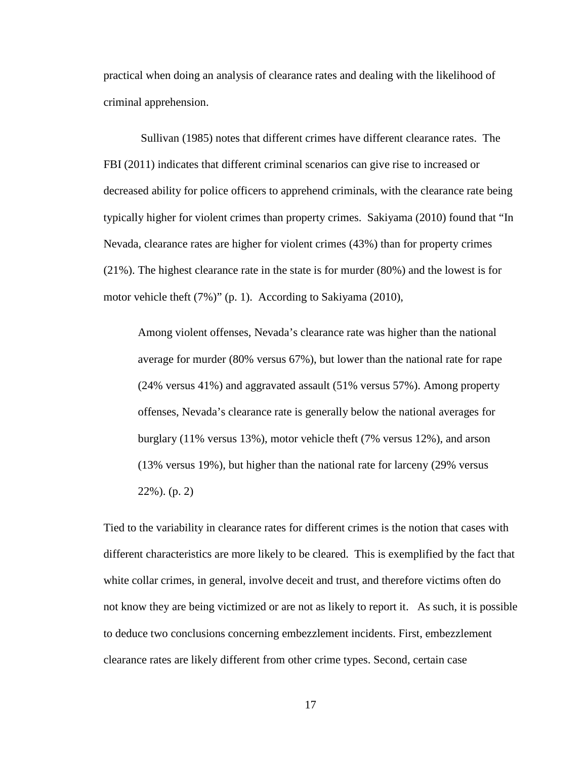practical when doing an analysis of clearance rates and dealing with the likelihood of criminal apprehension.

Sullivan (1985) notes that different crimes have different clearance rates. The FBI (2011) indicates that different criminal scenarios can give rise to increased or decreased ability for police officers to apprehend criminals, with the clearance rate being typically higher for violent crimes than property crimes. Sakiyama (2010) found that "In Nevada, clearance rates are higher for violent crimes (43%) than for property crimes (21%). The highest clearance rate in the state is for murder (80%) and the lowest is for motor vehicle theft (7%)" (p. 1). According to Sakiyama (2010),

> Among violent offenses, Nevada's clearance rate was higher than the national average for murder (80% versus 67%), but lower than the national rate for rape (24% versus 41%) and aggravated assault (51% versus 57%). Among property offenses, Nevada's clearance rate is generally below the national averages for burglary (11% versus 13%), motor vehicle theft (7% versus 12%), and arson (13% versus 19%), but higher than the national rate for larceny (29% versus 22%). (p. 2)

Tied to the variability in clearance rates for different crimes is the notion that cases with different characteristics are more likely to be cleared. This is exemplified by the fact that white collar crimes, in general, involve deceit and trust, and therefore victims often do not know they are being victimized or are not as likely to report it. As such, it is possible to deduce two conclusions concerning embezzlement incidents. First, embezzlement clearance rates are likely different from other crime types. Second, certain case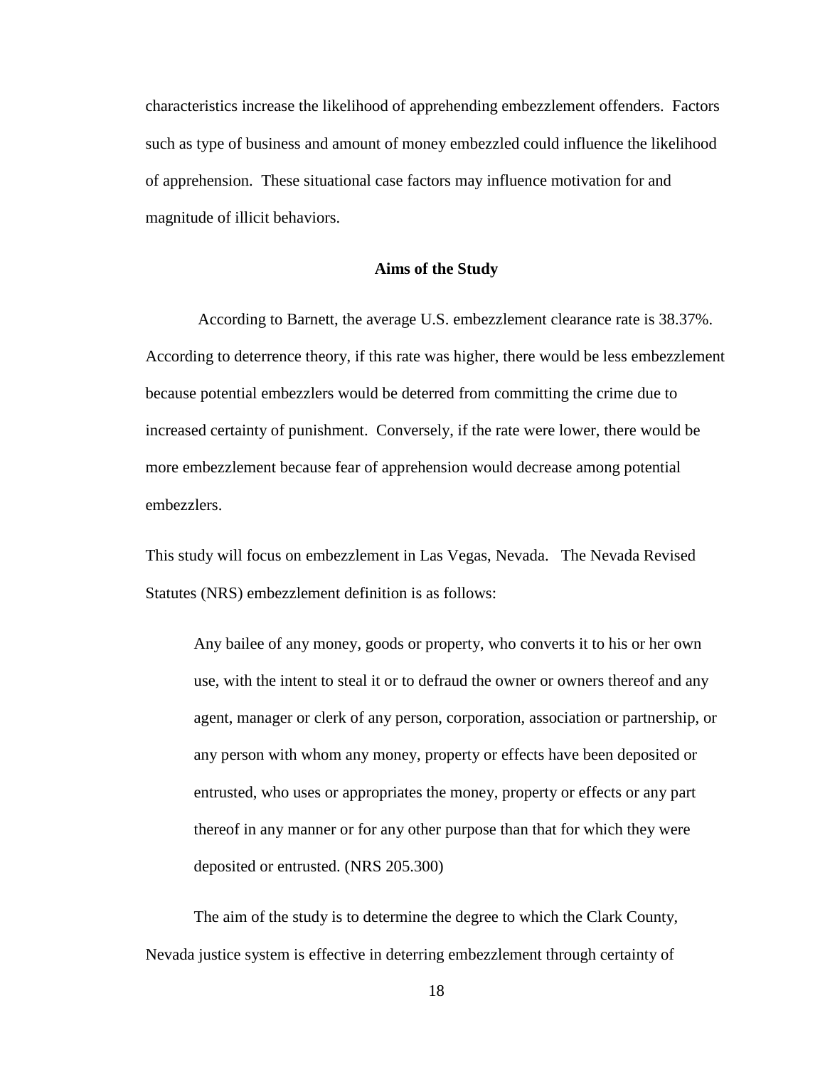characteristics increase the likelihood of apprehending embezzlement offenders. Factors such as type of business and amount of money embezzled could influence the likelihood of apprehension. These situational case factors may influence motivation for and magnitude of illicit behaviors.

## Aims of the Study

According to Barnett, the average U.S. embezzlement clearance rate is 38.37%. According to deterrence theory, if this rate was higher, there would be less embezzlement because potential embezzlers would be deterred from committing the crime due to increased certainty of punishment. Conversely, if the rate were lower, there would be more embezzlement because fear of apprehension would decrease among potential embezzlers.

This study will focus on embezzlement in Las Vegas, Nevada. The Nevada Revised Statutes (NRS) embezzlement definition is as follows:

> Any bailee of any money, goods or property, who converts it to his or her own use, with the intent to steal it or to defraud the owner or owners thereof and any agent, manager or clerk of any person, corporation, association or partnership, or any person with whom any money, property or effects have been deposited or entrusted, who uses or appropriates the money, property or effects or any part thereof in any manner or for any other purpose than that for which they were deposited or entrusted. (NRS 205.300)

The aim of the study is to determine the degree to which the Clark County, Nevada justice system is effective in deterring embezzlement through certainty of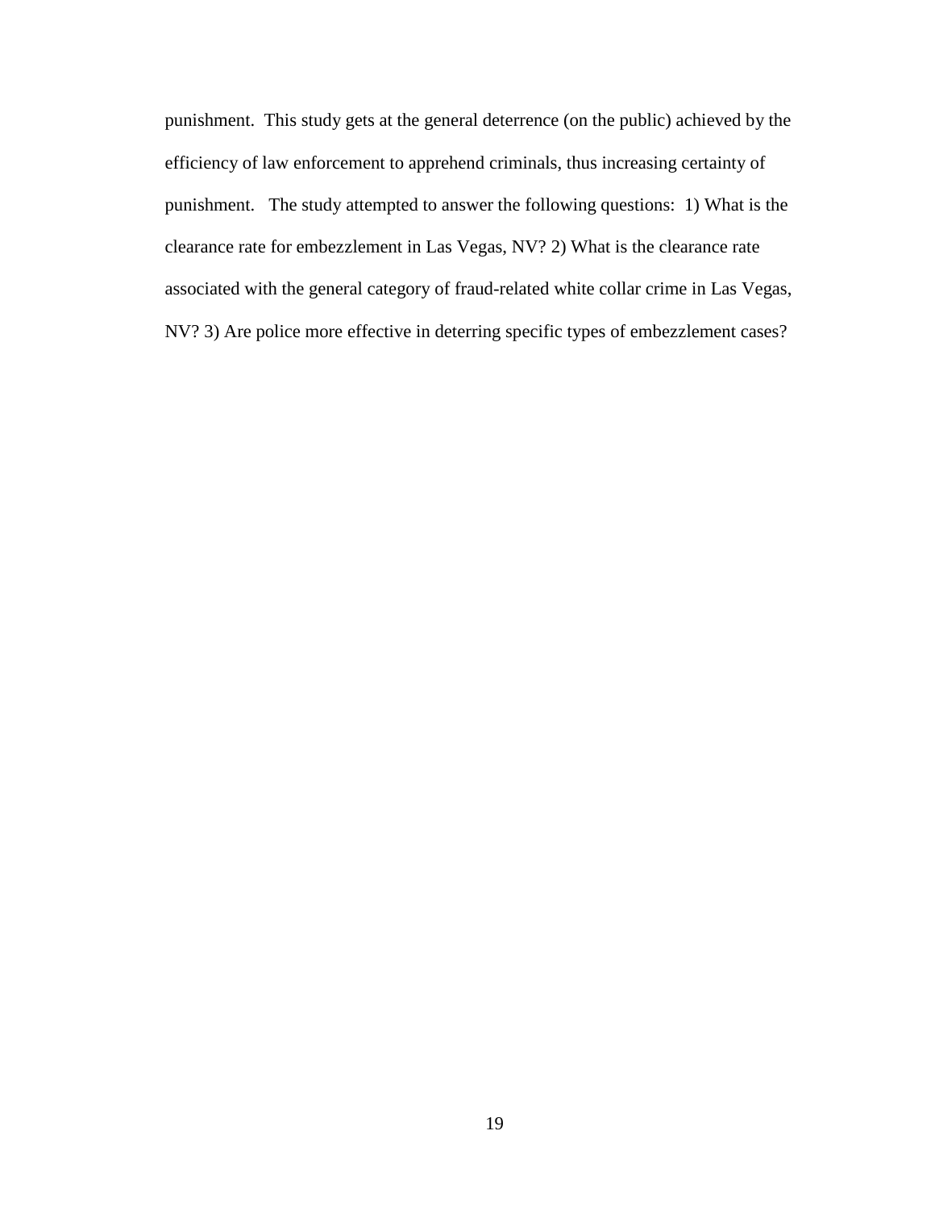punishment. This study gets at the general deterrence (on the public) achieved by the efficiency of law enforcement to apprehend criminals, thus increasing certainty of punishment. The study attempted to answer the following questions: 1) What is the clearance rate for embezzlement in Las Vegas, NV? 2) What is the clearance rate associated with the general category of fraud-related white collar crime in Las Vegas, NV? 3) Are police more effective in deterring specific types of embezzlement cases?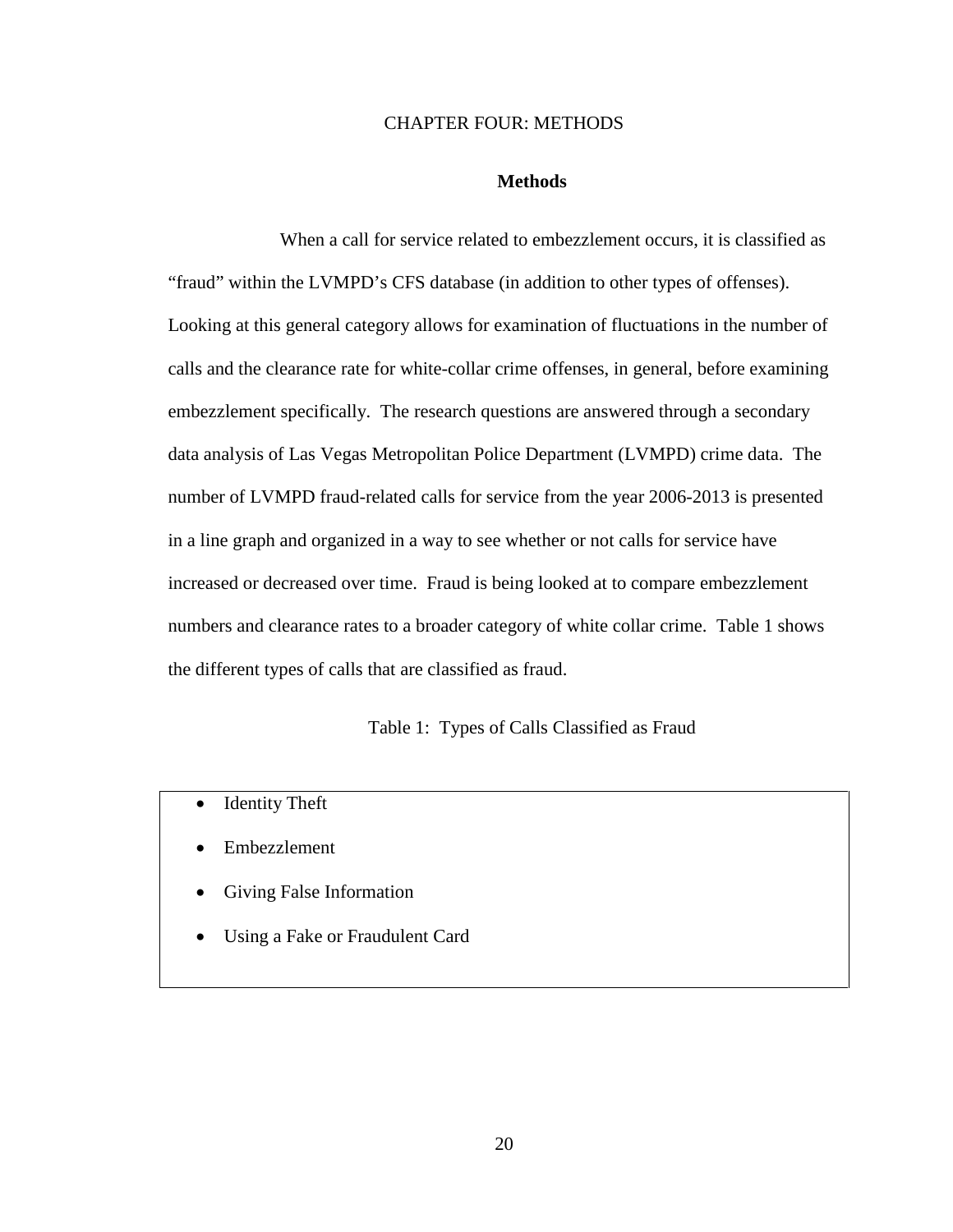# CHAPTER FOUR: METHODS

## Methods

When a call for service related to embezzlement occurs, it is classified as "fraud" within the LVMPD's CFS database (in addition to other types of offenses). Looking at this general category allows for examination of fluctuations in the number of calls and the clearance rate for white-collar crime offenses, in general, before examining embezzlement specifically. The research questions are answered through a secondary data analysis of Las Vegas Metropolitan Police Department (LVMPD) crime data. The number of LVMPD fraud-related calls for service from the year 2006-2013 is presented in a line graph and organized in a way to see whether or not calls for service have increased or decreased over time. Fraud is being looked at to compare embezzlement numbers and clearance rates to a broader category of white collar crime. Table 1 shows the different types of calls that are classified as fraud.

Table 1: Types of Calls Classified as Fraud

- Identity Theft
- Embezzlement
- Giving False Information
- Using a Fake or Fraudulent Card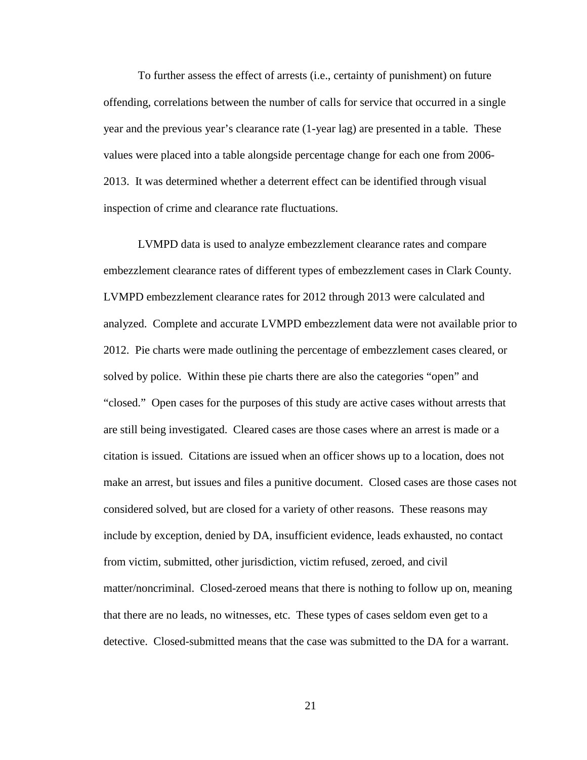To further assess the effect of arrests (i.e., certainty of punishment) on future offending, correlations between the number of calls for service that occurred in a single year and the previous year's clearance rate (1-year lag) are presented in a table. These values were placed into a table alongside percentage change for each one from 2006-2013. It was determined whether a deterrent effect can be identified through visual inspection of crime and clearance rate fluctuations.

LVMPD data is used to analyze embezzlement clearance rates and compare embezzlement clearance rates of different types of embezzlement cases in Clark County. LVMPD embezzlement clearance rates for 2012 through 2013 were calculated and analyzed. Complete and accurate LVMPD embezzlement data were not available prior to 2012. Pie charts were made outlining the percentage of embezzlement cases cleared, or solved by police. Within these pie charts there are also the categories "open" and "closed." Open cases for the purposes of this study are active cases without arrests that are still being investigated. Cleared cases are those cases where an arrest is made or a citation is issued. Citations are issued when an officer shows up to a location, does not make an arrest, but issues and files a punitive document. Closed cases are those cases not considered solved, but are closed for a variety of other reasons. These reasons may include by exception, denied by DA, insufficient evidence, leads exhausted, no contact from victim, submitted, other jurisdiction, victim refused, zeroed, and civil matter/noncriminal. Closed-zeroed means that there is nothing to follow up on, meaning that there are no leads, no witnesses, etc. These types of cases seldom even get to a detective. Closed-submitted means that the case was submitted to the DA for a warrant.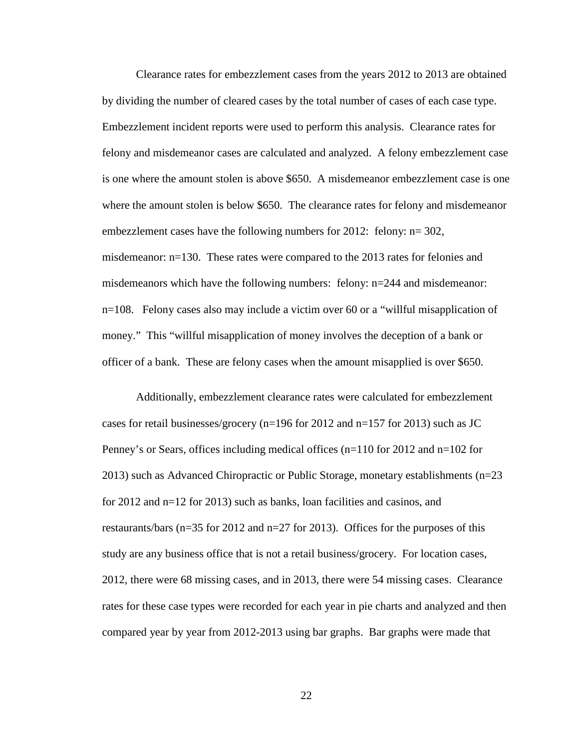Clearance rates for embezzlement cases from the years 2012 to 2013 are obtained by dividing the number of cleared cases by the total number of cases of each case type. Embezzlement incident reports were used to perform this analysis. Clearance rates for felony and misdemeanor cases are calculated and analyzed. A felony embezzlement case is one where the amount stolen is above $650. A misdemeanor embezzlement case is one where the amount stolen is below $650. The clearance rates for felony and misdemeanor embezzlement cases have the following numbers for 2012: felony: n= 302, misdemeanor: n=130. These rates were compared to the 2013 rates for felonies and misdemeanors which have the following numbers: felony: n=244 and misdemeanor: n=108. Felony cases also may include a victim over 60 or a "willful misapplication of money." This "willful misapplication of money involves the deception of a bank or officer of a bank. These are felony cases when the amount misapplied is over $650.

Additionally, embezzlement clearance rates were calculated for embezzlement cases for retail businesses/grocery (n=196 for 2012 and n=157 for 2013) such as JC Penney's or Sears, offices including medical offices (n=110 for 2012 and n=102 for 2013) such as Advanced Chiropractic or Public Storage, monetary establishments (n=23 for 2012 and n=12 for 2013) such as banks, loan facilities and casinos, and restaurants/bars (n=35 for 2012 and n=27 for 2013). Offices for the purposes of this study are any business office that is not a retail business/grocery. For location cases, 2012, there were 68 missing cases, and in 2013, there were 54 missing cases. Clearance rates for these case types were recorded for each year in pie charts and analyzed and then compared year by year from 2012-2013 using bar graphs. Bar graphs were made that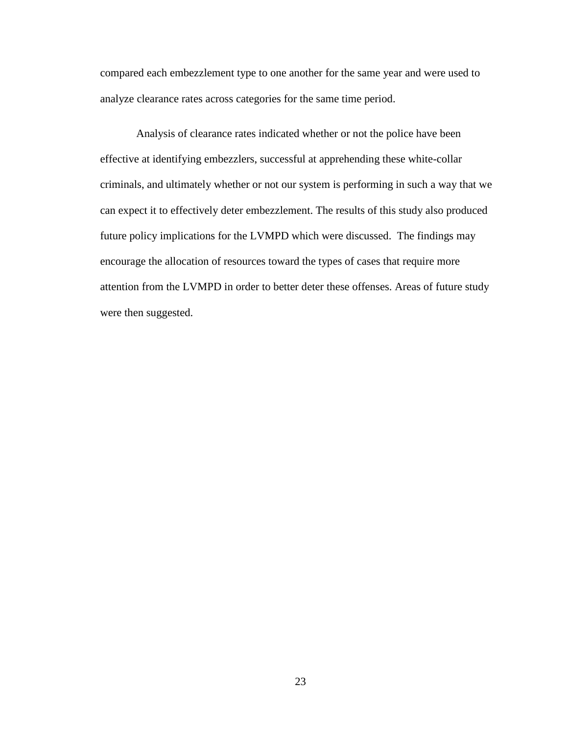compared each embezzlement type to one another for the same year and were used to analyze clearance rates across categories for the same time period.

Analysis of clearance rates indicated whether or not the police have been effective at identifying embezzlers, successful at apprehending these white-collar criminals, and ultimately whether or not our system is performing in such a way that we can expect it to effectively deter embezzlement. The results of this study also produced future policy implications for the LVMPD which were discussed. The findings may encourage the allocation of resources toward the types of cases that require more attention from the LVMPD in order to better deter these offenses. Areas of future study were then suggested.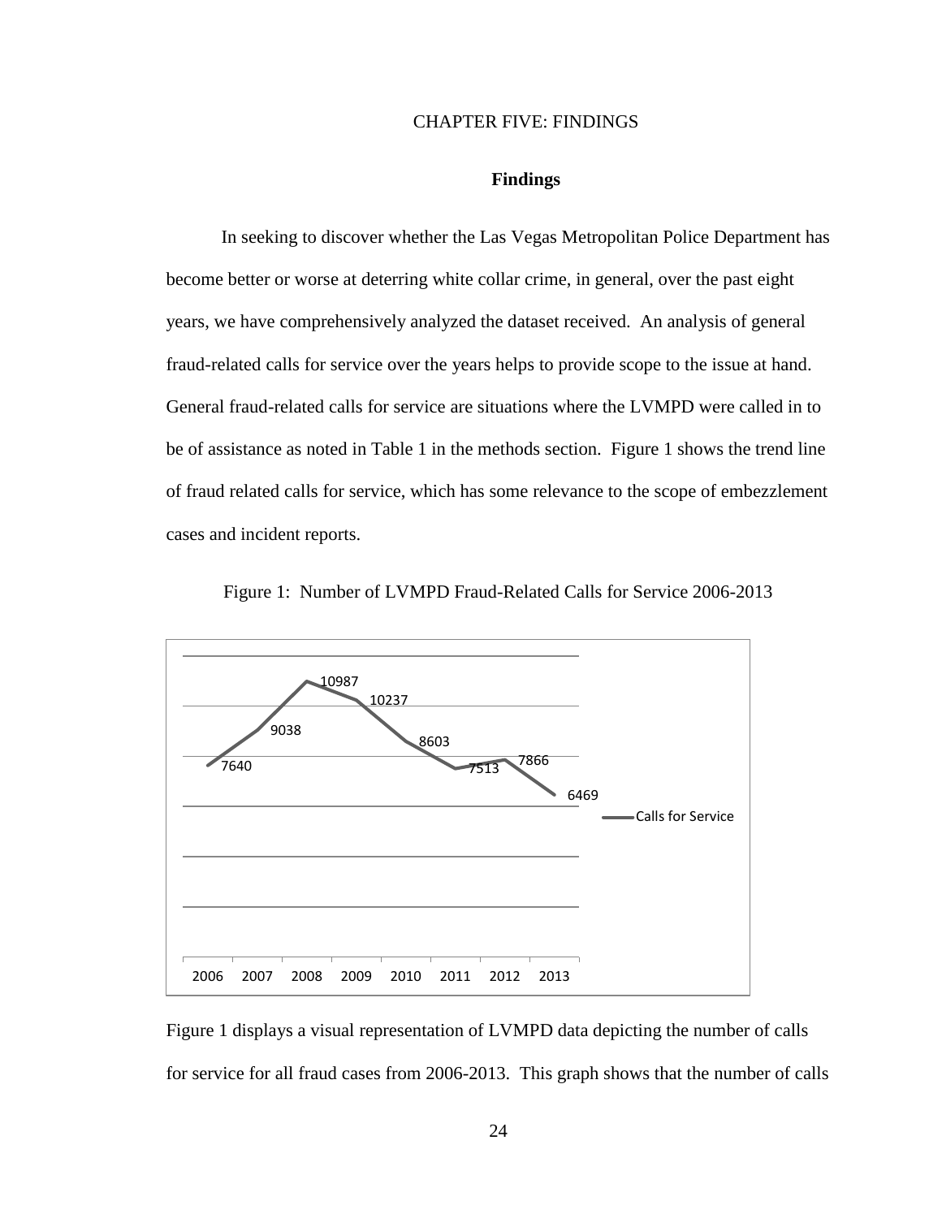# CHAPTER FIVE: FINDINGS

## Findings

In seeking to discover whether the Las Vegas Metropolitan Police Department has become better or worse at deterring white collar crime, in general, over the past eight years, we have comprehensively analyzed the dataset received. An analysis of general fraud-related calls for service over the years helps to provide scope to the issue at hand. General fraud-related calls for service are situations where the LVMPD were called in to be of assistance as noted in Table 1 in the methods section. Figure 1 shows the trend line of fraud related calls for service, which has some relevance to the scope of embezzlement cases and incident reports.

Figure 1: Number of LVMPD Fraud-Related Calls for Service 2006-2013

| Year | Calls for Service |
|---|---|
| 2006 | 7640 |
| 2007 | 9038 |
| 2008 | 10987 |
| 2009 | 10237 |
| 2010 | 8603 |
| 2011 | 7513 |
| 2012 | 7866 |
| 2013 | 6469 |

Figure 1 displays a visual representation of LVMPD data depicting the number of calls for service for all fraud cases from 2006-2013. This graph shows that the number of calls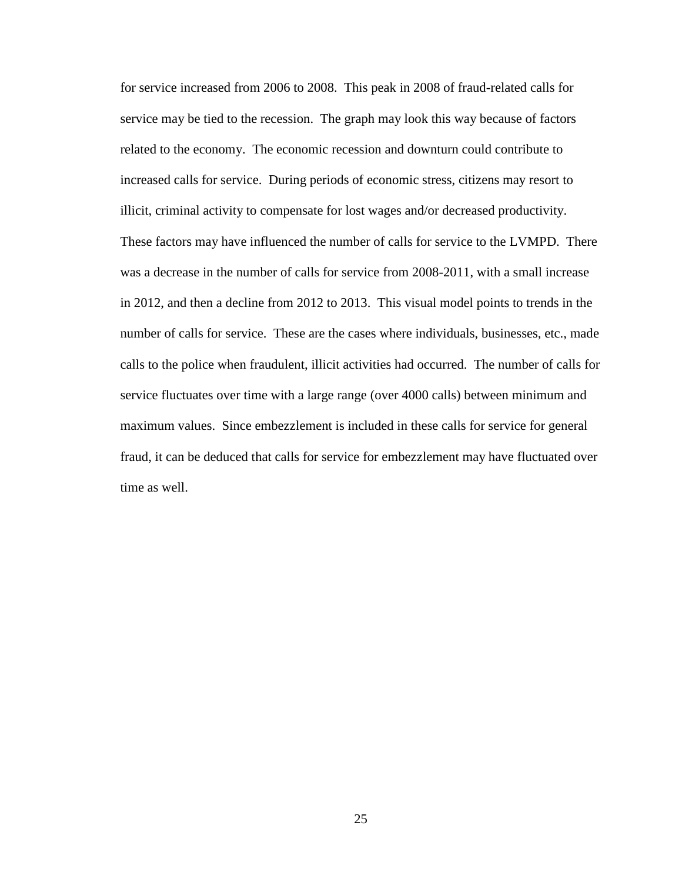for service increased from 2006 to 2008. This peak in 2008 of fraud-related calls for service may be tied to the recession. The graph may look this way because of factors related to the economy. The economic recession and downturn could contribute to increased calls for service. During periods of economic stress, citizens may resort to illicit, criminal activity to compensate for lost wages and/or decreased productivity. These factors may have influenced the number of calls for service to the LVMPD. There was a decrease in the number of calls for service from 2008-2011, with a small increase in 2012, and then a decline from 2012 to 2013. This visual model points to trends in the number of calls for service. These are the cases where individuals, businesses, etc., made calls to the police when fraudulent, illicit activities had occurred. The number of calls for service fluctuates over time with a large range (over 4000 calls) between minimum and maximum values. Since embezzlement is included in these calls for service for general fraud, it can be deduced that calls for service for embezzlement may have fluctuated over time as well.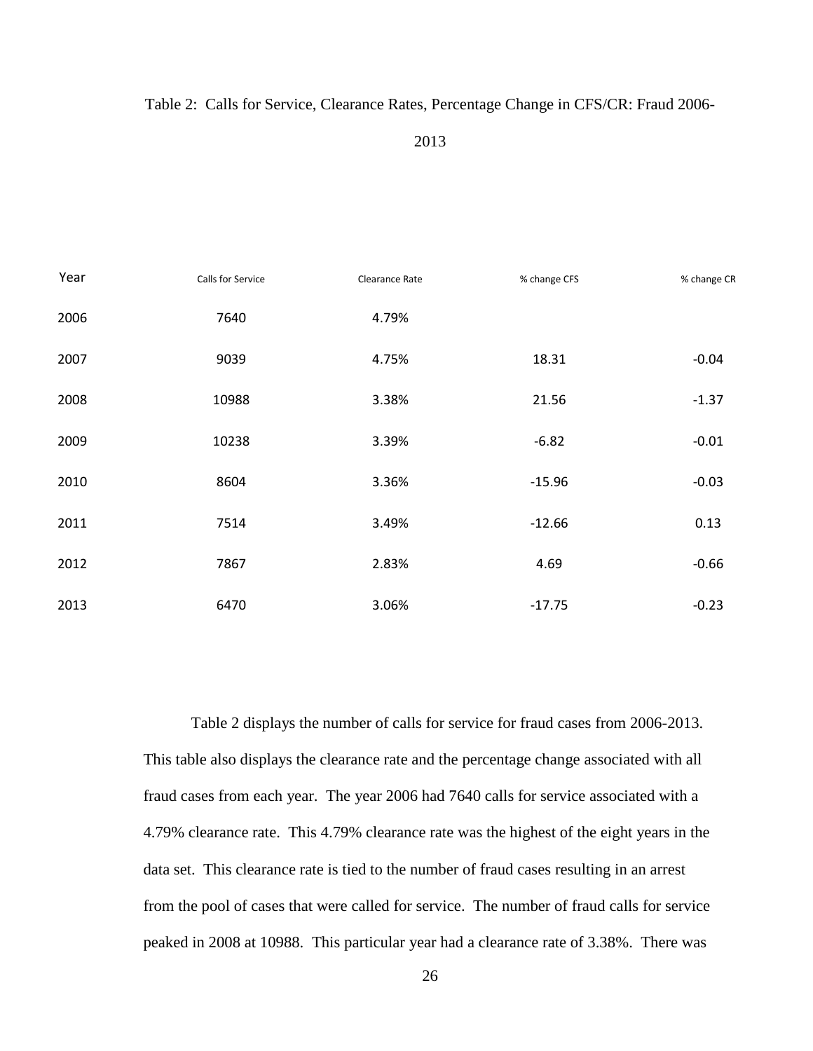Table 2: Calls for Service, Clearance Rates, Percentage Change in CFS/CR: Fraud 2006-2013

| Year | Calls for Service | Clearance Rate | % change CFS | % change CR |
|---|---|---|---|---|
| 2006 | 7640 | 4.79% | | |
| 2007 | 9039 | 4.75% | 18.31 | -0.04 |
| 2008 | 10988 | 3.38% | 21.56 | -1.37 |
| 2009 | 10238 | 3.39% | -6.82 | -0.01 |
| 2010 | 8604 | 3.36% | -15.96 | -0.03 |
| 2011 | 7514 | 3.49% | -12.66 | 0.13 |
| 2012 | 7867 | 2.83% | 4.69 | -0.66 |
| 2013 | 6470 | 3.06% | -17.75 | -0.23 |

Table 2 displays the number of calls for service for fraud cases from 2006-2013. This table also displays the clearance rate and the percentage change associated with all fraud cases from each year. The year 2006 had 7640 calls for service associated with a 4.79% clearance rate. This 4.79% clearance rate was the highest of the eight years in the data set. This clearance rate is tied to the number of fraud cases resulting in an arrest from the pool of cases that were called for service. The number of fraud calls for service peaked in 2008 at 10988. This particular year had a clearance rate of 3.38%. There was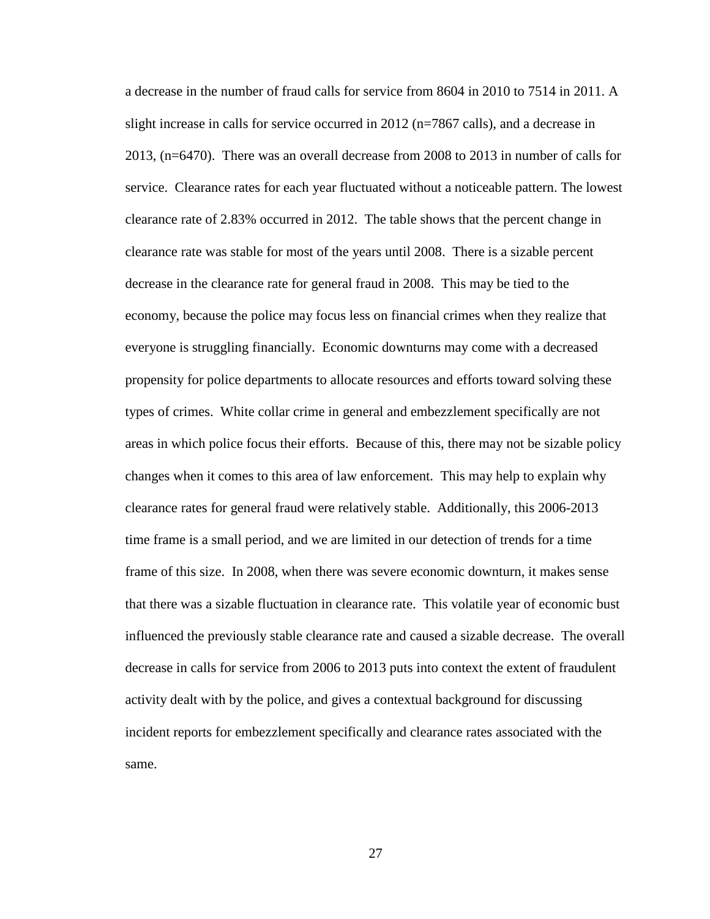a decrease in the number of fraud calls for service from 8604 in 2010 to 7514 in 2011. A slight increase in calls for service occurred in 2012 (n=7867 calls), and a decrease in 2013, (n=6470). There was an overall decrease from 2008 to 2013 in number of calls for service. Clearance rates for each year fluctuated without a noticeable pattern. The lowest clearance rate of 2.83% occurred in 2012. The table shows that the percent change in clearance rate was stable for most of the years until 2008. There is a sizable percent decrease in the clearance rate for general fraud in 2008. This may be tied to the economy, because the police may focus less on financial crimes when they realize that everyone is struggling financially. Economic downturns may come with a decreased propensity for police departments to allocate resources and efforts toward solving these types of crimes. White collar crime in general and embezzlement specifically are not areas in which police focus their efforts. Because of this, there may not be sizable policy changes when it comes to this area of law enforcement. This may help to explain why clearance rates for general fraud were relatively stable. Additionally, this 2006-2013 time frame is a small period, and we are limited in our detection of trends for a time frame of this size. In 2008, when there was severe economic downturn, it makes sense that there was a sizable fluctuation in clearance rate. This volatile year of economic bust influenced the previously stable clearance rate and caused a sizable decrease. The overall decrease in calls for service from 2006 to 2013 puts into context the extent of fraudulent activity dealt with by the police, and gives a contextual background for discussing incident reports for embezzlement specifically and clearance rates associated with the same.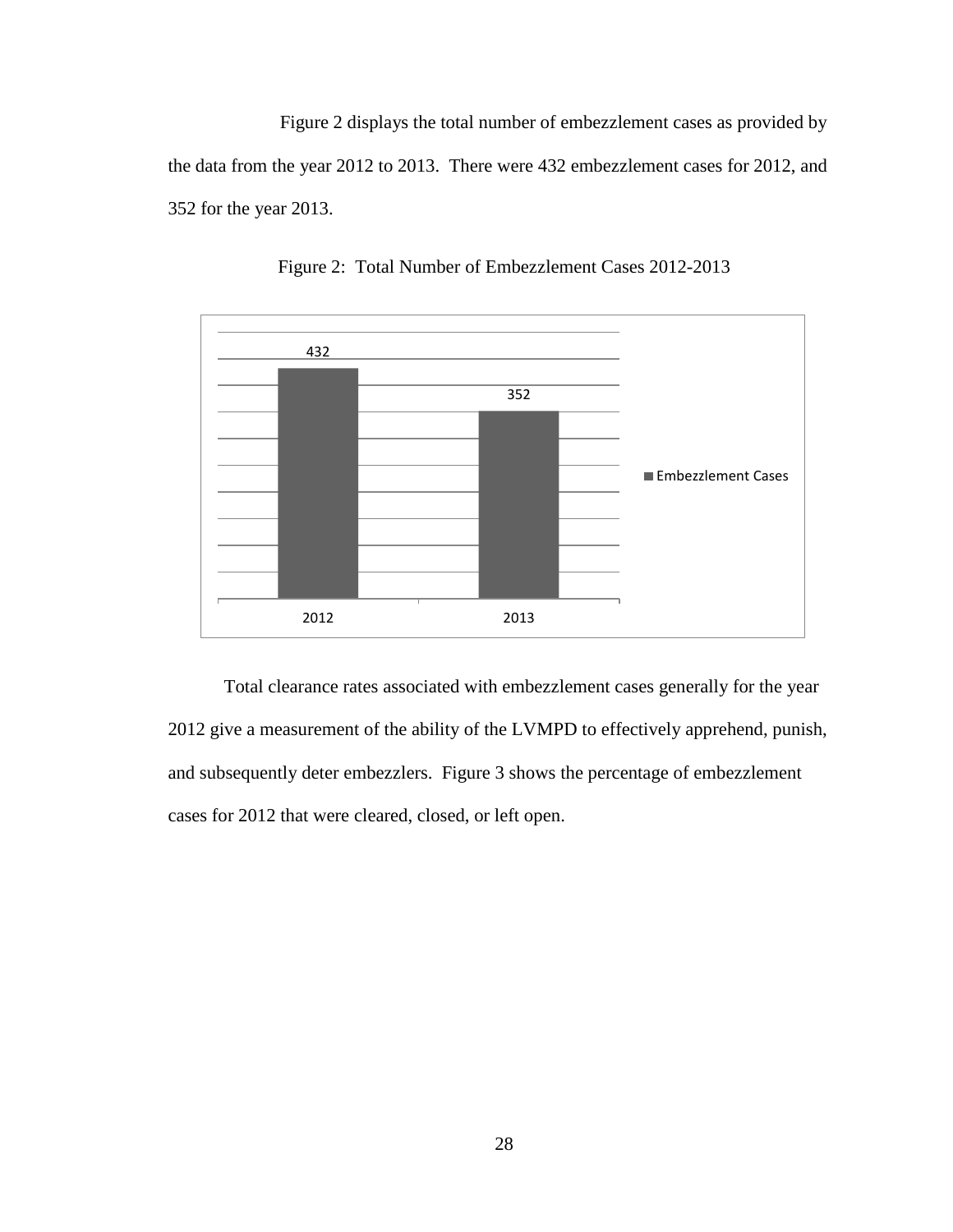Figure 2 displays the total number of embezzlement cases as provided by the data from the year 2012 to 2013. There were 432 embezzlement cases for 2012, and 352 for the year 2013.

Figure 2: Total Number of Embezzlement Cases 2012-2013

Total clearance rates associated with embezzlement cases generally for the year 2012 give a measurement of the ability of the LVMPD to effectively apprehend, punish, and subsequently deter embezzlers. Figure 3 shows the percentage of embezzlement cases for 2012 that were cleared, closed, or left open.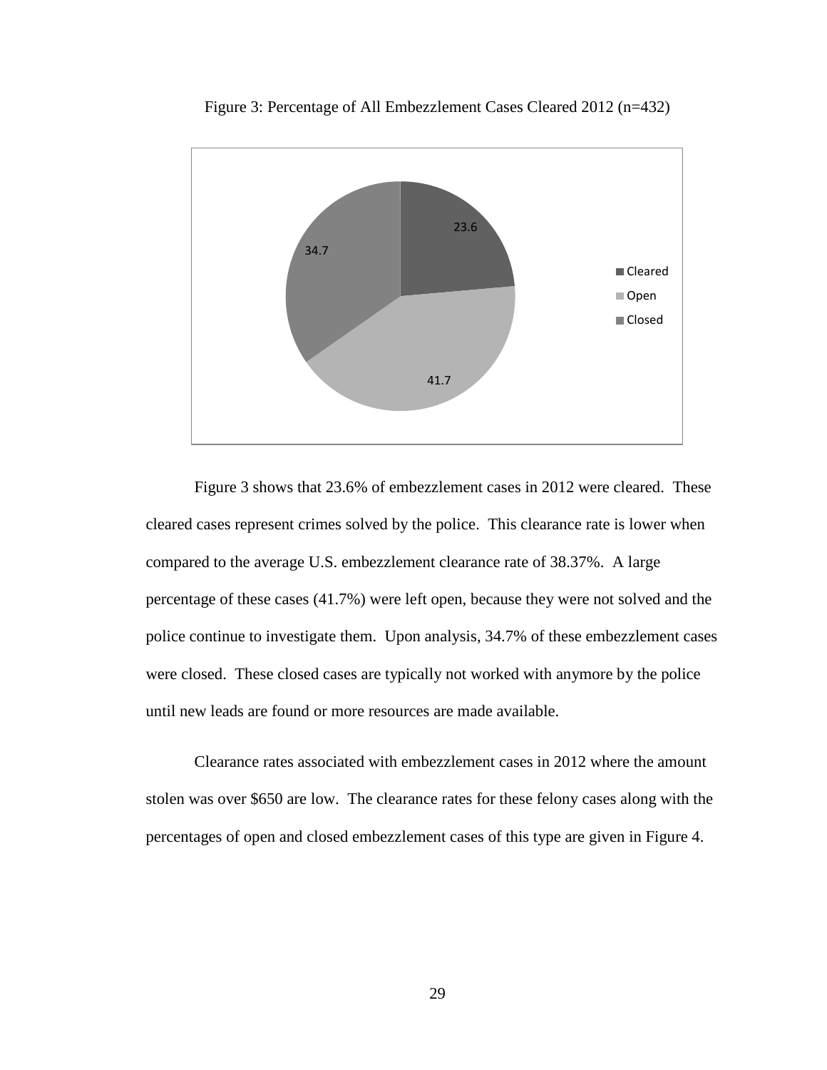Figure 3: Percentage of All Embezzlement Cases Cleared 2012 (n=432)

Figure 3 shows that 23.6% of embezzlement cases in 2012 were cleared. These cleared cases represent crimes solved by the police. This clearance rate is lower when compared to the average U.S. embezzlement clearance rate of 38.37%. A large percentage of these cases (41.7%) were left open, because they were not solved and the police continue to investigate them. Upon analysis, 34.7% of these embezzlement cases were closed. These closed cases are typically not worked with anymore by the police until new leads are found or more resources are made available.

Clearance rates associated with embezzlement cases in 2012 where the amount stolen was over $650 are low. The clearance rates for these felony cases along with the percentages of open and closed embezzlement cases of this type are given in Figure 4.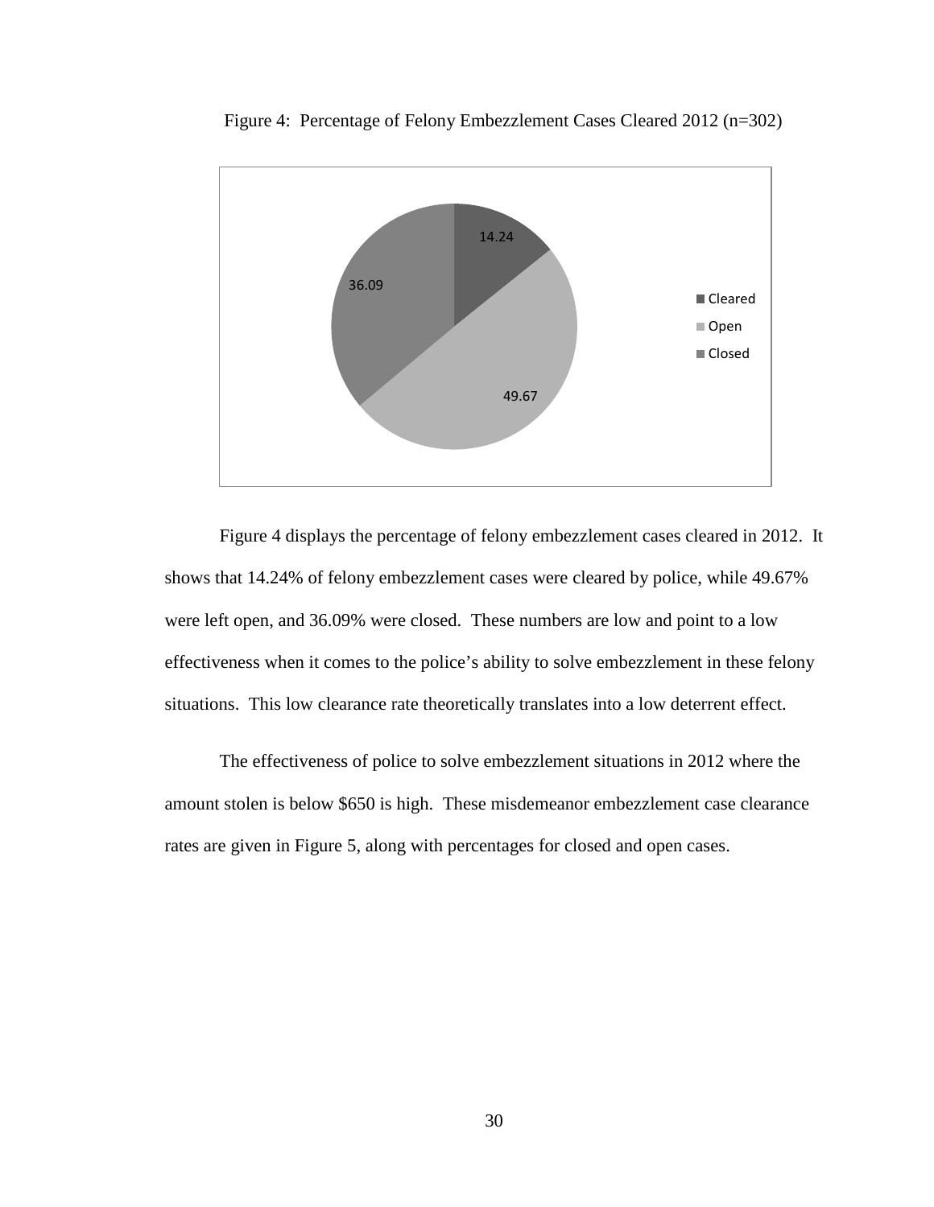Figure 4: Percentage of Felony Embezzlement Cases Cleared 2012 (n=302)

| Status | Percentage |
|---|---|
| Cleared | 14.24 |
| Open | 49.67 |
| Closed | 36.09 |

Figure 4 displays the percentage of felony embezzlement cases cleared in 2012. It shows that 14.24% of felony embezzlement cases were cleared by police, while 49.67% were left open, and 36.09% were closed. These numbers are low and point to a low effectiveness when it comes to the police's ability to solve embezzlement in these felony situations. This low clearance rate theoretically translates into a low deterrent effect.

The effectiveness of police to solve embezzlement situations in 2012 where the amount stolen is below $650 is high. These misdemeanor embezzlement case clearance rates are given in Figure 5, along with percentages for closed and open cases.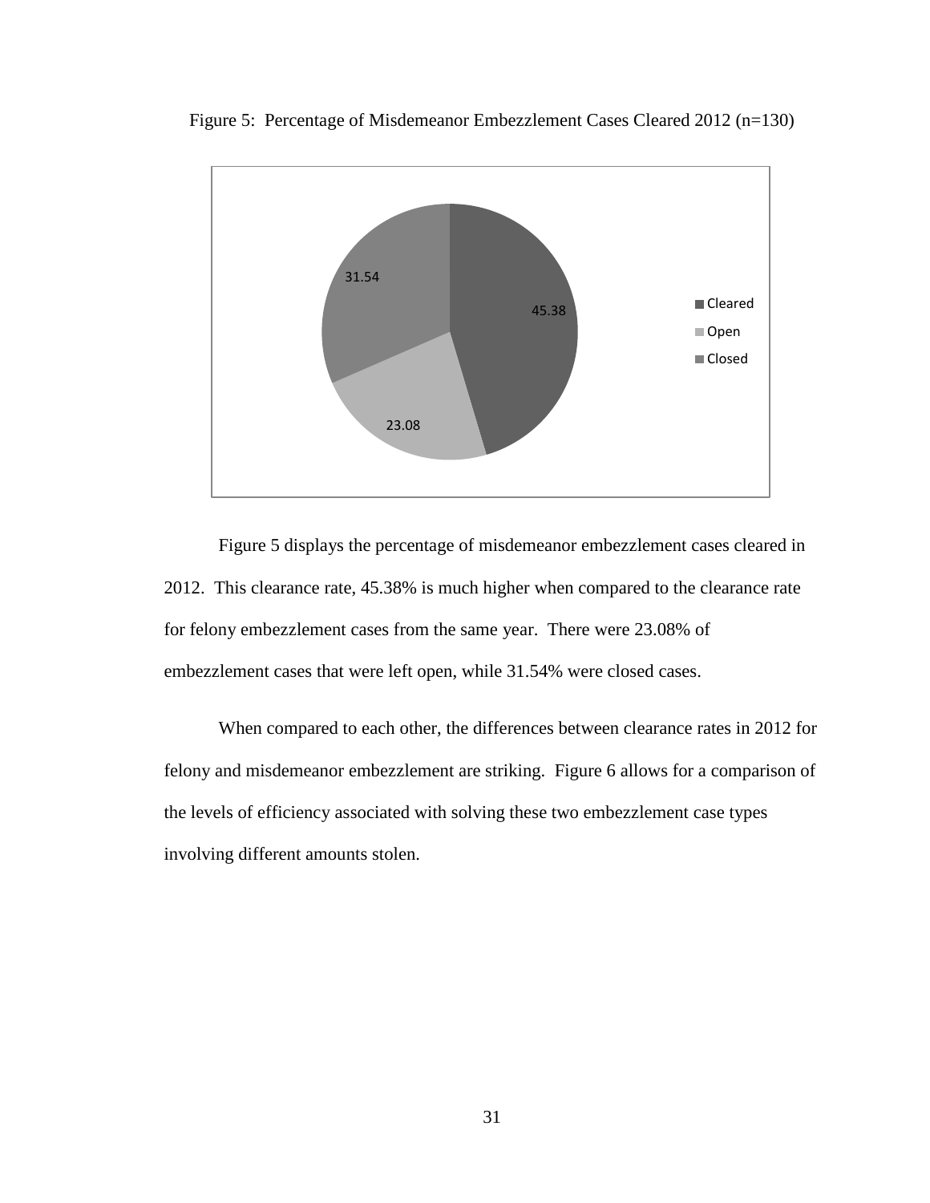Figure 5: Percentage of Misdemeanor Embezzlement Cases Cleared 2012 (n=130)

Figure 5 displays the percentage of misdemeanor embezzlement cases cleared in 2012. This clearance rate, 45.38% is much higher when compared to the clearance rate for felony embezzlement cases from the same year. There were 23.08% of embezzlement cases that were left open, while 31.54% were closed cases.

When compared to each other, the differences between clearance rates in 2012 for felony and misdemeanor embezzlement are striking. Figure 6 allows for a comparison of the levels of efficiency associated with solving these two embezzlement case types involving different amounts stolen.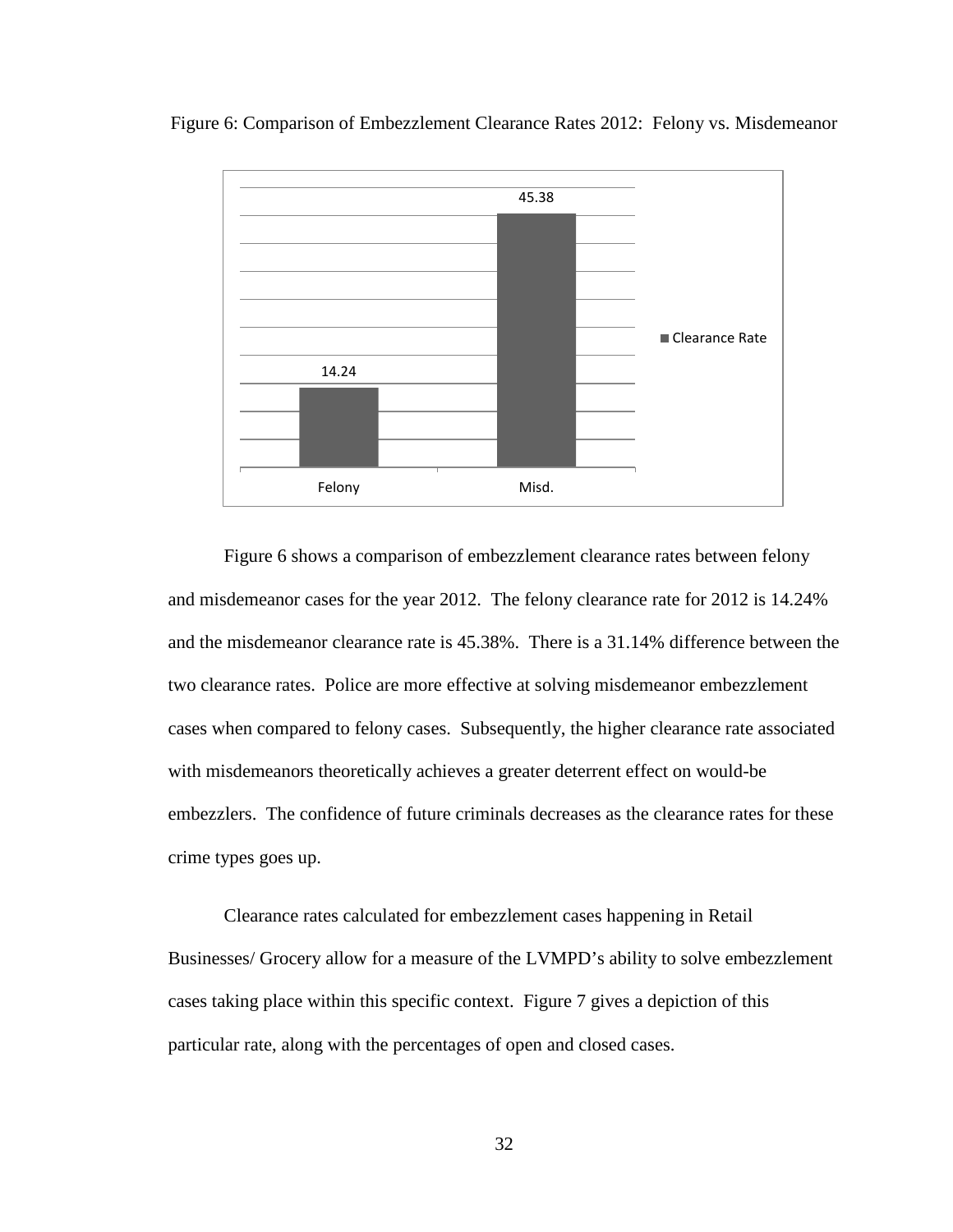Figure 6: Comparison of Embezzlement Clearance Rates 2012: Felony vs. Misdemeanor

| | Clearance Rate |
|---|---|
| Felony | 14.24 |
| Misd. | 45.38 |

Figure 6 shows a comparison of embezzlement clearance rates between felony and misdemeanor cases for the year 2012. The felony clearance rate for 2012 is 14.24% and the misdemeanor clearance rate is 45.38%. There is a 31.14% difference between the two clearance rates. Police are more effective at solving misdemeanor embezzlement cases when compared to felony cases. Subsequently, the higher clearance rate associated with misdemeanors theoretically achieves a greater deterrent effect on would-be embezzlers. The confidence of future criminals decreases as the clearance rates for these crime types goes up.

Clearance rates calculated for embezzlement cases happening in Retail Businesses/ Grocery allow for a measure of the LVMPD's ability to solve embezzlement cases taking place within this specific context. Figure 7 gives a depiction of this particular rate, along with the percentages of open and closed cases.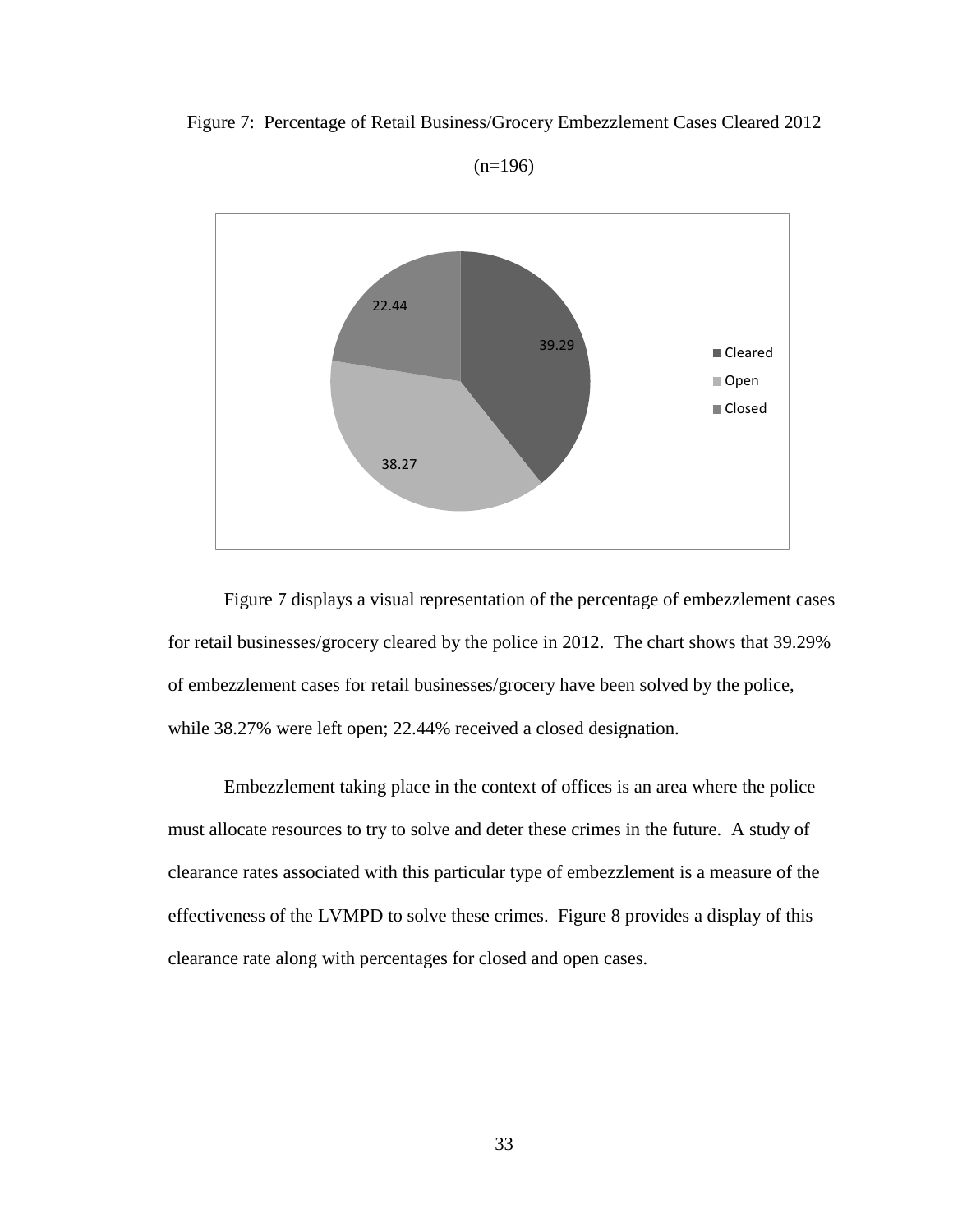Figure 7: Percentage of Retail Business/Grocery Embezzlement Cases Cleared 2012

(n=196)

Figure 7 displays a visual representation of the percentage of embezzlement cases for retail businesses/grocery cleared by the police in 2012. The chart shows that 39.29% of embezzlement cases for retail businesses/grocery have been solved by the police, while 38.27% were left open; 22.44% received a closed designation.

Embezzlement taking place in the context of offices is an area where the police must allocate resources to try to solve and deter these crimes in the future. A study of clearance rates associated with this particular type of embezzlement is a measure of the effectiveness of the LVMPD to solve these crimes. Figure 8 provides a display of this clearance rate along with percentages for closed and open cases.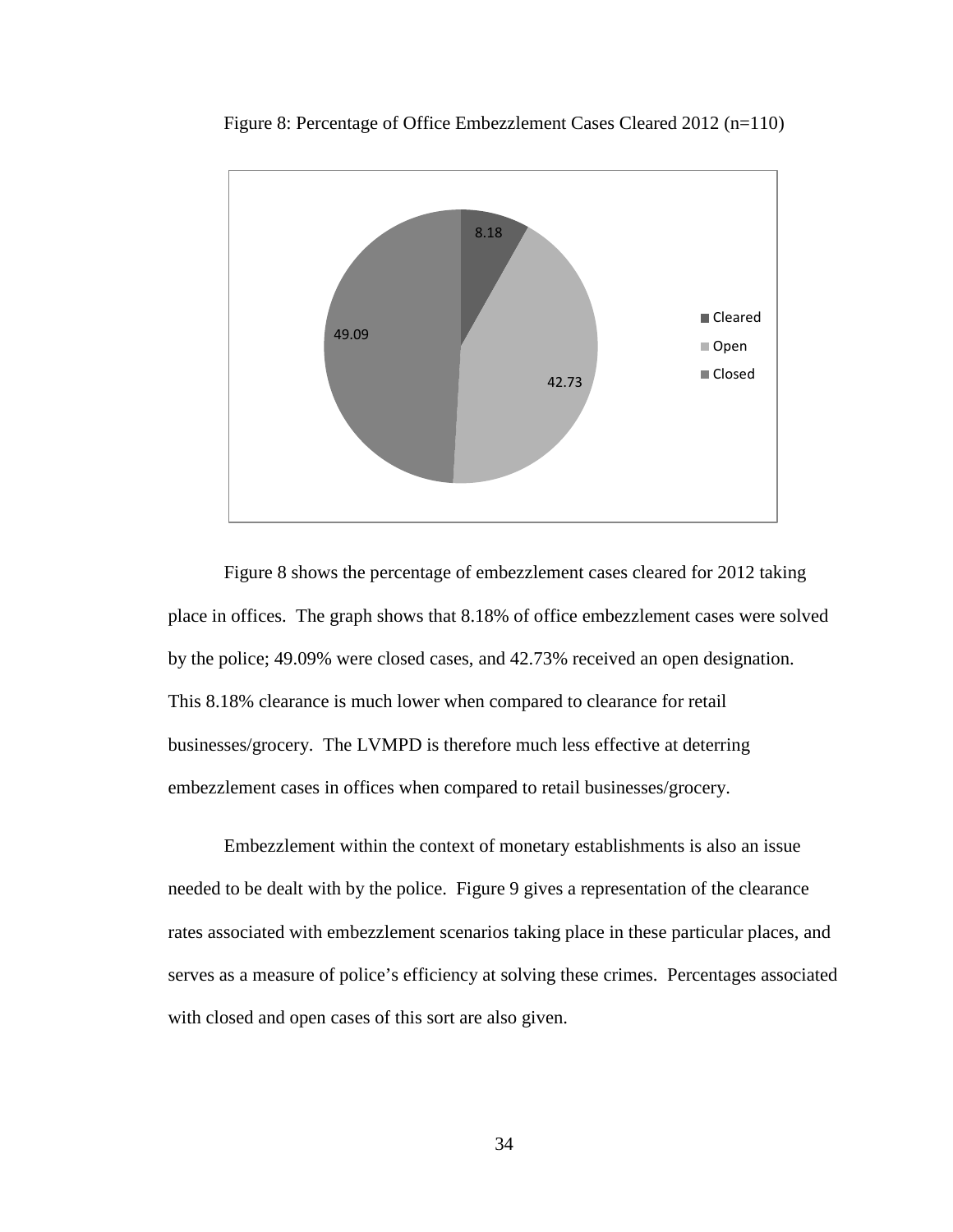Figure 8: Percentage of Office Embezzlement Cases Cleared 2012 (n=110)

Figure 8 shows the percentage of embezzlement cases cleared for 2012 taking place in offices. The graph shows that 8.18% of office embezzlement cases were solved by the police; 49.09% were closed cases, and 42.73% received an open designation. This 8.18% clearance is much lower when compared to clearance for retail businesses/grocery. The LVMPD is therefore much less effective at deterring embezzlement cases in offices when compared to retail businesses/grocery.

Embezzlement within the context of monetary establishments is also an issue needed to be dealt with by the police. Figure 9 gives a representation of the clearance rates associated with embezzlement scenarios taking place in these particular places, and serves as a measure of police's efficiency at solving these crimes. Percentages associated with closed and open cases of this sort are also given.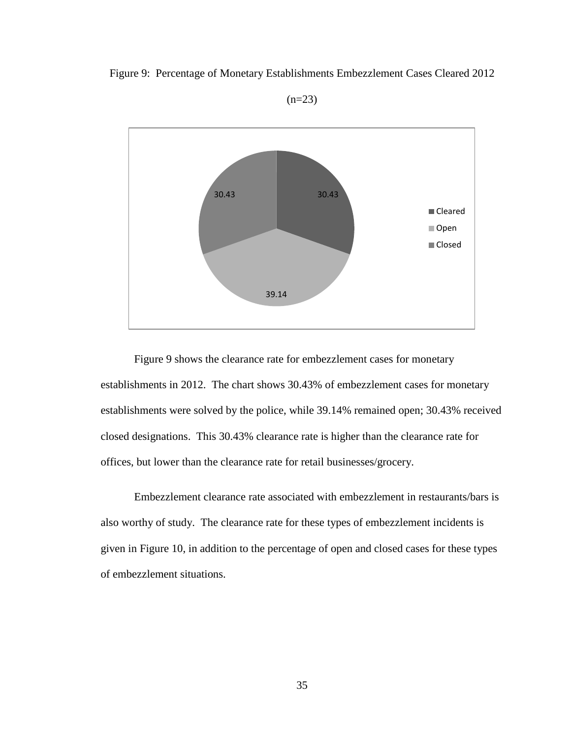Figure 9: Percentage of Monetary Establishments Embezzlement Cases Cleared 2012

(n=23)

Figure 9 shows the clearance rate for embezzlement cases for monetary establishments in 2012. The chart shows 30.43% of embezzlement cases for monetary establishments were solved by the police, while 39.14% remained open; 30.43% received closed designations. This 30.43% clearance rate is higher than the clearance rate for offices, but lower than the clearance rate for retail businesses/grocery.

Embezzlement clearance rate associated with embezzlement in restaurants/bars is also worthy of study. The clearance rate for these types of embezzlement incidents is given in Figure 10, in addition to the percentage of open and closed cases for these types of embezzlement situations.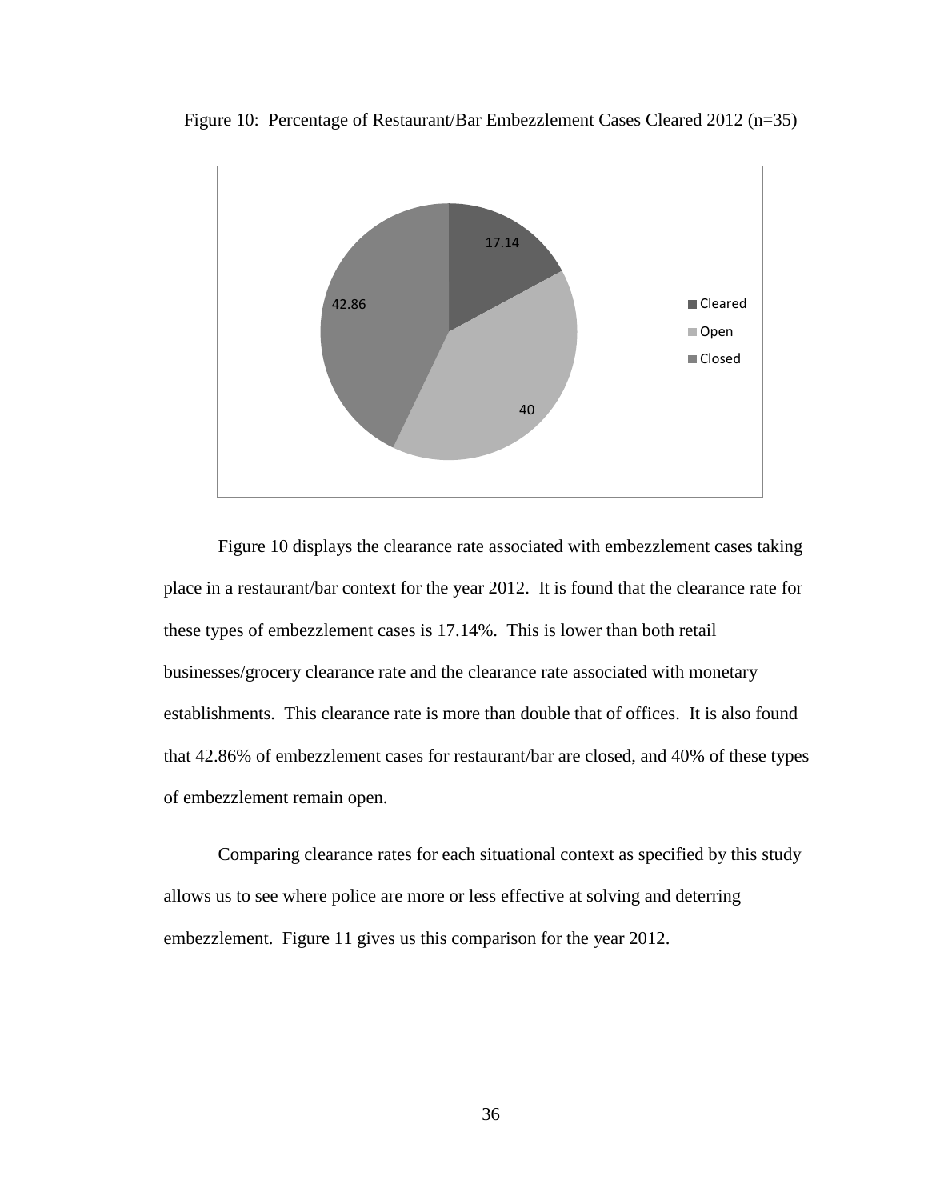Figure 10: Percentage of Restaurant/Bar Embezzlement Cases Cleared 2012 (n=35)

Figure 10 displays the clearance rate associated with embezzlement cases taking place in a restaurant/bar context for the year 2012. It is found that the clearance rate for these types of embezzlement cases is 17.14%. This is lower than both retail businesses/grocery clearance rate and the clearance rate associated with monetary establishments. This clearance rate is more than double that of offices. It is also found that 42.86% of embezzlement cases for restaurant/bar are closed, and 40% of these types of embezzlement remain open.

Comparing clearance rates for each situational context as specified by this study allows us to see where police are more or less effective at solving and deterring embezzlement. Figure 11 gives us this comparison for the year 2012.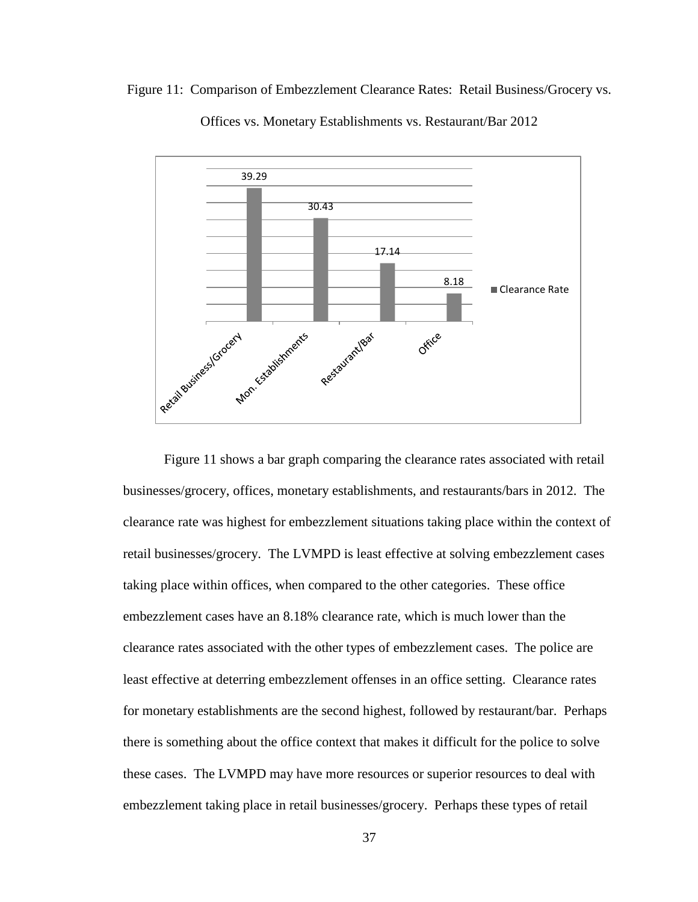Figure 11: Comparison of Embezzlement Clearance Rates: Retail Business/Grocery vs. Offices vs. Monetary Establishments vs. Restaurant/Bar 2012

| | Clearance Rate |
|---|---|
| Retail Business/Grocery | 39.29 |
| Mon. Establishments | 30.43 |
| Restaurant/Bar | 17.14 |
| Office | 8.18 |

Figure 11 shows a bar graph comparing the clearance rates associated with retail businesses/grocery, offices, monetary establishments, and restaurants/bars in 2012. The clearance rate was highest for embezzlement situations taking place within the context of retail businesses/grocery. The LVMPD is least effective at solving embezzlement cases taking place within offices, when compared to the other categories. These office embezzlement cases have an 8.18% clearance rate, which is much lower than the clearance rates associated with the other types of embezzlement cases. The police are least effective at deterring embezzlement offenses in an office setting. Clearance rates for monetary establishments are the second highest, followed by restaurant/bar. Perhaps there is something about the office context that makes it difficult for the police to solve these cases. The LVMPD may have more resources or superior resources to deal with embezzlement taking place in retail businesses/grocery. Perhaps these types of retail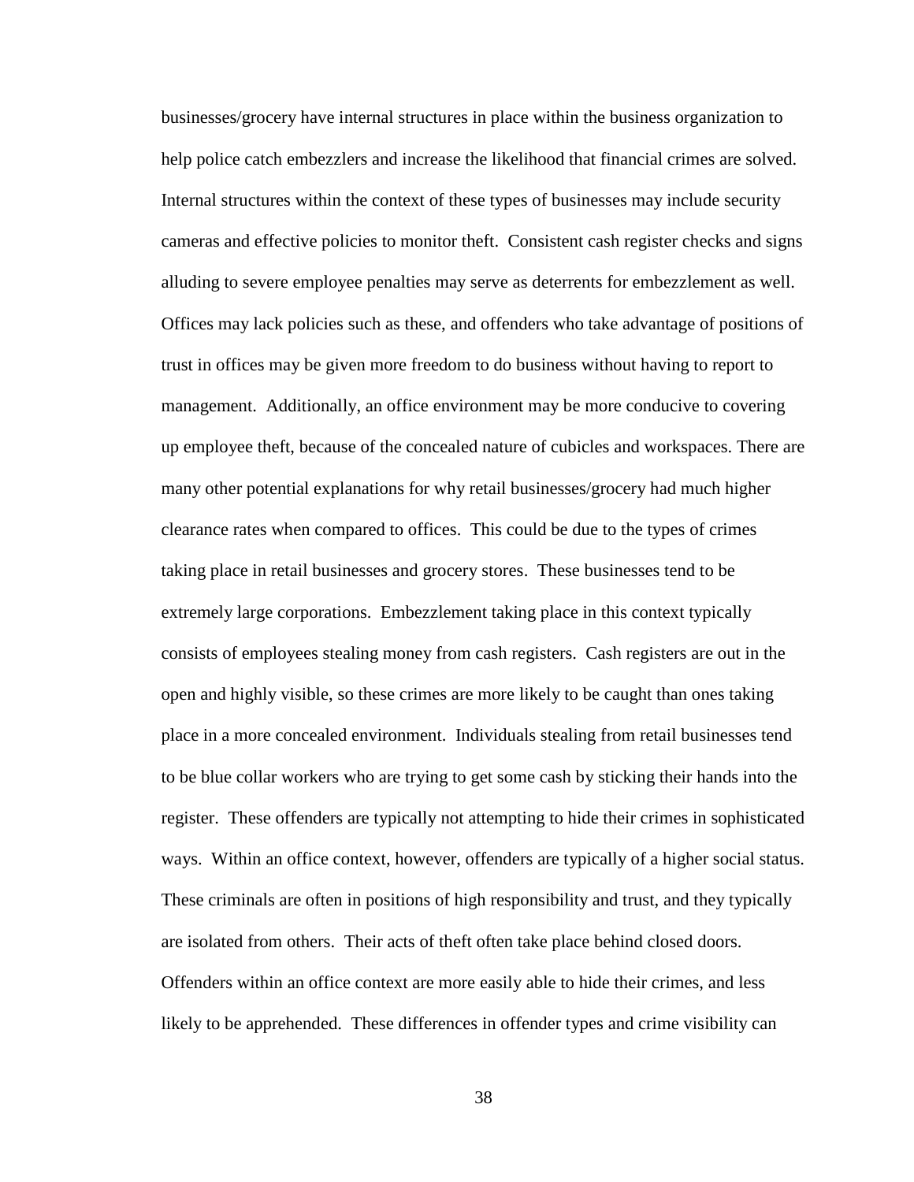businesses/grocery have internal structures in place within the business organization to help police catch embezzlers and increase the likelihood that financial crimes are solved. Internal structures within the context of these types of businesses may include security cameras and effective policies to monitor theft. Consistent cash register checks and signs alluding to severe employee penalties may serve as deterrents for embezzlement as well. Offices may lack policies such as these, and offenders who take advantage of positions of trust in offices may be given more freedom to do business without having to report to management. Additionally, an office environment may be more conducive to covering up employee theft, because of the concealed nature of cubicles and workspaces. There are many other potential explanations for why retail businesses/grocery had much higher clearance rates when compared to offices. This could be due to the types of crimes taking place in retail businesses and grocery stores. These businesses tend to be extremely large corporations. Embezzlement taking place in this context typically consists of employees stealing money from cash registers. Cash registers are out in the open and highly visible, so these crimes are more likely to be caught than ones taking place in a more concealed environment. Individuals stealing from retail businesses tend to be blue collar workers who are trying to get some cash by sticking their hands into the register. These offenders are typically not attempting to hide their crimes in sophisticated ways. Within an office context, however, offenders are typically of a higher social status. These criminals are often in positions of high responsibility and trust, and they typically are isolated from others. Their acts of theft often take place behind closed doors. Offenders within an office context are more easily able to hide their crimes, and less likely to be apprehended. These differences in offender types and crime visibility can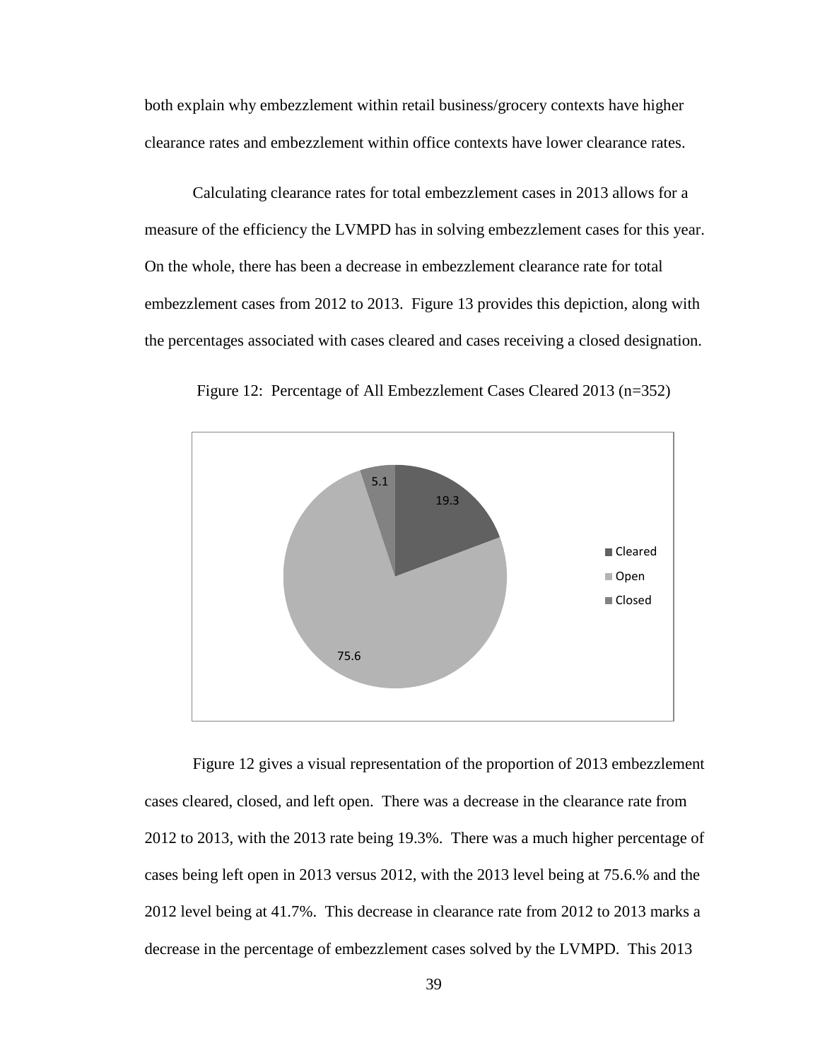both explain why embezzlement within retail business/grocery contexts have higher clearance rates and embezzlement within office contexts have lower clearance rates.

Calculating clearance rates for total embezzlement cases in 2013 allows for a measure of the efficiency the LVMPD has in solving embezzlement cases for this year. On the whole, there has been a decrease in embezzlement clearance rate for total embezzlement cases from 2012 to 2013. Figure 13 provides this depiction, along with the percentages associated with cases cleared and cases receiving a closed designation.

Figure 12: Percentage of All Embezzlement Cases Cleared 2013 (n=352)

Figure 12 gives a visual representation of the proportion of 2013 embezzlement cases cleared, closed, and left open. There was a decrease in the clearance rate from 2012 to 2013, with the 2013 rate being 19.3%. There was a much higher percentage of cases being left open in 2013 versus 2012, with the 2013 level being at 75.6.% and the 2012 level being at 41.7%. This decrease in clearance rate from 2012 to 2013 marks a decrease in the percentage of embezzlement cases solved by the LVMPD. This 2013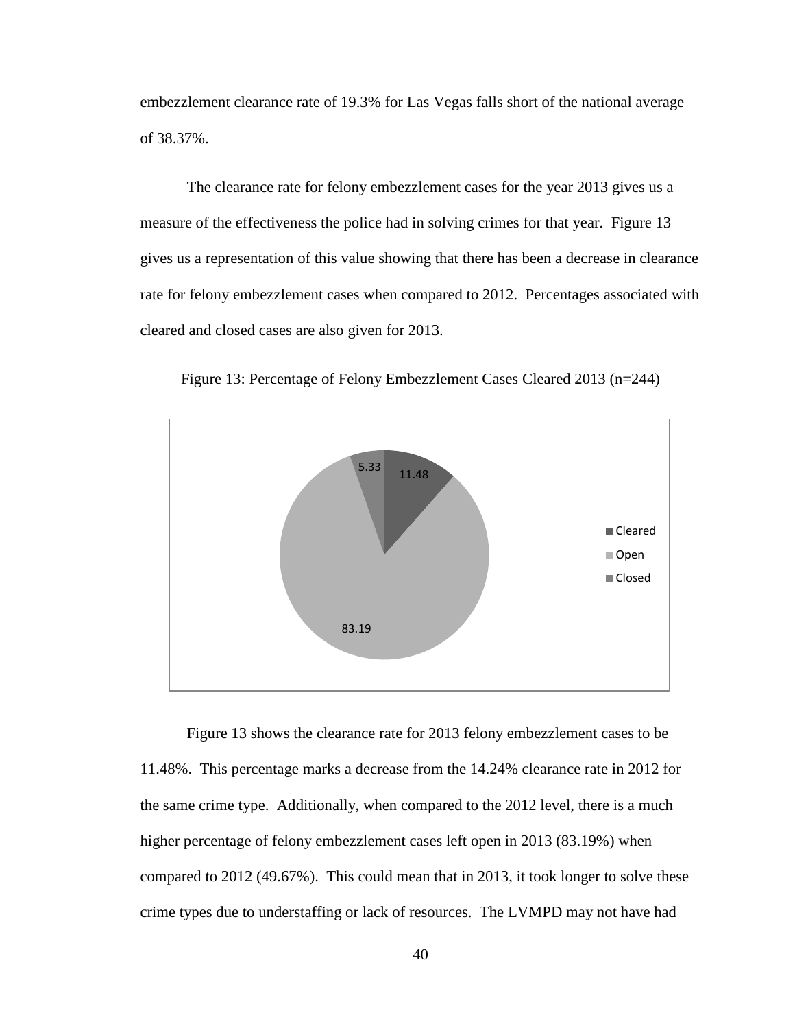embezzlement clearance rate of 19.3% for Las Vegas falls short of the national average of 38.37%.

The clearance rate for felony embezzlement cases for the year 2013 gives us a measure of the effectiveness the police had in solving crimes for that year. Figure 13 gives us a representation of this value showing that there has been a decrease in clearance rate for felony embezzlement cases when compared to 2012. Percentages associated with cleared and closed cases are also given for 2013.

Figure 13: Percentage of Felony Embezzlement Cases Cleared 2013 (n=244)

| Category | Percentage |
|---|---|
| Cleared | 11.48 |
| Open | 83.19 |
| Closed | 5.33 |

Figure 13 shows the clearance rate for 2013 felony embezzlement cases to be 11.48%. This percentage marks a decrease from the 14.24% clearance rate in 2012 for the same crime type. Additionally, when compared to the 2012 level, there is a much higher percentage of felony embezzlement cases left open in 2013 (83.19%) when compared to 2012 (49.67%). This could mean that in 2013, it took longer to solve these crime types due to understaffing or lack of resources. The LVMPD may not have had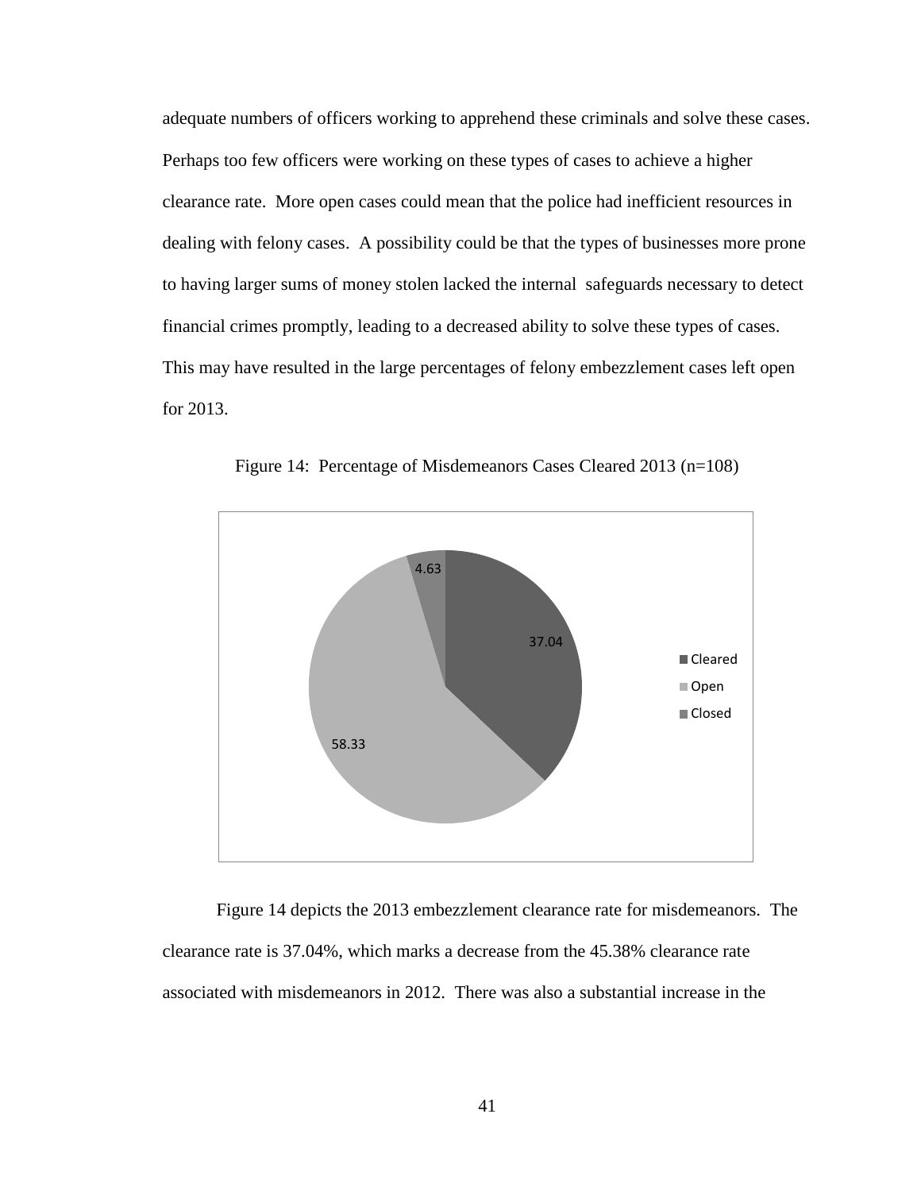adequate numbers of officers working to apprehend these criminals and solve these cases. Perhaps too few officers were working on these types of cases to achieve a higher clearance rate. More open cases could mean that the police had inefficient resources in dealing with felony cases. A possibility could be that the types of businesses more prone to having larger sums of money stolen lacked the internal safeguards necessary to detect financial crimes promptly, leading to a decreased ability to solve these types of cases. This may have resulted in the large percentages of felony embezzlement cases left open for 2013.

Figure 14: Percentage of Misdemeanors Cases Cleared 2013 (n=108)

| Status | Percentage |
|---|---|
| Cleared | 37.04 |
| Open | 58.33 |
| Closed | 4.63 |

Figure 14 depicts the 2013 embezzlement clearance rate for misdemeanors. The clearance rate is 37.04%, which marks a decrease from the 45.38% clearance rate associated with misdemeanors in 2012. There was also a substantial increase in the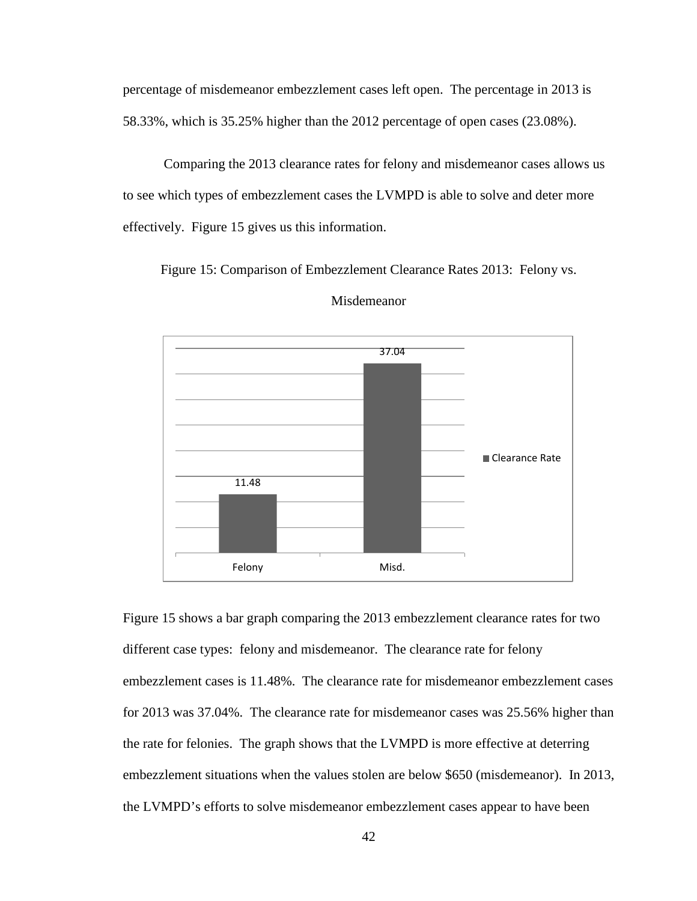percentage of misdemeanor embezzlement cases left open. The percentage in 2013 is 58.33%, which is 35.25% higher than the 2012 percentage of open cases (23.08%).

Comparing the 2013 clearance rates for felony and misdemeanor cases allows us to see which types of embezzlement cases the LVMPD is able to solve and deter more effectively. Figure 15 gives us this information.

Figure 15: Comparison of Embezzlement Clearance Rates 2013: Felony vs. Misdemeanor

| | Clearance Rate |
|---|---|
| Felony | 11.48 |
| Misd. | 37.04 |

Figure 15 shows a bar graph comparing the 2013 embezzlement clearance rates for two different case types: felony and misdemeanor. The clearance rate for felony embezzlement cases is 11.48%. The clearance rate for misdemeanor embezzlement cases for 2013 was 37.04%. The clearance rate for misdemeanor cases was 25.56% higher than the rate for felonies. The graph shows that the LVMPD is more effective at deterring embezzlement situations when the values stolen are below $650 (misdemeanor). In 2013, the LVMPD's efforts to solve misdemeanor embezzlement cases appear to have been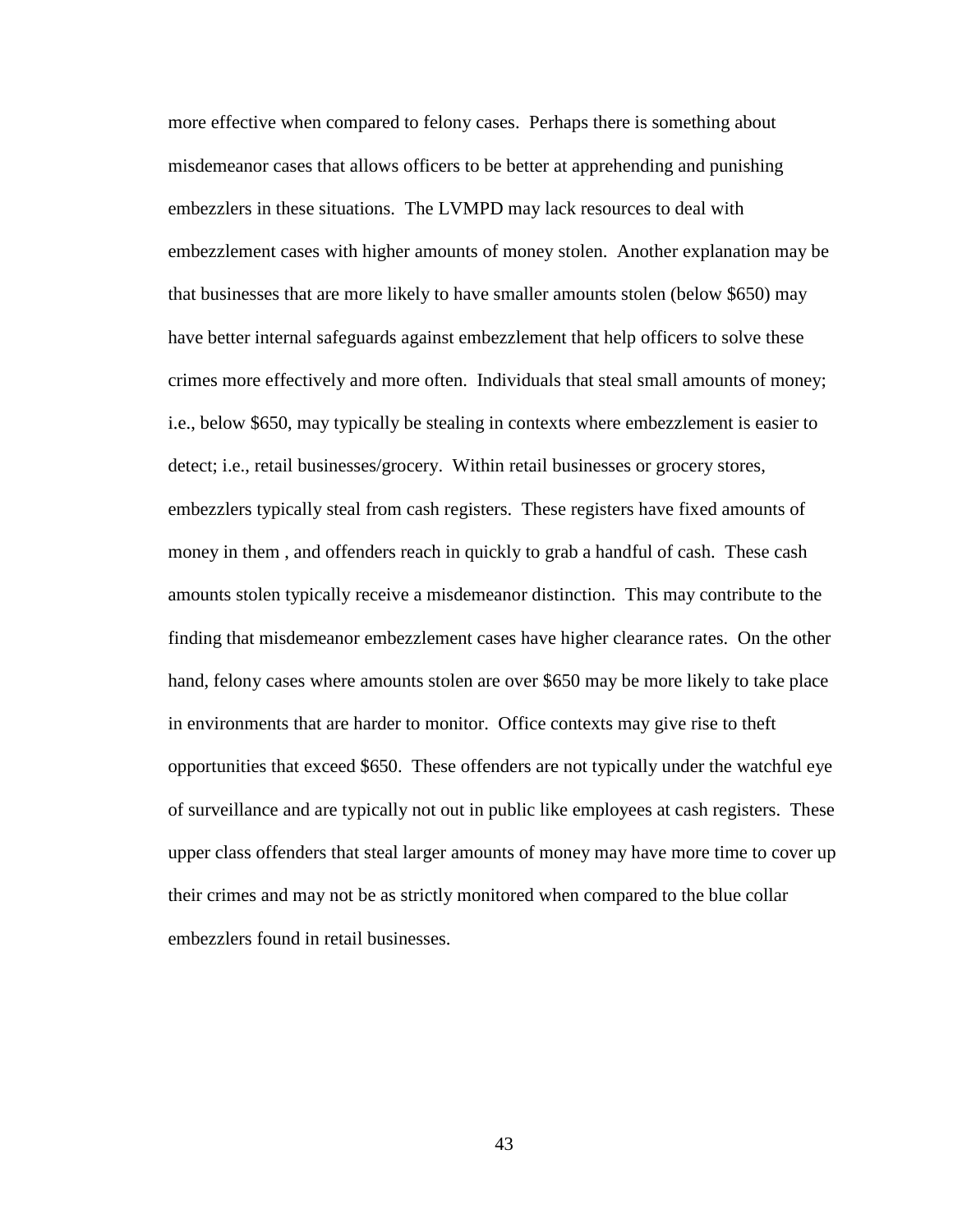more effective when compared to felony cases. Perhaps there is something about misdemeanor cases that allows officers to be better at apprehending and punishing embezzlers in these situations. The LVMPD may lack resources to deal with embezzlement cases with higher amounts of money stolen. Another explanation may be that businesses that are more likely to have smaller amounts stolen (below $650) may have better internal safeguards against embezzlement that help officers to solve these crimes more effectively and more often. Individuals that steal small amounts of money; i.e., below $650, may typically be stealing in contexts where embezzlement is easier to detect; i.e., retail businesses/grocery. Within retail businesses or grocery stores, embezzlers typically steal from cash registers. These registers have fixed amounts of money in them , and offenders reach in quickly to grab a handful of cash. These cash amounts stolen typically receive a misdemeanor distinction. This may contribute to the finding that misdemeanor embezzlement cases have higher clearance rates. On the other hand, felony cases where amounts stolen are over $650 may be more likely to take place in environments that are harder to monitor. Office contexts may give rise to theft opportunities that exceed $650. These offenders are not typically under the watchful eye of surveillance and are typically not out in public like employees at cash registers. These upper class offenders that steal larger amounts of money may have more time to cover up their crimes and may not be as strictly monitored when compared to the blue collar embezzlers found in retail businesses.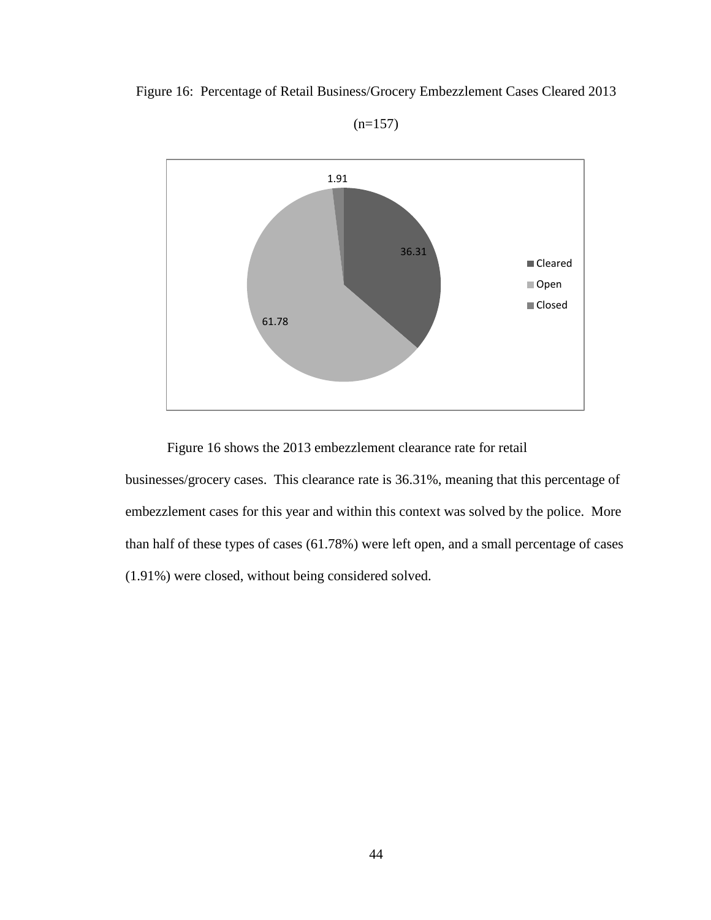Figure 16: Percentage of Retail Business/Grocery Embezzlement Cases Cleared 2013

(n=157)

Figure 16 shows the 2013 embezzlement clearance rate for retail businesses/grocery cases. This clearance rate is 36.31%, meaning that this percentage of embezzlement cases for this year and within this context was solved by the police. More than half of these types of cases (61.78%) were left open, and a small percentage of cases (1.91%) were closed, without being considered solved.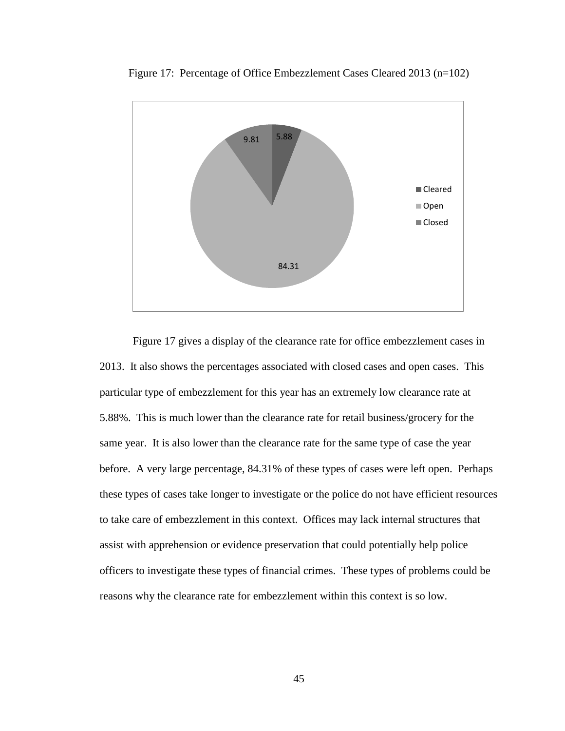Figure 17: Percentage of Office Embezzlement Cases Cleared 2013 (n=102)

Figure 17 gives a display of the clearance rate for office embezzlement cases in 2013. It also shows the percentages associated with closed cases and open cases. This particular type of embezzlement for this year has an extremely low clearance rate at 5.88%. This is much lower than the clearance rate for retail business/grocery for the same year. It is also lower than the clearance rate for the same type of case the year before. A very large percentage, 84.31% of these types of cases were left open. Perhaps these types of cases take longer to investigate or the police do not have efficient resources to take care of embezzlement in this context. Offices may lack internal structures that assist with apprehension or evidence preservation that could potentially help police officers to investigate these types of financial crimes. These types of problems could be reasons why the clearance rate for embezzlement within this context is so low.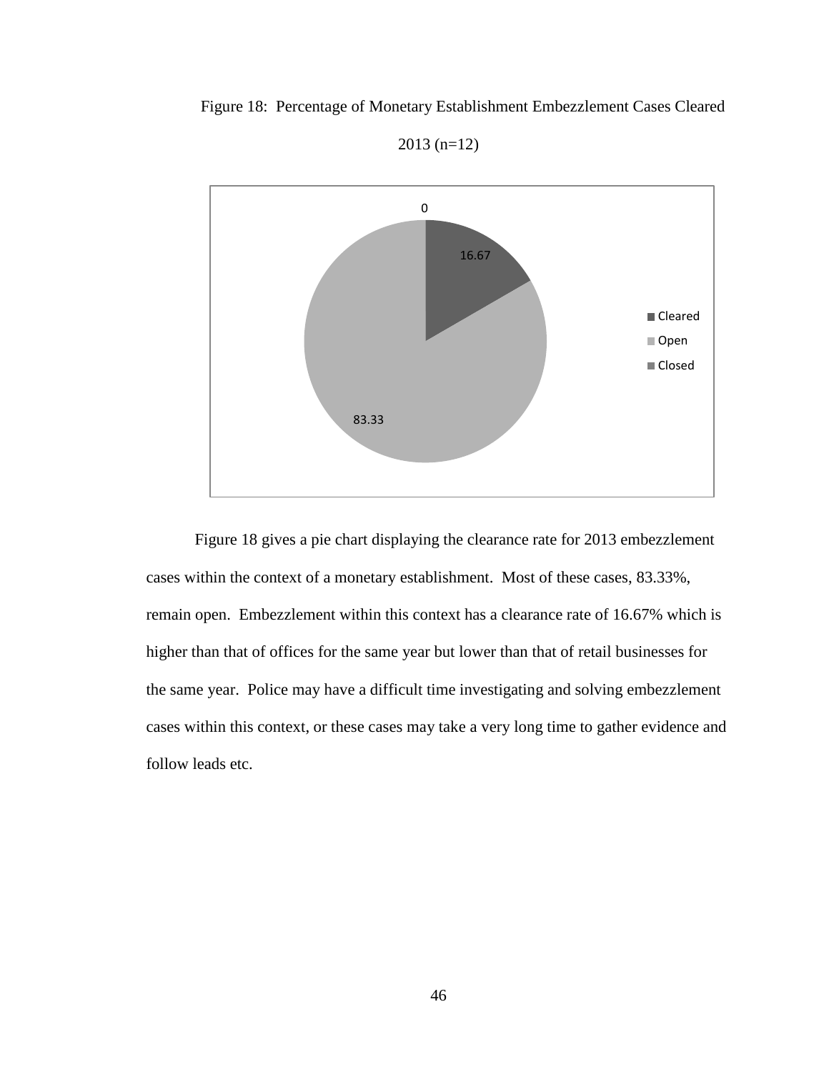Figure 18: Percentage of Monetary Establishment Embezzlement Cases Cleared 2013 (n=12)

Figure 18 gives a pie chart displaying the clearance rate for 2013 embezzlement cases within the context of a monetary establishment. Most of these cases, 83.33%, remain open. Embezzlement within this context has a clearance rate of 16.67% which is higher than that of offices for the same year but lower than that of retail businesses for the same year. Police may have a difficult time investigating and solving embezzlement cases within this context, or these cases may take a very long time to gather evidence and follow leads etc.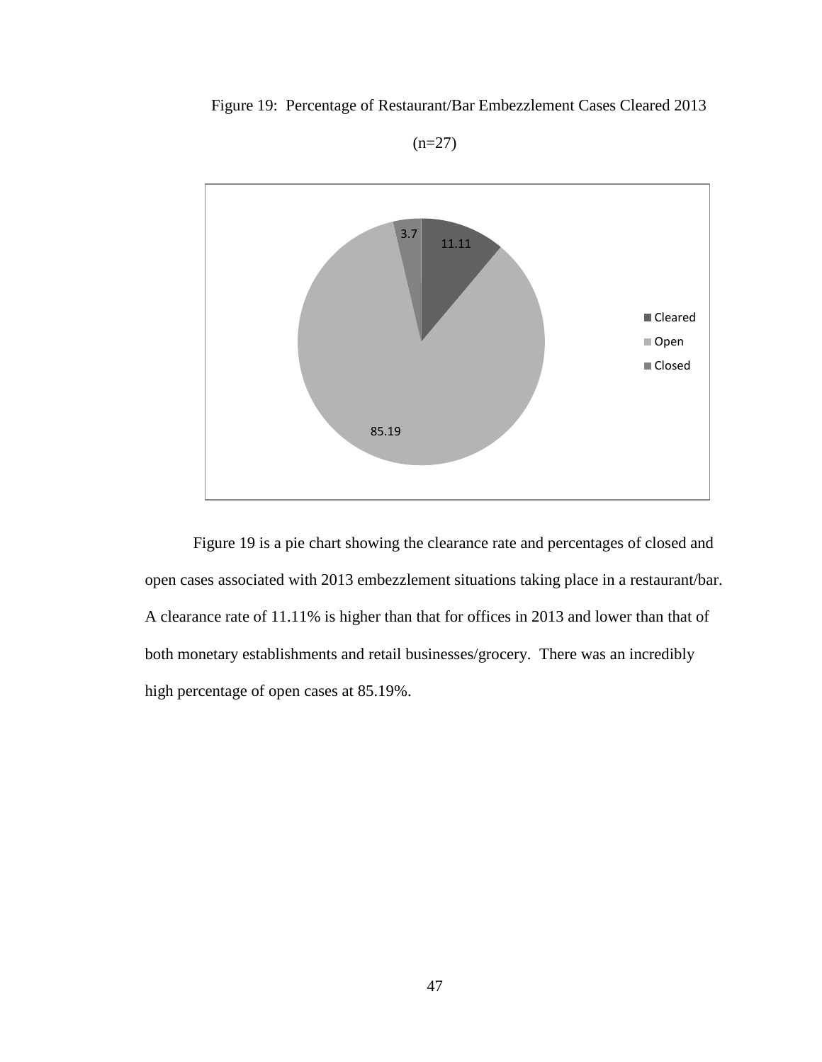Figure 19: Percentage of Restaurant/Bar Embezzlement Cases Cleared 2013

(n=27)

Figure 19 is a pie chart showing the clearance rate and percentages of closed and open cases associated with 2013 embezzlement situations taking place in a restaurant/bar. A clearance rate of 11.11% is higher than that for offices in 2013 and lower than that of both monetary establishments and retail businesses/grocery. There was an incredibly high percentage of open cases at 85.19%.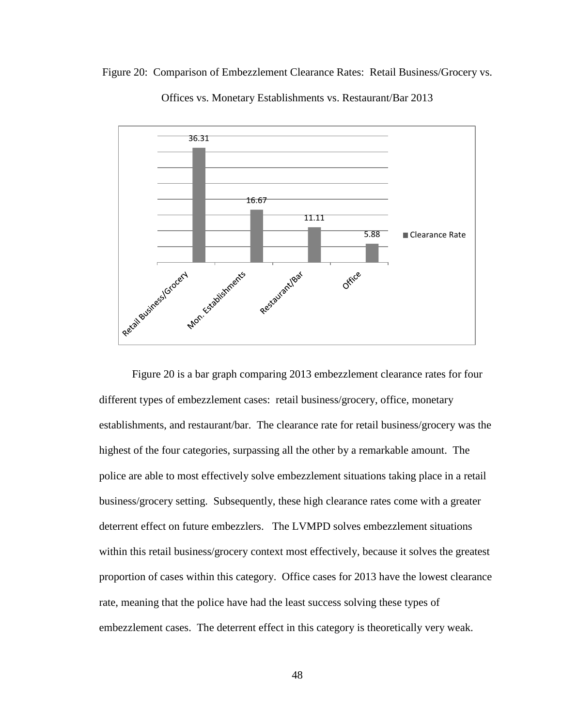Figure 20: Comparison of Embezzlement Clearance Rates: Retail Business/Grocery vs. Offices vs. Monetary Establishments vs. Restaurant/Bar 2013

| | Clearance Rate |
|---|---|
| Retail Business/Grocery | 36.31 |
| Mon. Establishments | 16.67 |
| Restaurant/Bar | 11.11 |
| Office | 5.88 |

Figure 20 is a bar graph comparing 2013 embezzlement clearance rates for four different types of embezzlement cases: retail business/grocery, office, monetary establishments, and restaurant/bar. The clearance rate for retail business/grocery was the highest of the four categories, surpassing all the other by a remarkable amount. The police are able to most effectively solve embezzlement situations taking place in a retail business/grocery setting. Subsequently, these high clearance rates come with a greater deterrent effect on future embezzlers. The LVMPD solves embezzlement situations within this retail business/grocery context most effectively, because it solves the greatest proportion of cases within this category. Office cases for 2013 have the lowest clearance rate, meaning that the police have had the least success solving these types of embezzlement cases. The deterrent effect in this category is theoretically very weak.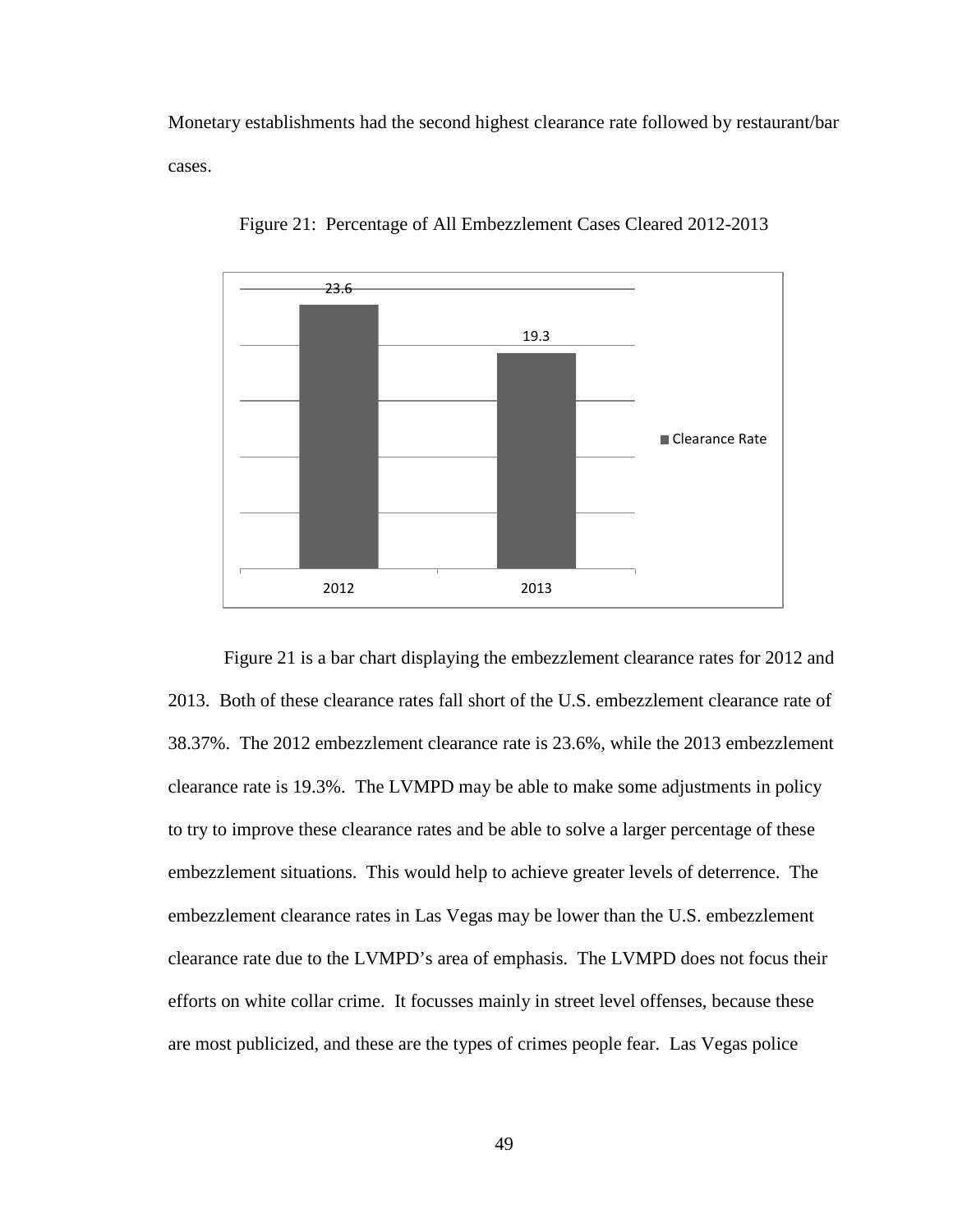Monetary establishments had the second highest clearance rate followed by restaurant/bar cases.

Figure 21: Percentage of All Embezzlement Cases Cleared 2012-2013

Figure 21 is a bar chart displaying the embezzlement clearance rates for 2012 and 2013. Both of these clearance rates fall short of the U.S. embezzlement clearance rate of 38.37%. The 2012 embezzlement clearance rate is 23.6%, while the 2013 embezzlement clearance rate is 19.3%. The LVMPD may be able to make some adjustments in policy to try to improve these clearance rates and be able to solve a larger percentage of these embezzlement situations. This would help to achieve greater levels of deterrence. The embezzlement clearance rates in Las Vegas may be lower than the U.S. embezzlement clearance rate due to the LVMPD's area of emphasis. The LVMPD does not focus their efforts on white collar crime. It focusses mainly in street level offenses, because these are most publicized, and these are the types of crimes people fear. Las Vegas police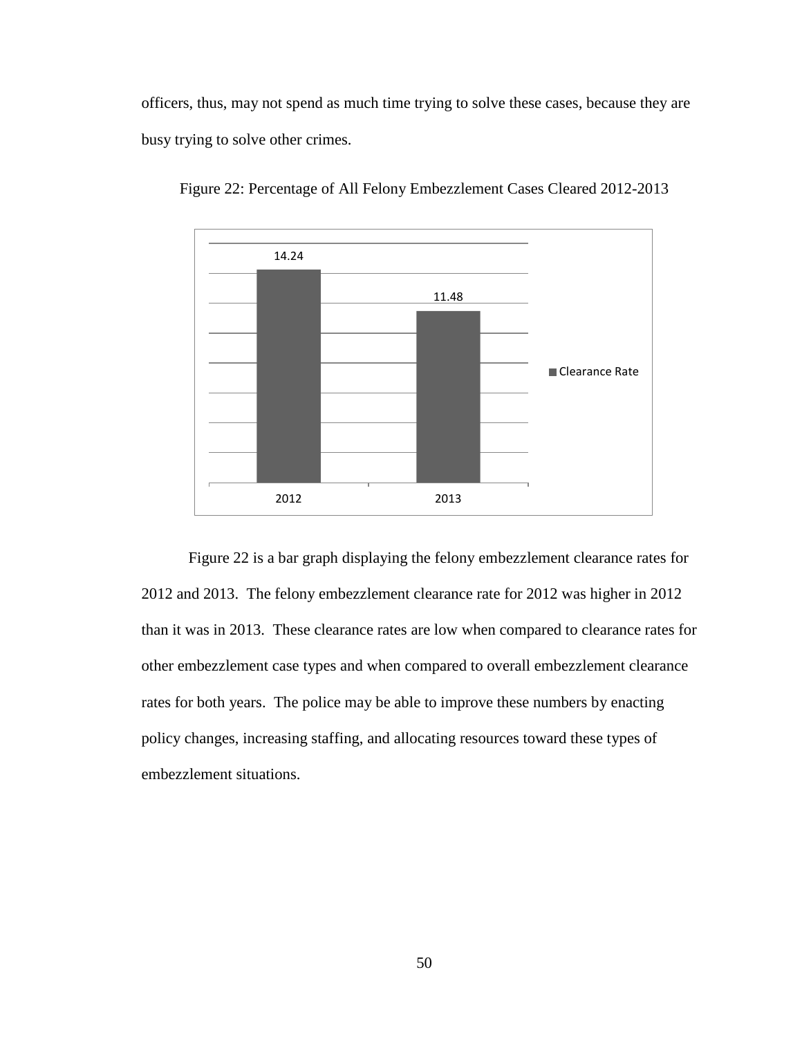officers, thus, may not spend as much time trying to solve these cases, because they are busy trying to solve other crimes.

Figure 22: Percentage of All Felony Embezzlement Cases Cleared 2012-2013

| | Clearance Rate |
|---|---|
| 2012 | 14.24 |
| 2013 | 11.48 |

Figure 22 is a bar graph displaying the felony embezzlement clearance rates for 2012 and 2013. The felony embezzlement clearance rate for 2012 was higher in 2012 than it was in 2013. These clearance rates are low when compared to clearance rates for other embezzlement case types and when compared to overall embezzlement clearance rates for both years. The police may be able to improve these numbers by enacting policy changes, increasing staffing, and allocating resources toward these types of embezzlement situations.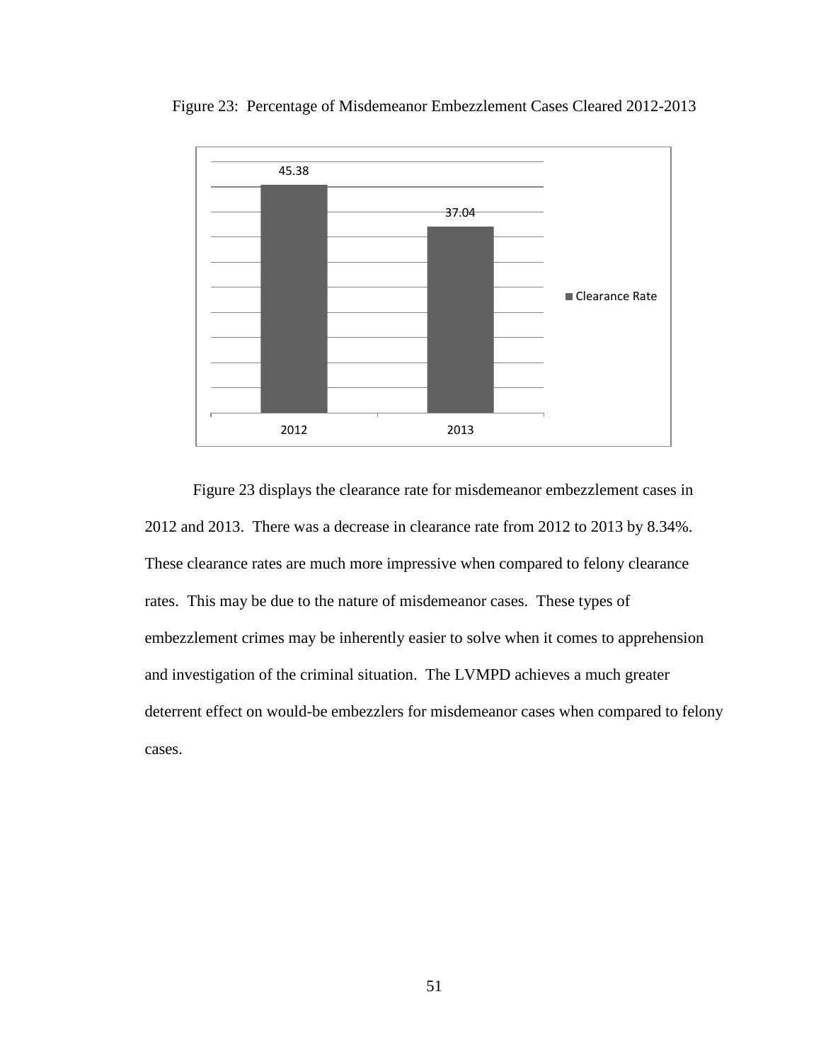Figure 23: Percentage of Misdemeanor Embezzlement Cases Cleared 2012-2013

| | Clearance Rate |
|---|---|
| 2012 | 45.38 |
| 2013 | 37.04 |

Figure 23 displays the clearance rate for misdemeanor embezzlement cases in 2012 and 2013. There was a decrease in clearance rate from 2012 to 2013 by 8.34%. These clearance rates are much more impressive when compared to felony clearance rates. This may be due to the nature of misdemeanor cases. These types of embezzlement crimes may be inherently easier to solve when it comes to apprehension and investigation of the criminal situation. The LVMPD achieves a much greater deterrent effect on would-be embezzlers for misdemeanor cases when compared to felony cases.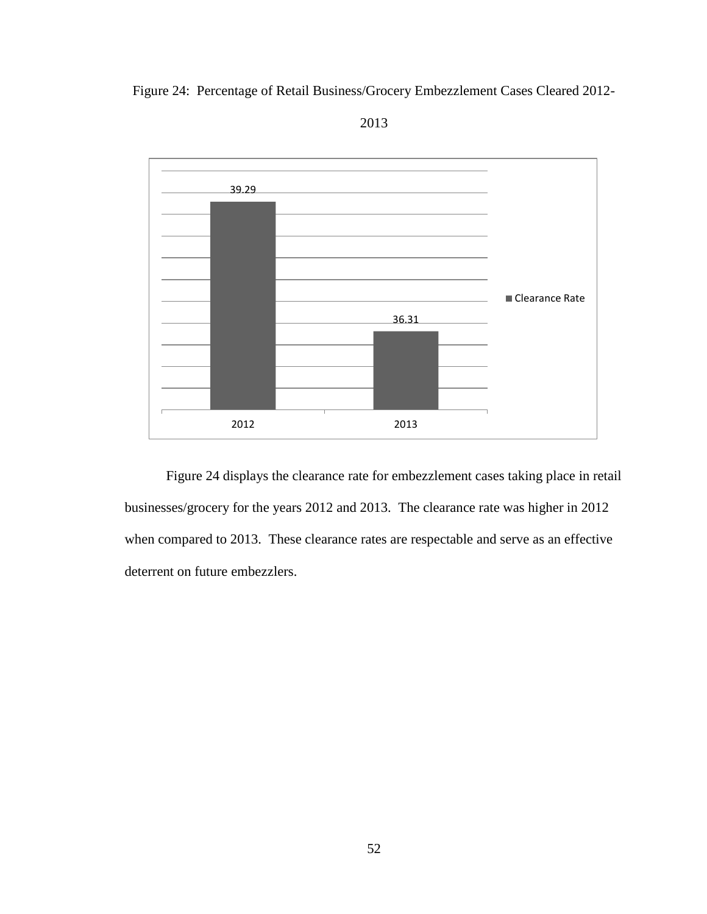Figure 24: Percentage of Retail Business/Grocery Embezzlement Cases Cleared 2012-2013

| | Clearance Rate |
|---|---|
| 2012 | 39.29 |
| 2013 | 36.31 |

Figure 24 displays the clearance rate for embezzlement cases taking place in retail businesses/grocery for the years 2012 and 2013. The clearance rate was higher in 2012 when compared to 2013. These clearance rates are respectable and serve as an effective deterrent on future embezzlers.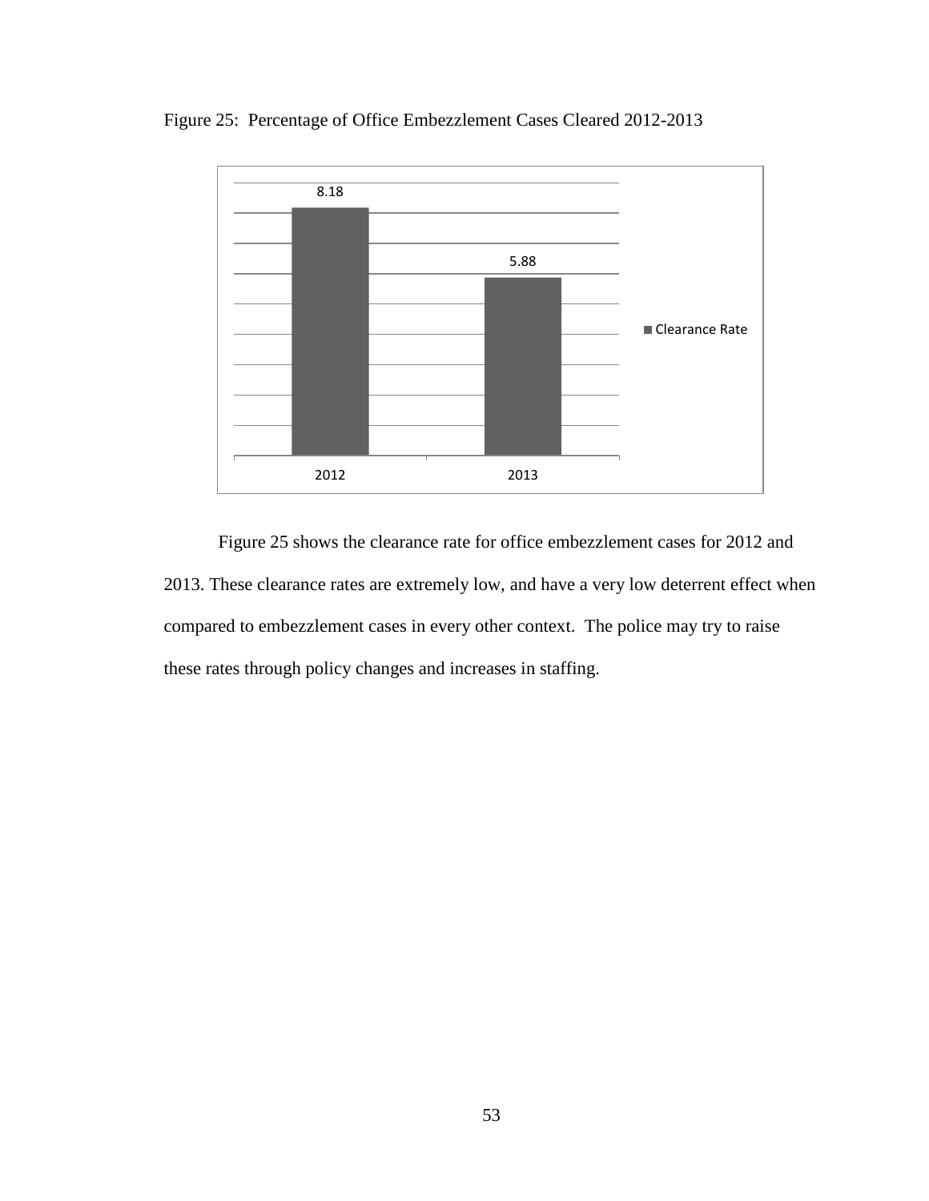Figure 25: Percentage of Office Embezzlement Cases Cleared 2012-2013

| | Clearance Rate |
|---|---|
| 2012 | 8.18 |
| 2013 | 5.88 |

Figure 25 shows the clearance rate for office embezzlement cases for 2012 and 2013. These clearance rates are extremely low, and have a very low deterrent effect when compared to embezzlement cases in every other context. The police may try to raise these rates through policy changes and increases in staffing.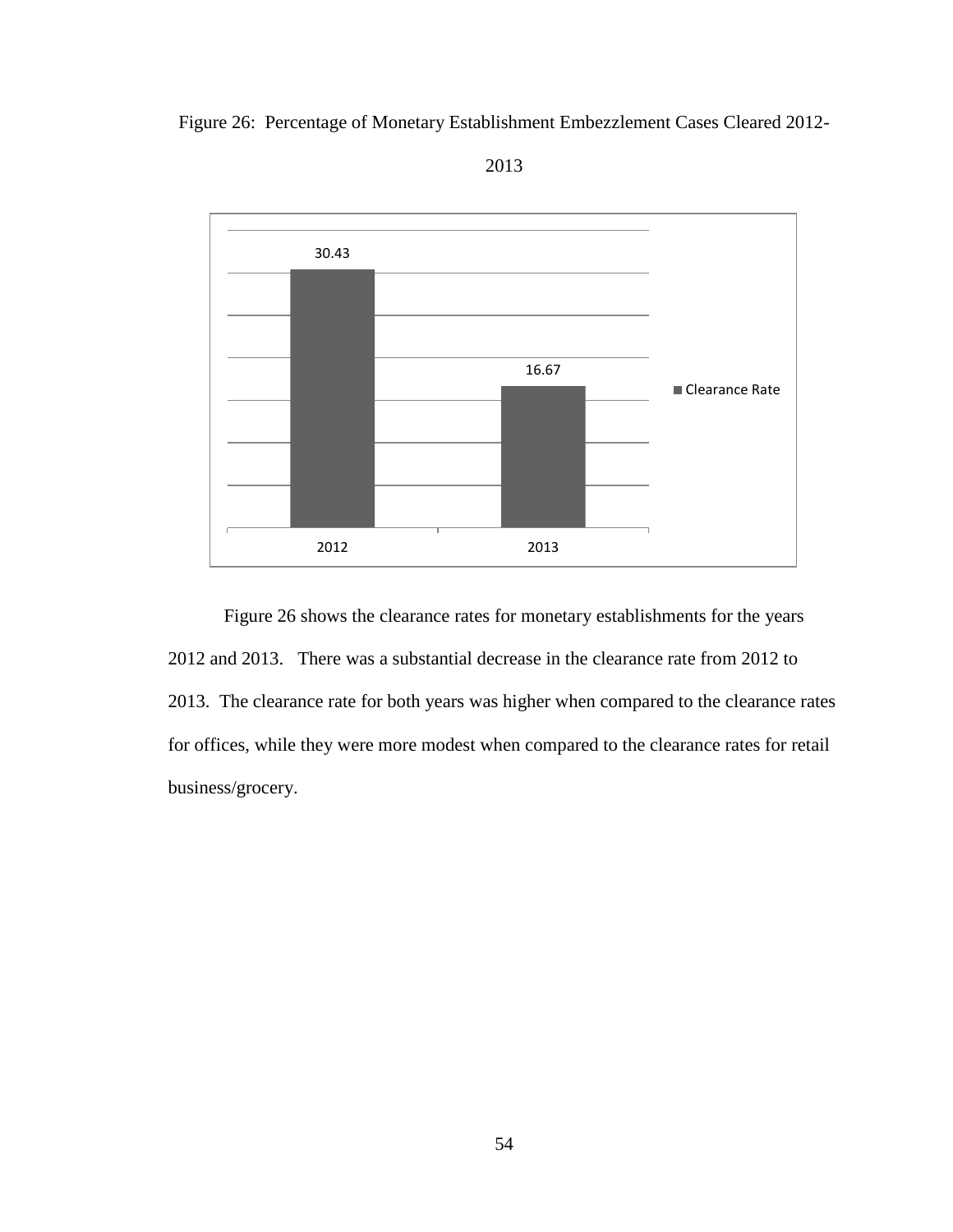Figure 26: Percentage of Monetary Establishment Embezzlement Cases Cleared 2012-2013

| | Clearance Rate |
|---|---|
| 2012 | 30.43 |
| 2013 | 16.67 |

Figure 26 shows the clearance rates for monetary establishments for the years 2012 and 2013. There was a substantial decrease in the clearance rate from 2012 to 2013. The clearance rate for both years was higher when compared to the clearance rates for offices, while they were more modest when compared to the clearance rates for retail business/grocery.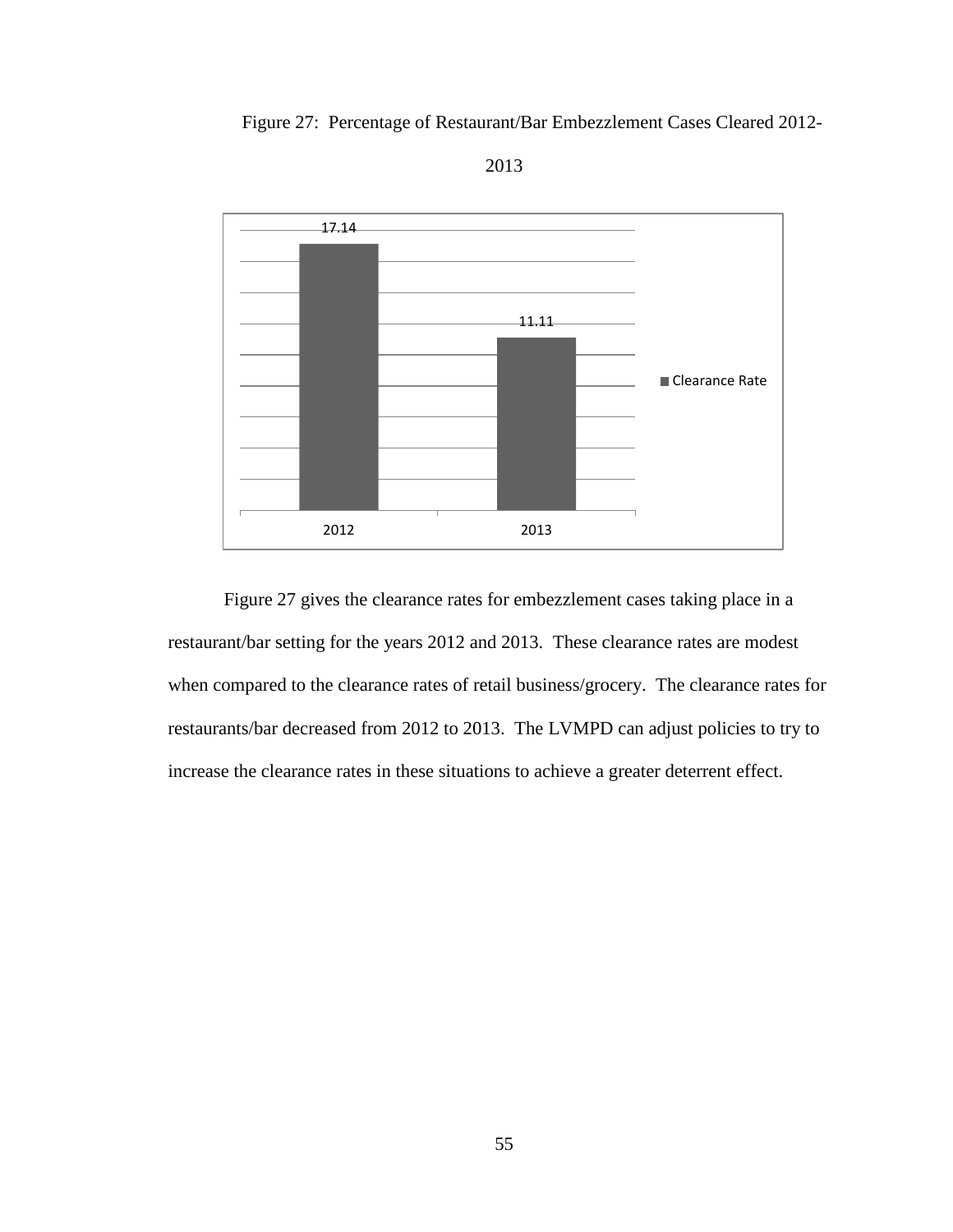Figure 27: Percentage of Restaurant/Bar Embezzlement Cases Cleared 2012-2013

| | Clearance Rate |
|---|---|
| 2012 | 17.14 |
| 2013 | 11.11 |

Figure 27 gives the clearance rates for embezzlement cases taking place in a restaurant/bar setting for the years 2012 and 2013. These clearance rates are modest when compared to the clearance rates of retail business/grocery. The clearance rates for restaurants/bar decreased from 2012 to 2013. The LVMPD can adjust policies to try to increase the clearance rates in these situations to achieve a greater deterrent effect.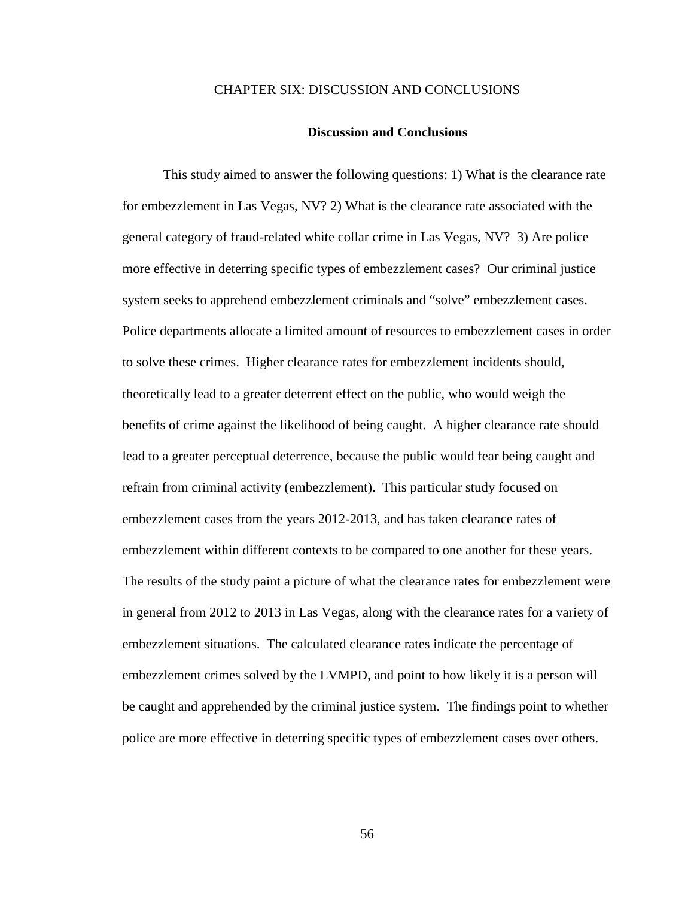# CHAPTER SIX: DISCUSSION AND CONCLUSIONS

## Discussion and Conclusions

This study aimed to answer the following questions: 1) What is the clearance rate for embezzlement in Las Vegas, NV? 2) What is the clearance rate associated with the general category of fraud-related white collar crime in Las Vegas, NV? 3) Are police more effective in deterring specific types of embezzlement cases? Our criminal justice system seeks to apprehend embezzlement criminals and "solve" embezzlement cases. Police departments allocate a limited amount of resources to embezzlement cases in order to solve these crimes. Higher clearance rates for embezzlement incidents should, theoretically lead to a greater deterrent effect on the public, who would weigh the benefits of crime against the likelihood of being caught. A higher clearance rate should lead to a greater perceptual deterrence, because the public would fear being caught and refrain from criminal activity (embezzlement). This particular study focused on embezzlement cases from the years 2012-2013, and has taken clearance rates of embezzlement within different contexts to be compared to one another for these years. The results of the study paint a picture of what the clearance rates for embezzlement were in general from 2012 to 2013 in Las Vegas, along with the clearance rates for a variety of embezzlement situations. The calculated clearance rates indicate the percentage of embezzlement crimes solved by the LVMPD, and point to how likely it is a person will be caught and apprehended by the criminal justice system. The findings point to whether police are more effective in deterring specific types of embezzlement cases over others.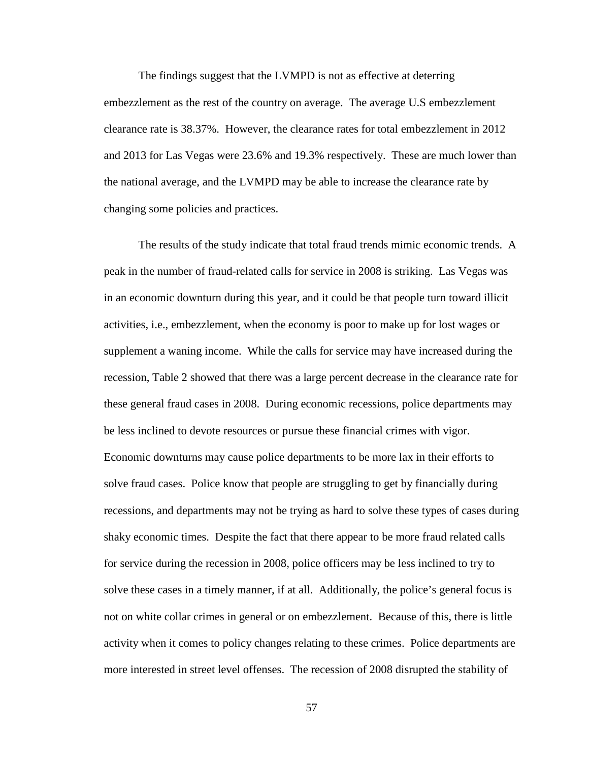The findings suggest that the LVMPD is not as effective at deterring embezzlement as the rest of the country on average. The average U.S embezzlement clearance rate is 38.37%. However, the clearance rates for total embezzlement in 2012 and 2013 for Las Vegas were 23.6% and 19.3% respectively. These are much lower than the national average, and the LVMPD may be able to increase the clearance rate by changing some policies and practices.

The results of the study indicate that total fraud trends mimic economic trends. A peak in the number of fraud-related calls for service in 2008 is striking. Las Vegas was in an economic downturn during this year, and it could be that people turn toward illicit activities, i.e., embezzlement, when the economy is poor to make up for lost wages or supplement a waning income. While the calls for service may have increased during the recession, Table 2 showed that there was a large percent decrease in the clearance rate for these general fraud cases in 2008. During economic recessions, police departments may be less inclined to devote resources or pursue these financial crimes with vigor. Economic downturns may cause police departments to be more lax in their efforts to solve fraud cases. Police know that people are struggling to get by financially during recessions, and departments may not be trying as hard to solve these types of cases during shaky economic times. Despite the fact that there appear to be more fraud related calls for service during the recession in 2008, police officers may be less inclined to try to solve these cases in a timely manner, if at all. Additionally, the police's general focus is not on white collar crimes in general or on embezzlement. Because of this, there is little activity when it comes to policy changes relating to these crimes. Police departments are more interested in street level offenses. The recession of 2008 disrupted the stability of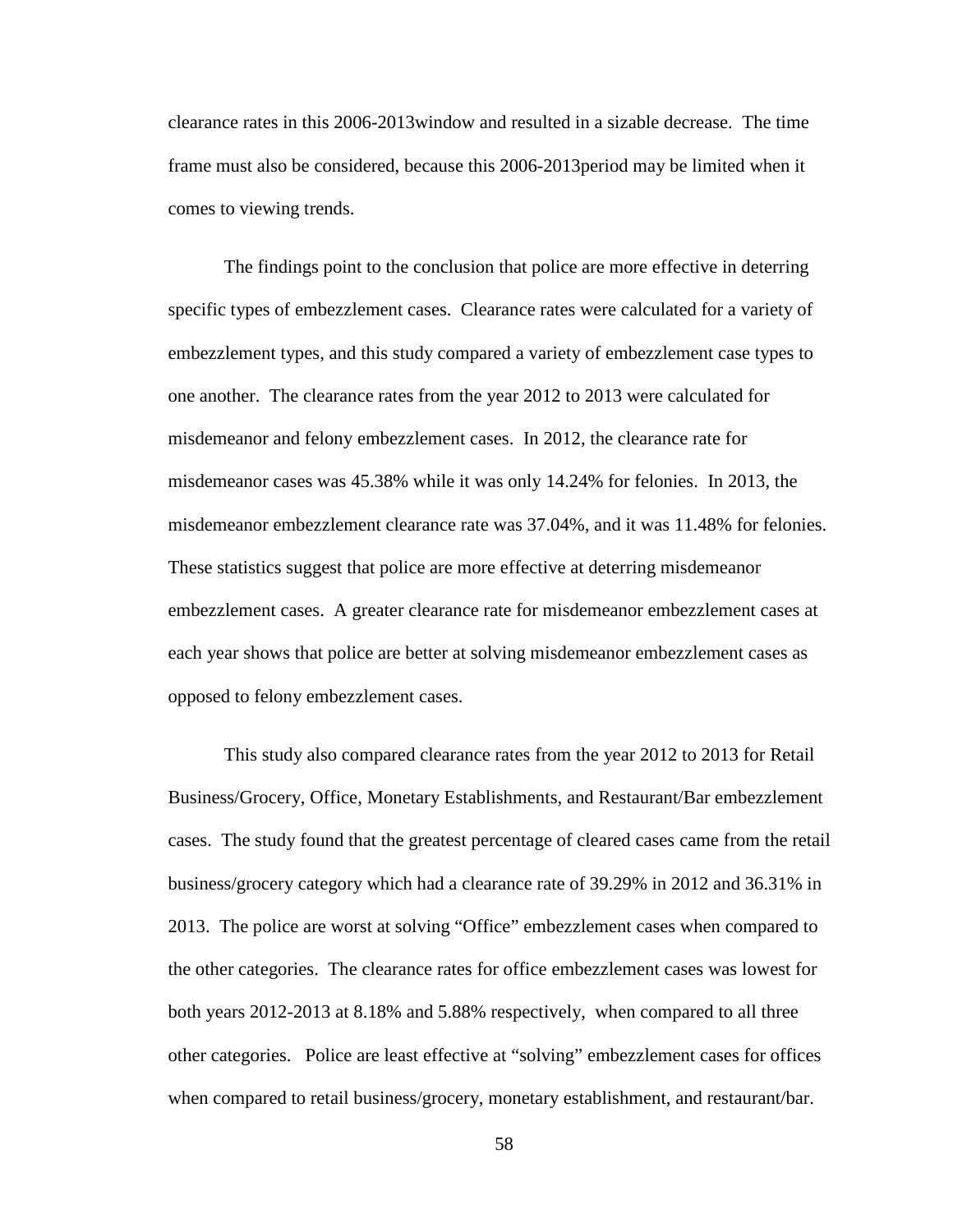clearance rates in this 2006-2013window and resulted in a sizable decrease. The time frame must also be considered, because this 2006-2013period may be limited when it comes to viewing trends.

The findings point to the conclusion that police are more effective in deterring specific types of embezzlement cases. Clearance rates were calculated for a variety of embezzlement types, and this study compared a variety of embezzlement case types to one another. The clearance rates from the year 2012 to 2013 were calculated for misdemeanor and felony embezzlement cases. In 2012, the clearance rate for misdemeanor cases was 45.38% while it was only 14.24% for felonies. In 2013, the misdemeanor embezzlement clearance rate was 37.04%, and it was 11.48% for felonies. These statistics suggest that police are more effective at deterring misdemeanor embezzlement cases. A greater clearance rate for misdemeanor embezzlement cases at each year shows that police are better at solving misdemeanor embezzlement cases as opposed to felony embezzlement cases.

This study also compared clearance rates from the year 2012 to 2013 for Retail Business/Grocery, Office, Monetary Establishments, and Restaurant/Bar embezzlement cases. The study found that the greatest percentage of cleared cases came from the retail business/grocery category which had a clearance rate of 39.29% in 2012 and 36.31% in 2013. The police are worst at solving "Office" embezzlement cases when compared to the other categories. The clearance rates for office embezzlement cases was lowest for both years 2012-2013 at 8.18% and 5.88% respectively, when compared to all three other categories. Police are least effective at "solving" embezzlement cases for offices when compared to retail business/grocery, monetary establishment, and restaurant/bar.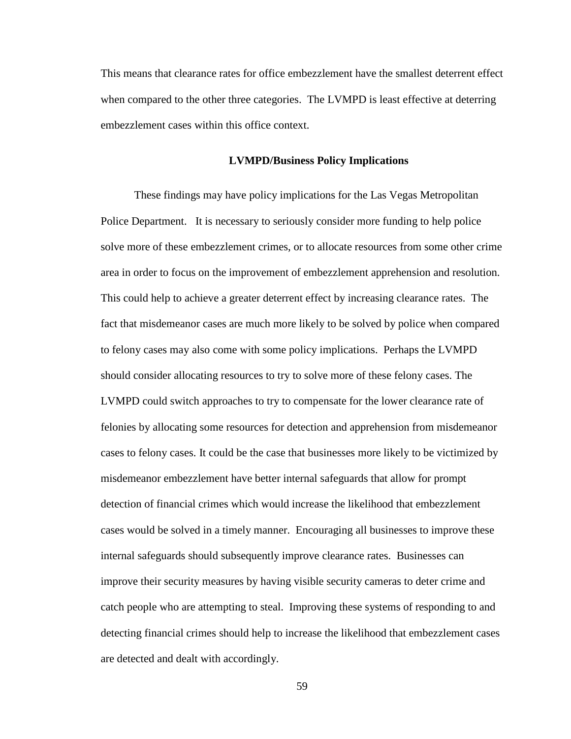This means that clearance rates for office embezzlement have the smallest deterrent effect when compared to the other three categories. The LVMPD is least effective at deterring embezzlement cases within this office context.

## LVMPD/Business Policy Implications

These findings may have policy implications for the Las Vegas Metropolitan Police Department. It is necessary to seriously consider more funding to help police solve more of these embezzlement crimes, or to allocate resources from some other crime area in order to focus on the improvement of embezzlement apprehension and resolution. This could help to achieve a greater deterrent effect by increasing clearance rates. The fact that misdemeanor cases are much more likely to be solved by police when compared to felony cases may also come with some policy implications. Perhaps the LVMPD should consider allocating resources to try to solve more of these felony cases. The LVMPD could switch approaches to try to compensate for the lower clearance rate of felonies by allocating some resources for detection and apprehension from misdemeanor cases to felony cases. It could be the case that businesses more likely to be victimized by misdemeanor embezzlement have better internal safeguards that allow for prompt detection of financial crimes which would increase the likelihood that embezzlement cases would be solved in a timely manner. Encouraging all businesses to improve these internal safeguards should subsequently improve clearance rates. Businesses can improve their security measures by having visible security cameras to deter crime and catch people who are attempting to steal. Improving these systems of responding to and detecting financial crimes should help to increase the likelihood that embezzlement cases are detected and dealt with accordingly.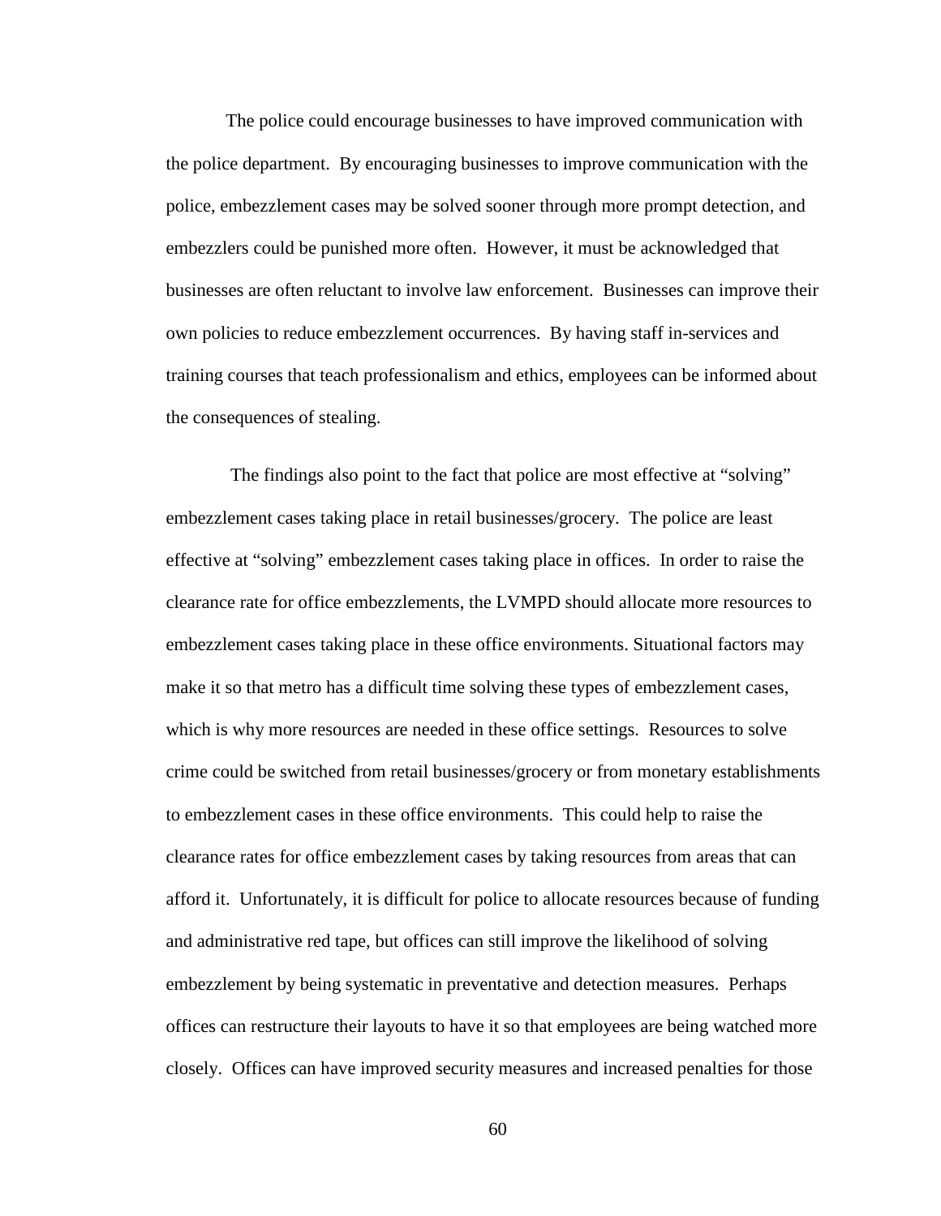The police could encourage businesses to have improved communication with the police department. By encouraging businesses to improve communication with the police, embezzlement cases may be solved sooner through more prompt detection, and embezzlers could be punished more often. However, it must be acknowledged that businesses are often reluctant to involve law enforcement. Businesses can improve their own policies to reduce embezzlement occurrences. By having staff in-services and training courses that teach professionalism and ethics, employees can be informed about the consequences of stealing.

The findings also point to the fact that police are most effective at "solving" embezzlement cases taking place in retail businesses/grocery. The police are least effective at "solving" embezzlement cases taking place in offices. In order to raise the clearance rate for office embezzlements, the LVMPD should allocate more resources to embezzlement cases taking place in these office environments. Situational factors may make it so that metro has a difficult time solving these types of embezzlement cases, which is why more resources are needed in these office settings. Resources to solve crime could be switched from retail businesses/grocery or from monetary establishments to embezzlement cases in these office environments. This could help to raise the clearance rates for office embezzlement cases by taking resources from areas that can afford it. Unfortunately, it is difficult for police to allocate resources because of funding and administrative red tape, but offices can still improve the likelihood of solving embezzlement by being systematic in preventative and detection measures. Perhaps offices can restructure their layouts to have it so that employees are being watched more closely. Offices can have improved security measures and increased penalties for those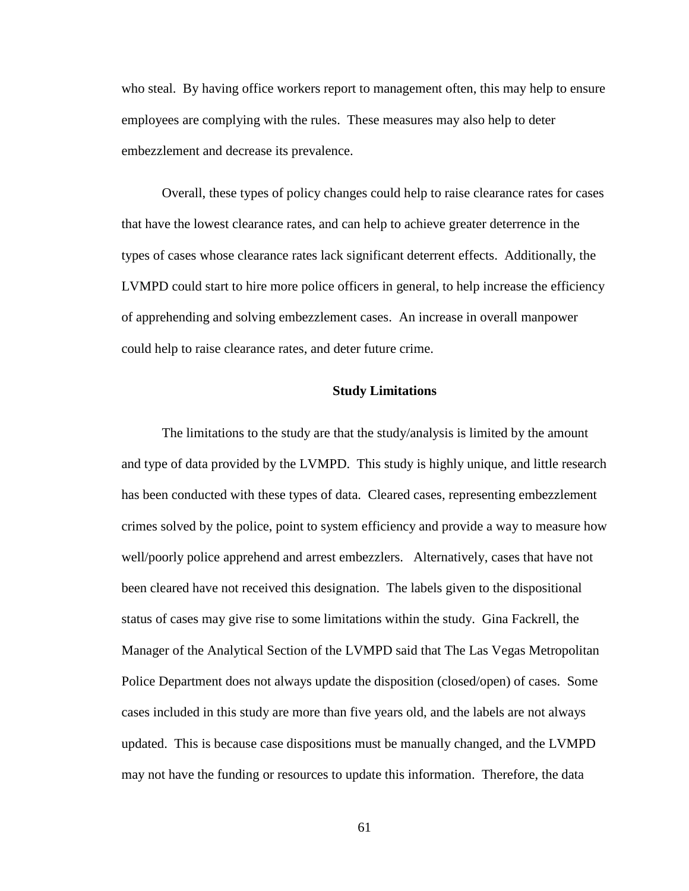who steal. By having office workers report to management often, this may help to ensure employees are complying with the rules. These measures may also help to deter embezzlement and decrease its prevalence.

Overall, these types of policy changes could help to raise clearance rates for cases that have the lowest clearance rates, and can help to achieve greater deterrence in the types of cases whose clearance rates lack significant deterrent effects. Additionally, the LVMPD could start to hire more police officers in general, to help increase the efficiency of apprehending and solving embezzlement cases. An increase in overall manpower could help to raise clearance rates, and deter future crime.

## Study Limitations

The limitations to the study are that the study/analysis is limited by the amount and type of data provided by the LVMPD. This study is highly unique, and little research has been conducted with these types of data. Cleared cases, representing embezzlement crimes solved by the police, point to system efficiency and provide a way to measure how well/poorly police apprehend and arrest embezzlers. Alternatively, cases that have not been cleared have not received this designation. The labels given to the dispositional status of cases may give rise to some limitations within the study. Gina Fackrell, the Manager of the Analytical Section of the LVMPD said that The Las Vegas Metropolitan Police Department does not always update the disposition (closed/open) of cases. Some cases included in this study are more than five years old, and the labels are not always updated. This is because case dispositions must be manually changed, and the LVMPD may not have the funding or resources to update this information. Therefore, the data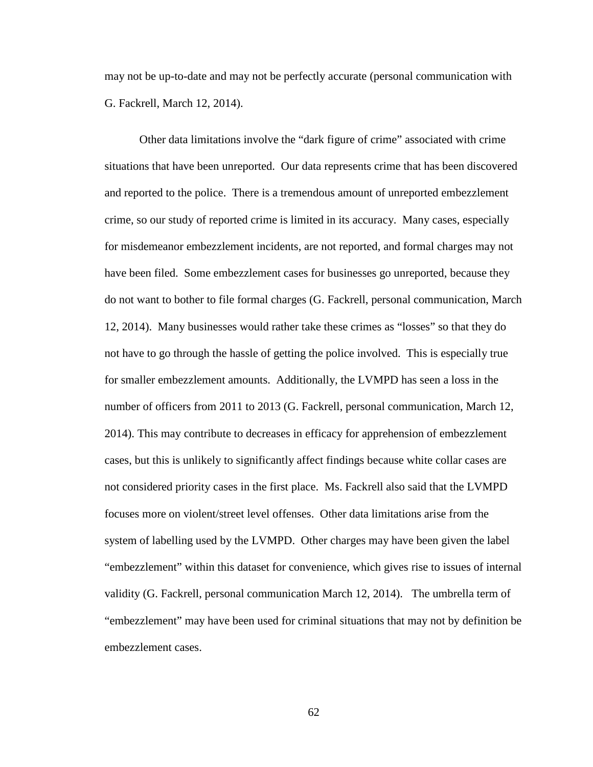may not be up-to-date and may not be perfectly accurate (personal communication with G. Fackrell, March 12, 2014).

Other data limitations involve the "dark figure of crime" associated with crime situations that have been unreported. Our data represents crime that has been discovered and reported to the police. There is a tremendous amount of unreported embezzlement crime, so our study of reported crime is limited in its accuracy. Many cases, especially for misdemeanor embezzlement incidents, are not reported, and formal charges may not have been filed. Some embezzlement cases for businesses go unreported, because they do not want to bother to file formal charges (G. Fackrell, personal communication, March 12, 2014). Many businesses would rather take these crimes as "losses" so that they do not have to go through the hassle of getting the police involved. This is especially true for smaller embezzlement amounts. Additionally, the LVMPD has seen a loss in the number of officers from 2011 to 2013 (G. Fackrell, personal communication, March 12, 2014). This may contribute to decreases in efficacy for apprehension of embezzlement cases, but this is unlikely to significantly affect findings because white collar cases are not considered priority cases in the first place. Ms. Fackrell also said that the LVMPD focuses more on violent/street level offenses. Other data limitations arise from the system of labelling used by the LVMPD. Other charges may have been given the label "embezzlement" within this dataset for convenience, which gives rise to issues of internal validity (G. Fackrell, personal communication March 12, 2014). The umbrella term of "embezzlement" may have been used for criminal situations that may not by definition be embezzlement cases.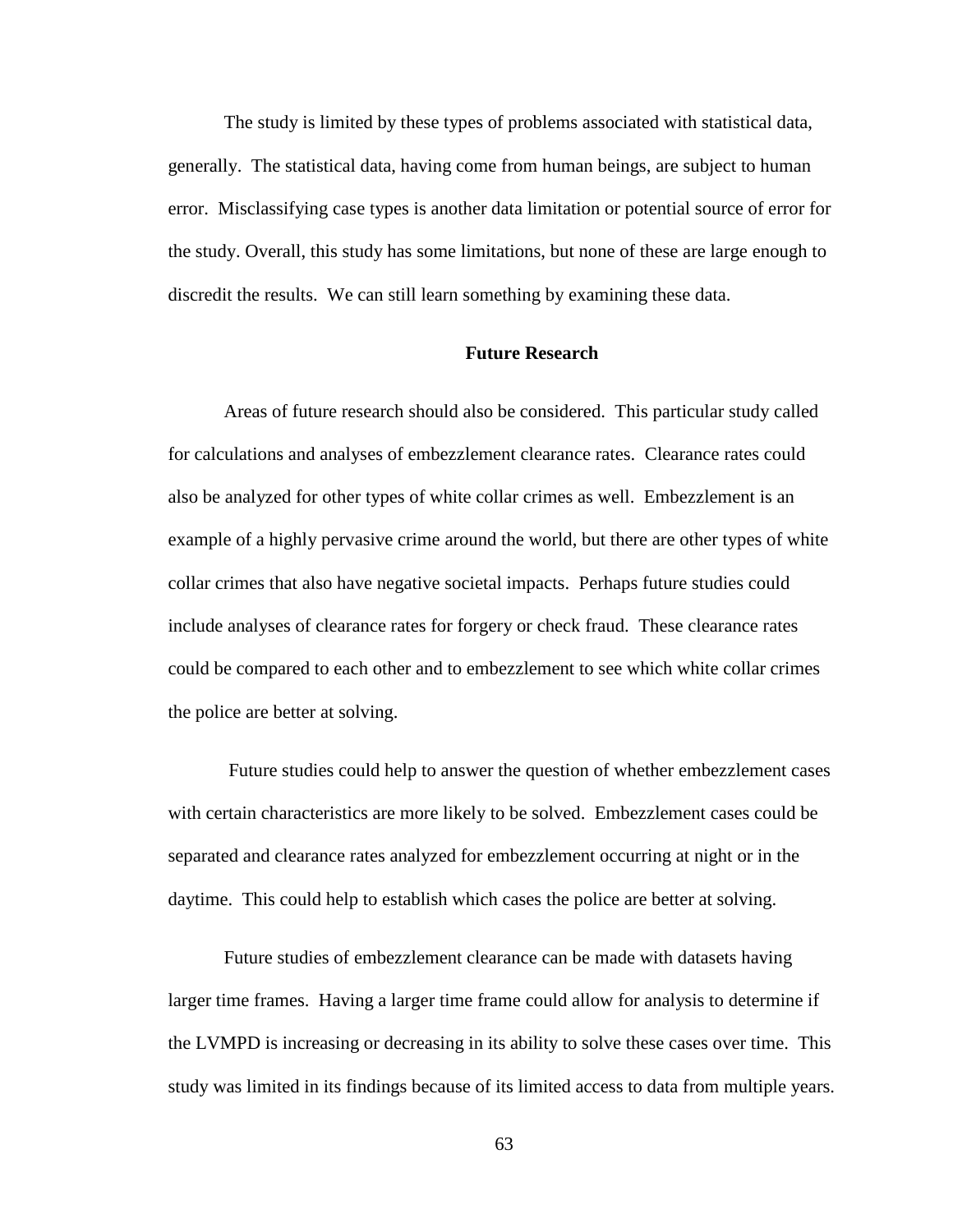The study is limited by these types of problems associated with statistical data, generally. The statistical data, having come from human beings, are subject to human error. Misclassifying case types is another data limitation or potential source of error for the study. Overall, this study has some limitations, but none of these are large enough to discredit the results. We can still learn something by examining these data.

## Future Research

Areas of future research should also be considered. This particular study called for calculations and analyses of embezzlement clearance rates. Clearance rates could also be analyzed for other types of white collar crimes as well. Embezzlement is an example of a highly pervasive crime around the world, but there are other types of white collar crimes that also have negative societal impacts. Perhaps future studies could include analyses of clearance rates for forgery or check fraud. These clearance rates could be compared to each other and to embezzlement to see which white collar crimes the police are better at solving.

Future studies could help to answer the question of whether embezzlement cases with certain characteristics are more likely to be solved. Embezzlement cases could be separated and clearance rates analyzed for embezzlement occurring at night or in the daytime. This could help to establish which cases the police are better at solving.

Future studies of embezzlement clearance can be made with datasets having larger time frames. Having a larger time frame could allow for analysis to determine if the LVMPD is increasing or decreasing in its ability to solve these cases over time. This study was limited in its findings because of its limited access to data from multiple years.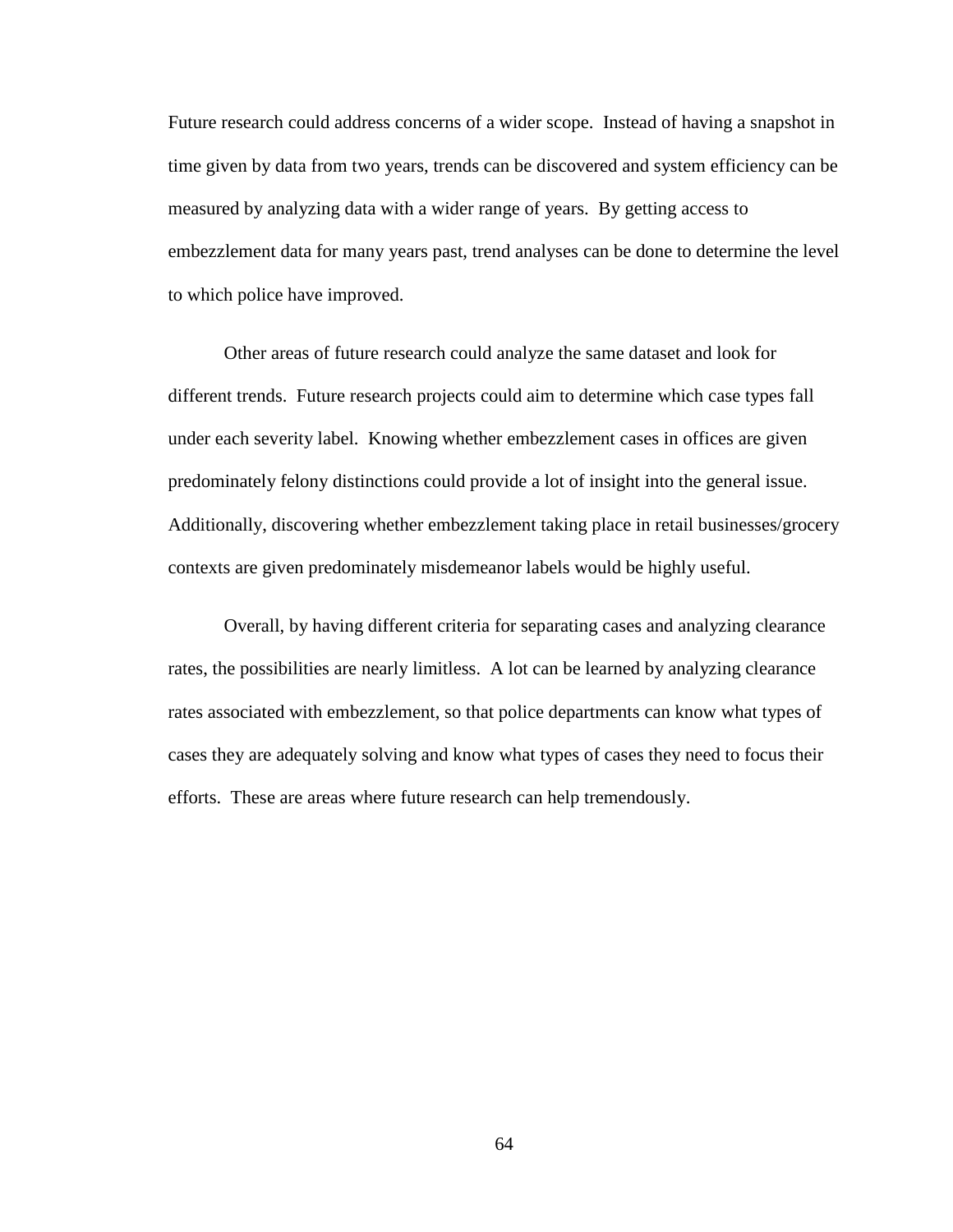Future research could address concerns of a wider scope. Instead of having a snapshot in time given by data from two years, trends can be discovered and system efficiency can be measured by analyzing data with a wider range of years. By getting access to embezzlement data for many years past, trend analyses can be done to determine the level to which police have improved.

Other areas of future research could analyze the same dataset and look for different trends. Future research projects could aim to determine which case types fall under each severity label. Knowing whether embezzlement cases in offices are given predominately felony distinctions could provide a lot of insight into the general issue. Additionally, discovering whether embezzlement taking place in retail businesses/grocery contexts are given predominately misdemeanor labels would be highly useful.

Overall, by having different criteria for separating cases and analyzing clearance rates, the possibilities are nearly limitless. A lot can be learned by analyzing clearance rates associated with embezzlement, so that police departments can know what types of cases they are adequately solving and know what types of cases they need to focus their efforts. These are areas where future research can help tremendously.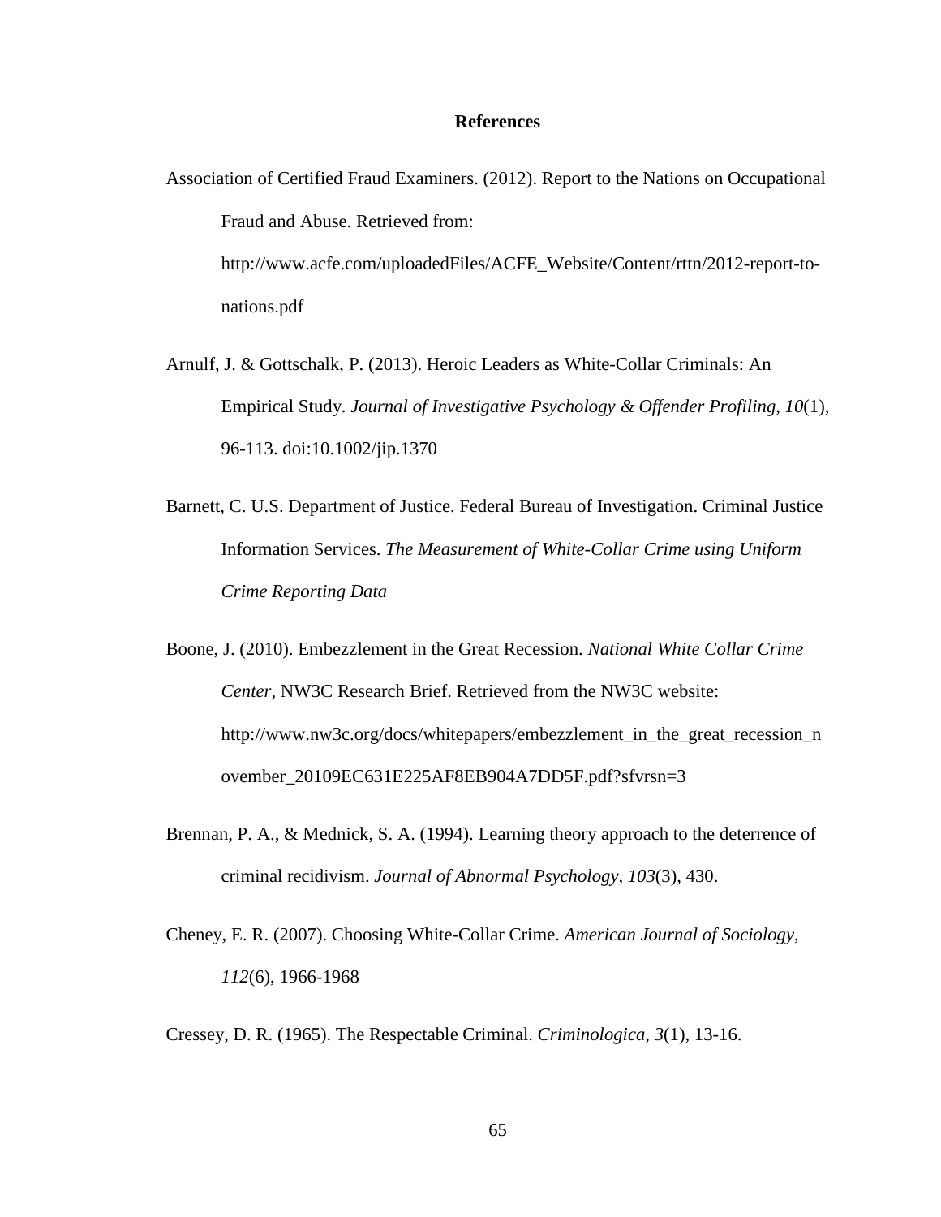# References

Association of Certified Fraud Examiners. (2012). Report to the Nations on Occupational Fraud and Abuse. Retrieved from: http://www.acfe.com/uploadedFiles/ACFE_Website/Content/rttn/2012-report-to-nations.pdf

Arnulf, J. & Gottschalk, P. (2013). Heroic Leaders as White-Collar Criminals: An Empirical Study. *Journal of Investigative Psychology & Offender Profiling*, *10*(1), 96-113. doi:10.1002/jip.1370

Barnett, C. U.S. Department of Justice. Federal Bureau of Investigation. Criminal Justice Information Services. *The Measurement of White-Collar Crime using Uniform Crime Reporting Data*

Boone, J. (2010). Embezzlement in the Great Recession. *National White Collar Crime Center*, NW3C Research Brief. Retrieved from the NW3C website: http://www.nw3c.org/docs/whitepapers/embezzlement_in_the_great_recession_november_20109EC631E225AF8EB904A7DD5F.pdf?sfvrsn=3

Brennan, P. A., & Mednick, S. A. (1994). Learning theory approach to the deterrence of criminal recidivism. *Journal of Abnormal Psychology*, *103*(3), 430.

Cheney, E. R. (2007). Choosing White-Collar Crime. *American Journal of Sociology*, *112*(6), 1966-1968

Cressey, D. R. (1965). The Respectable Criminal. *Criminologica*, *3*(1), 13-16.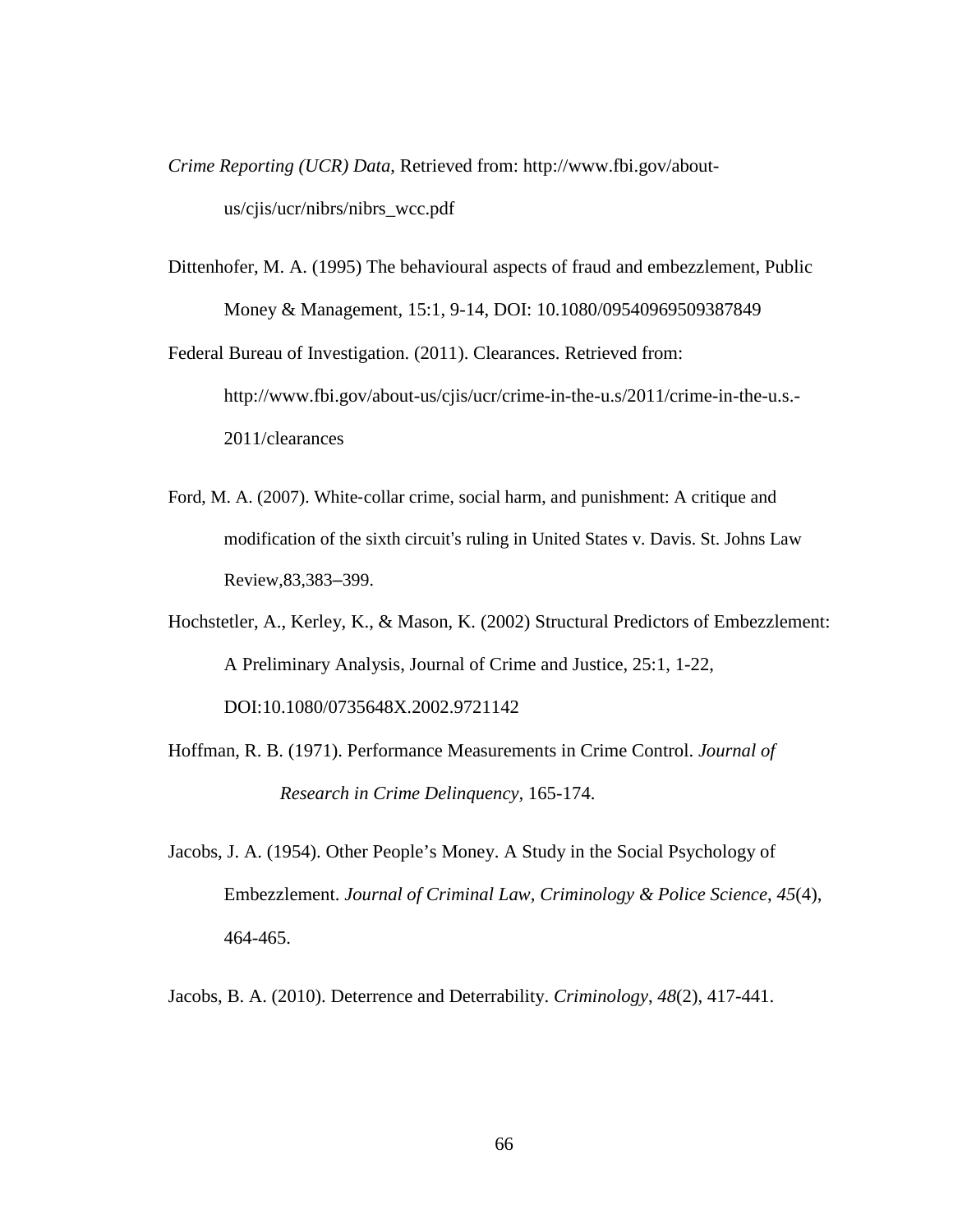*Crime Reporting (UCR) Data*, Retrieved from: http://www.fbi.gov/about-us/cjis/ucr/nibrs/nibrs_wcc.pdf

Dittenhofer, M. A. (1995) The behavioural aspects of fraud and embezzlement, Public Money & Management, 15:1, 9-14, DOI: 10.1080/09540969509387849

Federal Bureau of Investigation. (2011). Clearances. Retrieved from: http://www.fbi.gov/about-us/cjis/ucr/crime-in-the-u.s/2011/crime-in-the-u.s.-2011/clearances

Ford, M. A. (2007). White-collar crime, social harm, and punishment: A critique and modification of the sixth circuit's ruling in United States v. Davis. St. Johns Law Review,83,383–399.

Hochstetler, A., Kerley, K., & Mason, K. (2002) Structural Predictors of Embezzlement: A Preliminary Analysis, Journal of Crime and Justice, 25:1, 1-22, DOI:10.1080/0735648X.2002.9721142

Hoffman, R. B. (1971). Performance Measurements in Crime Control. *Journal of Research in Crime Delinquency*, 165-174.

Jacobs, J. A. (1954). Other People's Money. A Study in the Social Psychology of Embezzlement. *Journal of Criminal Law, Criminology & Police Science*, *45*(4), 464-465.

Jacobs, B. A. (2010). Deterrence and Deterrability. *Criminology*, *48*(2), 417-441.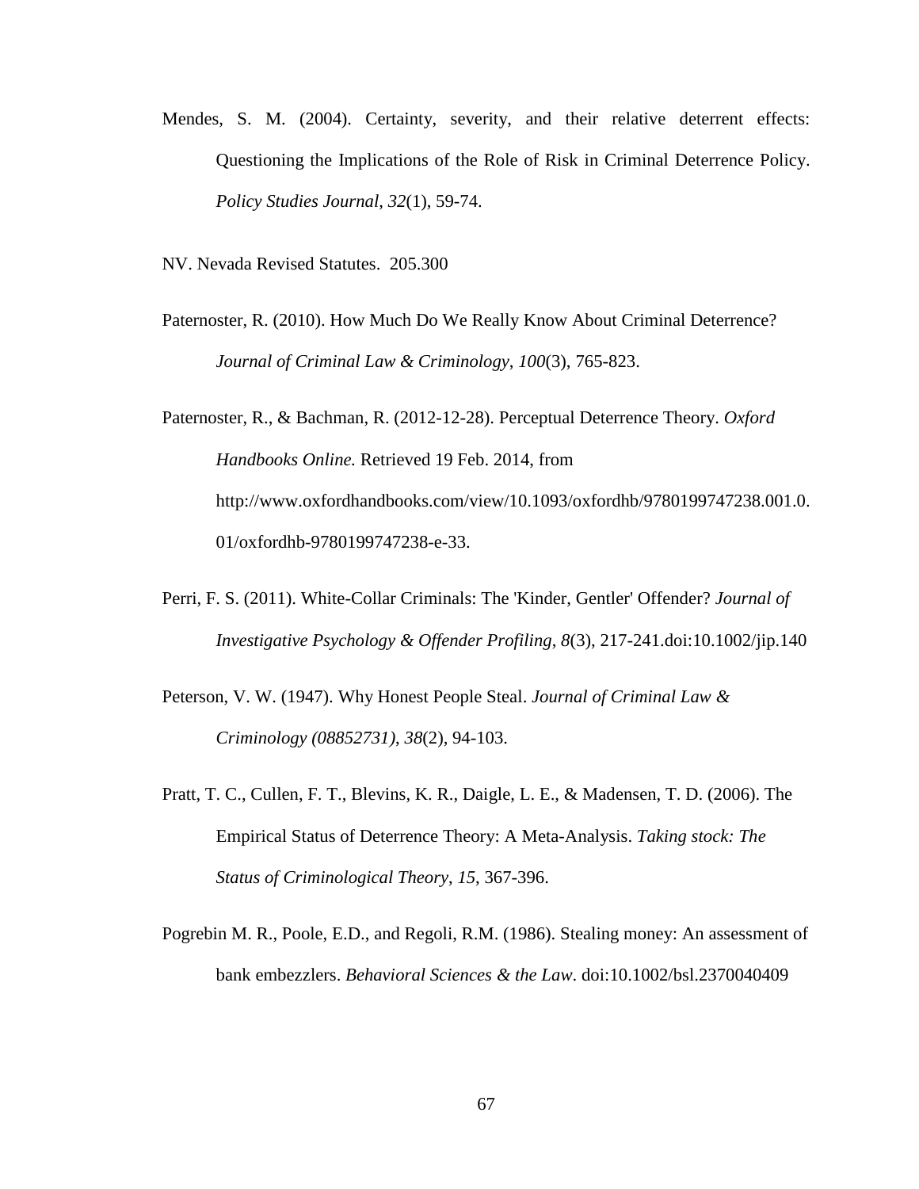Mendes, S. M. (2004). Certainty, severity, and their relative deterrent effects: Questioning the Implications of the Role of Risk in Criminal Deterrence Policy. *Policy Studies Journal*, *32*(1), 59-74.

NV. Nevada Revised Statutes. 205.300

Paternoster, R. (2010). How Much Do We Really Know About Criminal Deterrence? *Journal of Criminal Law & Criminology*, *100*(3), 765-823.

Paternoster, R., & Bachman, R. (2012-12-28). Perceptual Deterrence Theory. *Oxford Handbooks Online.* Retrieved 19 Feb. 2014, from http://www.oxfordhandbooks.com/view/10.1093/oxfordhb/9780199747238.001.0.01/oxfordhb-9780199747238-e-33.

Perri, F. S. (2011). White-Collar Criminals: The 'Kinder, Gentler' Offender? *Journal of Investigative Psychology & Offender Profiling*, *8*(3), 217-241.doi:10.1002/jip.140

Peterson, V. W. (1947). Why Honest People Steal. *Journal of Criminal Law & Criminology (08852731)*, *38*(2), 94-103.

Pratt, T. C., Cullen, F. T., Blevins, K. R., Daigle, L. E., & Madensen, T. D. (2006). The Empirical Status of Deterrence Theory: A Meta-Analysis. *Taking stock: The Status of Criminological Theory*, *15*, 367-396.

Pogrebin M. R., Poole, E.D., and Regoli, R.M. (1986). Stealing money: An assessment of bank embezzlers. *Behavioral Sciences & the Law*. doi:10.1002/bsl.2370040409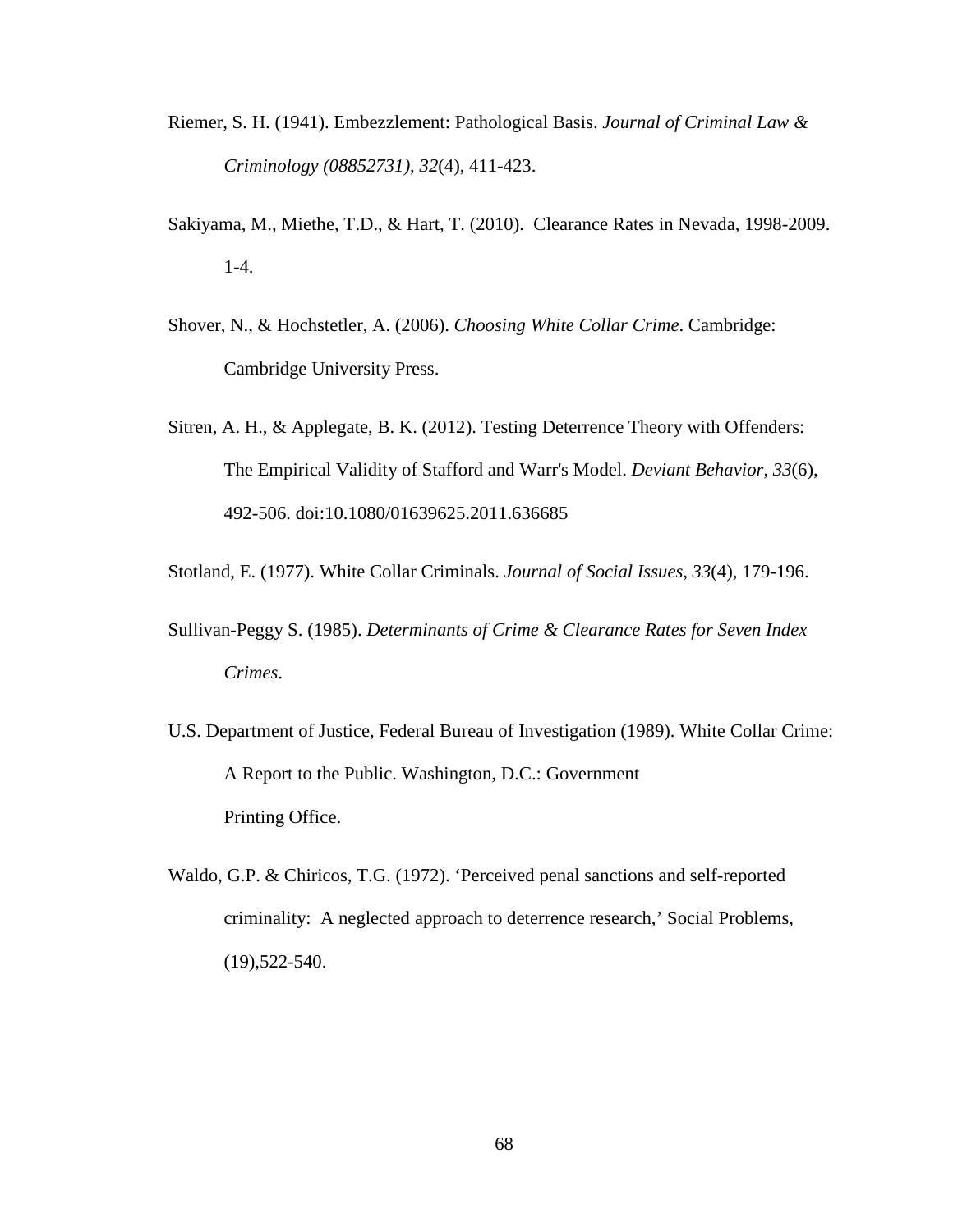Riemer, S. H. (1941). Embezzlement: Pathological Basis. *Journal of Criminal Law & Criminology (08852731)*, *32*(4), 411-423.

Sakiyama, M., Miethe, T.D., & Hart, T. (2010). Clearance Rates in Nevada, 1998-2009. 1-4.

Shover, N., & Hochstetler, A. (2006). *Choosing White Collar Crime*. Cambridge: Cambridge University Press.

Sitren, A. H., & Applegate, B. K. (2012). Testing Deterrence Theory with Offenders: The Empirical Validity of Stafford and Warr's Model. *Deviant Behavior*, *33*(6), 492-506. doi:10.1080/01639625.2011.636685

Stotland, E. (1977). White Collar Criminals. *Journal of Social Issues*, *33*(4), 179-196.

Sullivan-Peggy S. (1985). *Determinants of Crime & Clearance Rates for Seven Index Crimes*.

U.S. Department of Justice, Federal Bureau of Investigation (1989). White Collar Crime: A Report to the Public. Washington, D.C.: Government Printing Office.

Waldo, G.P. & Chiricos, T.G. (1972). 'Perceived penal sanctions and self-reported criminality: A neglected approach to deterrence research,' Social Problems, (19),522-540.